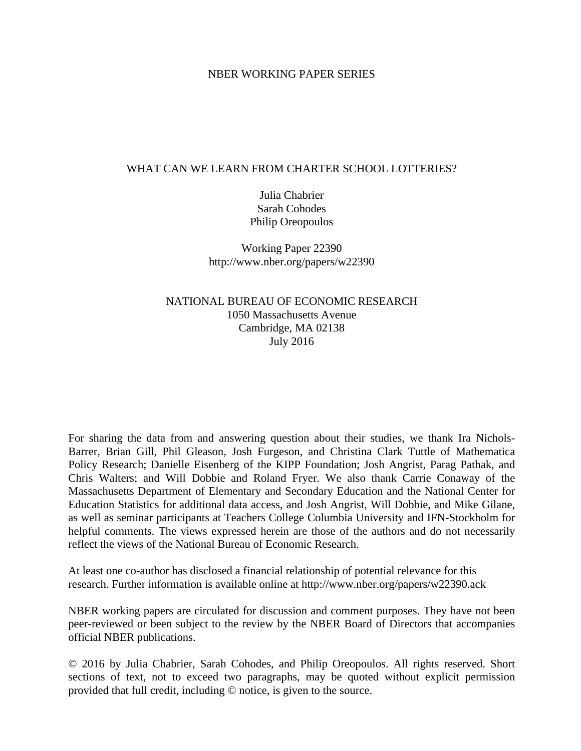NBER WORKING PAPER SERIES

# WHAT CAN WE LEARN FROM CHARTER SCHOOL LOTTERIES?

Julia Chabrier
Sarah Cohodes
Philip Oreopoulos

Working Paper 22390
http://www.nber.org/papers/w22390

NATIONAL BUREAU OF ECONOMIC RESEARCH
1050 Massachusetts Avenue
Cambridge, MA 02138
July 2016

For sharing the data from and answering question about their studies, we thank Ira Nichols-Barrer, Brian Gill, Phil Gleason, Josh Furgeson, and Christina Clark Tuttle of Mathematica Policy Research; Danielle Eisenberg of the KIPP Foundation; Josh Angrist, Parag Pathak, and Chris Walters; and Will Dobbie and Roland Fryer. We also thank Carrie Conaway of the Massachusetts Department of Elementary and Secondary Education and the National Center for Education Statistics for additional data access, and Josh Angrist, Will Dobbie, and Mike Gilane, as well as seminar participants at Teachers College Columbia University and IFN-Stockholm for helpful comments. The views expressed herein are those of the authors and do not necessarily reflect the views of the National Bureau of Economic Research.

At least one co-author has disclosed a financial relationship of potential relevance for this research. Further information is available online at http://www.nber.org/papers/w22390.ack

NBER working papers are circulated for discussion and comment purposes. They have not been peer-reviewed or been subject to the review by the NBER Board of Directors that accompanies official NBER publications.

© 2016 by Julia Chabrier, Sarah Cohodes, and Philip Oreopoulos. All rights reserved. Short sections of text, not to exceed two paragraphs, may be quoted without explicit permission provided that full credit, including © notice, is given to the source.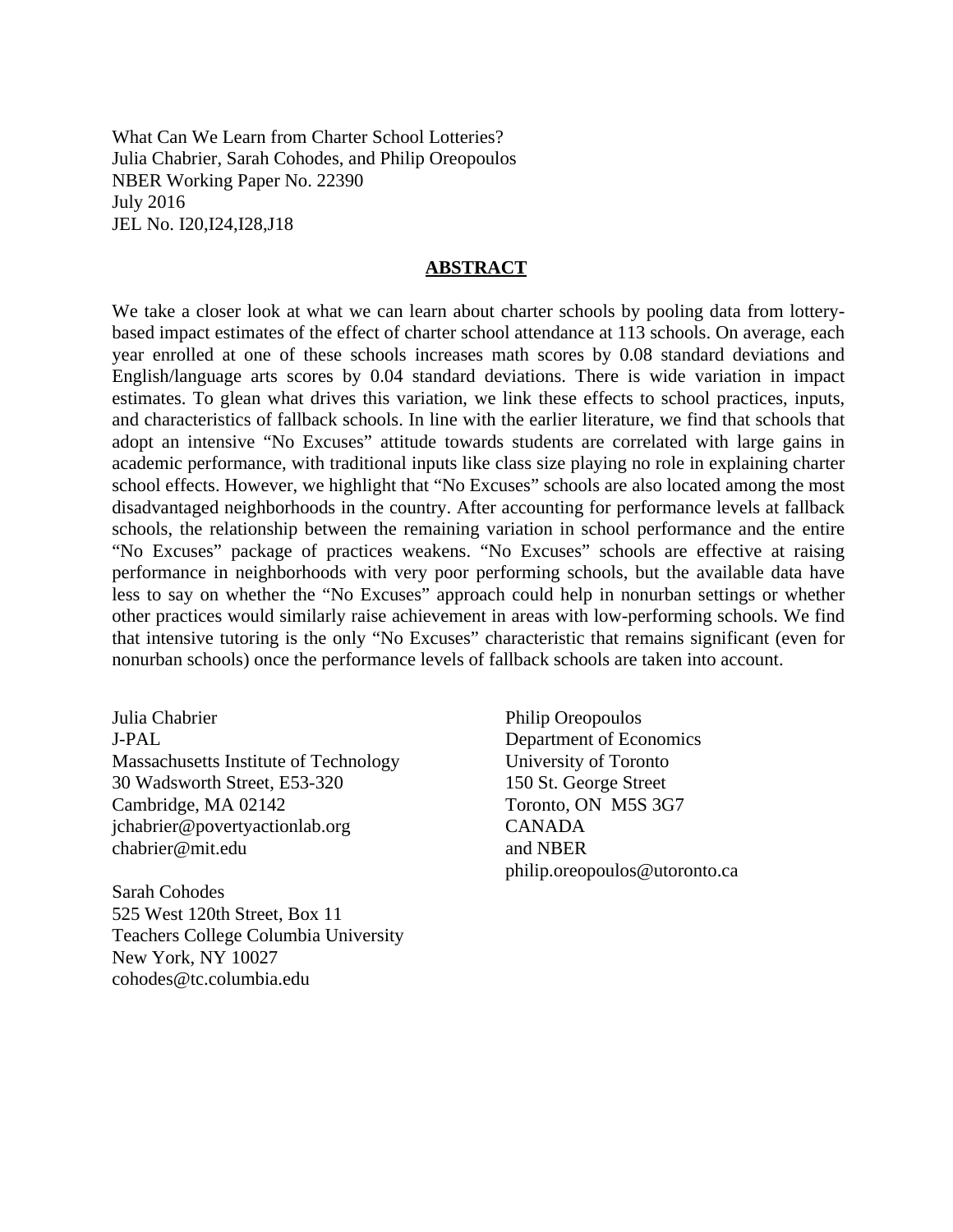What Can We Learn from Charter School Lotteries?
Julia Chabrier, Sarah Cohodes, and Philip Oreopoulos
NBER Working Paper No. 22390
July 2016
JEL No. I20,I24,I28,J18

## ABSTRACT

We take a closer look at what we can learn about charter schools by pooling data from lottery-based impact estimates of the effect of charter school attendance at 113 schools. On average, each year enrolled at one of these schools increases math scores by 0.08 standard deviations and English/language arts scores by 0.04 standard deviations. There is wide variation in impact estimates. To glean what drives this variation, we link these effects to school practices, inputs, and characteristics of fallback schools. In line with the earlier literature, we find that schools that adopt an intensive "No Excuses" attitude towards students are correlated with large gains in academic performance, with traditional inputs like class size playing no role in explaining charter school effects. However, we highlight that "No Excuses" schools are also located among the most disadvantaged neighborhoods in the country. After accounting for performance levels at fallback schools, the relationship between the remaining variation in school performance and the entire "No Excuses" package of practices weakens. "No Excuses" schools are effective at raising performance in neighborhoods with very poor performing schools, but the available data have less to say on whether the "No Excuses" approach could help in nonurban settings or whether other practices would similarly raise achievement in areas with low-performing schools. We find that intensive tutoring is the only "No Excuses" characteristic that remains significant (even for nonurban schools) once the performance levels of fallback schools are taken into account.

Julia Chabrier
J-PAL
Massachusetts Institute of Technology
30 Wadsworth Street, E53-320
Cambridge, MA 02142
jchabrier@povertyactionlab.org
chabrier@mit.edu

Sarah Cohodes
525 West 120th Street, Box 11
Teachers College Columbia University
New York, NY 10027
cohodes@tc.columbia.edu

Philip Oreopoulos
Department of Economics
University of Toronto
150 St. George Street
Toronto, ON M5S 3G7
CANADA
and NBER
philip.oreopoulos@utoronto.ca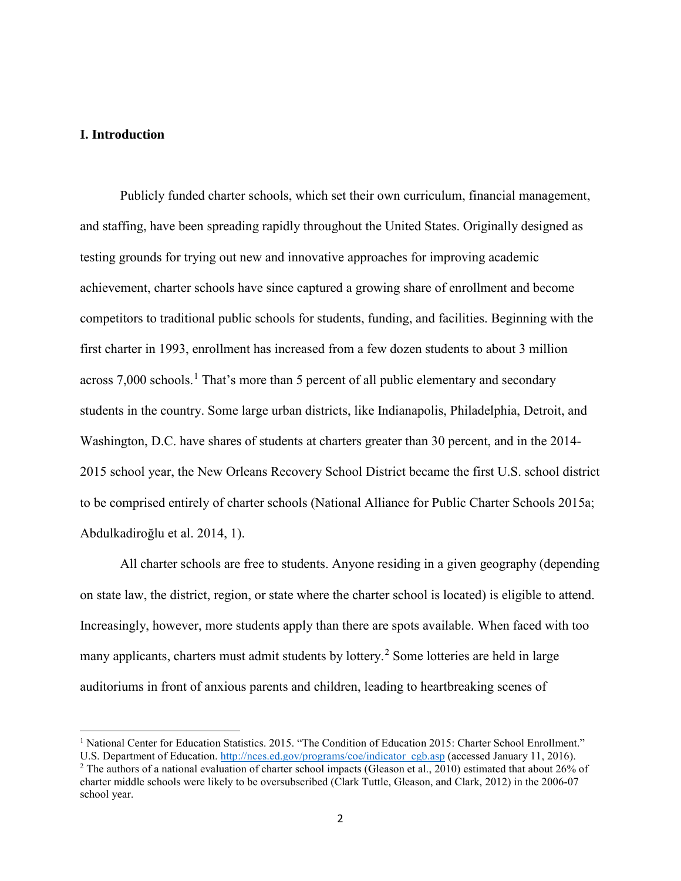## I. Introduction

Publicly funded charter schools, which set their own curriculum, financial management, and staffing, have been spreading rapidly throughout the United States. Originally designed as testing grounds for trying out new and innovative approaches for improving academic achievement, charter schools have since captured a growing share of enrollment and become competitors to traditional public schools for students, funding, and facilities. Beginning with the first charter in 1993, enrollment has increased from a few dozen students to about 3 million across 7,000 schools.[1] That's more than 5 percent of all public elementary and secondary students in the country. Some large urban districts, like Indianapolis, Philadelphia, Detroit, and Washington, D.C. have shares of students at charters greater than 30 percent, and in the 2014-2015 school year, the New Orleans Recovery School District became the first U.S. school district to be comprised entirely of charter schools (National Alliance for Public Charter Schools 2015a; Abdulkadiroğlu et al. 2014, 1).

All charter schools are free to students. Anyone residing in a given geography (depending on state law, the district, region, or state where the charter school is located) is eligible to attend. Increasingly, however, more students apply than there are spots available. When faced with too many applicants, charters must admit students by lottery.[2] Some lotteries are held in large auditoriums in front of anxious parents and children, leading to heartbreaking scenes of

---

[1] National Center for Education Statistics. 2015. "The Condition of Education 2015: Charter School Enrollment." U.S. Department of Education. http://nces.ed.gov/programs/coe/indicator_cgb.asp (accessed January 11, 2016).

[2] The authors of a national evaluation of charter school impacts (Gleason et al., 2010) estimated that about 26% of charter middle schools were likely to be oversubscribed (Clark Tuttle, Gleason, and Clark, 2012) in the 2006-07 school year.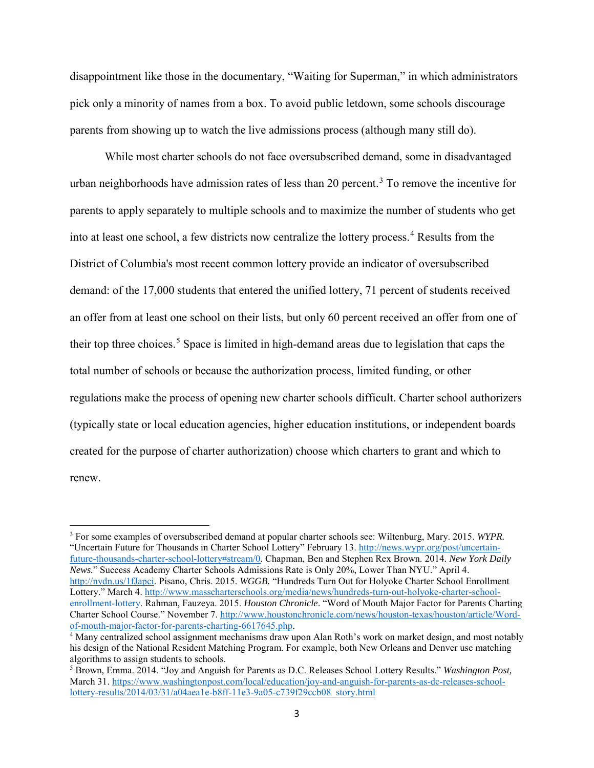disappointment like those in the documentary, "Waiting for Superman," in which administrators pick only a minority of names from a box. To avoid public letdown, some schools discourage parents from showing up to watch the live admissions process (although many still do).

While most charter schools do not face oversubscribed demand, some in disadvantaged urban neighborhoods have admission rates of less than 20 percent.[3] To remove the incentive for parents to apply separately to multiple schools and to maximize the number of students who get into at least one school, a few districts now centralize the lottery process.[4] Results from the District of Columbia's most recent common lottery provide an indicator of oversubscribed demand: of the 17,000 students that entered the unified lottery, 71 percent of students received an offer from at least one school on their lists, but only 60 percent received an offer from one of their top three choices.[5] Space is limited in high-demand areas due to legislation that caps the total number of schools or because the authorization process, limited funding, or other regulations make the process of opening new charter schools difficult. Charter school authorizers (typically state or local education agencies, higher education institutions, or independent boards created for the purpose of charter authorization) choose which charters to grant and which to renew.

---

[3] For some examples of oversubscribed demand at popular charter schools see: Wiltenburg, Mary. 2015. *WYPR.* "Uncertain Future for Thousands in Charter School Lottery" February 13. http://news.wypr.org/post/uncertain-future-thousands-charter-school-lottery#stream/0. Chapman, Ben and Stephen Rex Brown. 2014. *New York Daily News.*" Success Academy Charter Schools Admissions Rate is Only 20%, Lower Than NYU." April 4. http://nydn.us/1fJapci. Pisano, Chris. 2015. *WGGB.* "Hundreds Turn Out for Holyoke Charter School Enrollment Lottery." March 4. http://www.masscharterschools.org/media/news/hundreds-turn-out-holyoke-charter-school-enrollment-lottery. Rahman, Fauzeya. 2015. *Houston Chronicle*. "Word of Mouth Major Factor for Parents Charting Charter School Course." November 7. http://www.houstonchronicle.com/news/houston-texas/houston/article/Word-of-mouth-major-factor-for-parents-charting-6617645.php.

[4] Many centralized school assignment mechanisms draw upon Alan Roth's work on market design, and most notably his design of the National Resident Matching Program. For example, both New Orleans and Denver use matching algorithms to assign students to schools.

[5] Brown, Emma. 2014. "Joy and Anguish for Parents as D.C. Releases School Lottery Results." *Washington Post,* March 31. https://www.washingtonpost.com/local/education/joy-and-anguish-for-parents-as-dc-releases-school-lottery-results/2014/03/31/a04aea1e-b8ff-11e3-9a05-c739f29ccb08_story.html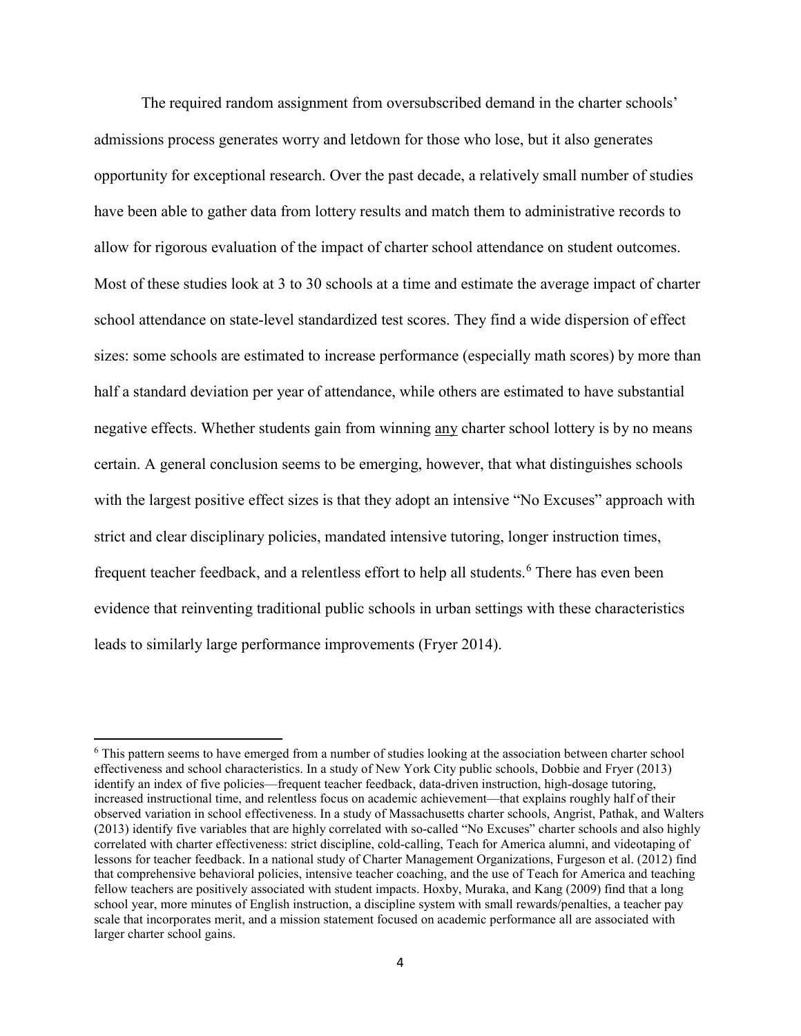The required random assignment from oversubscribed demand in the charter schools' admissions process generates worry and letdown for those who lose, but it also generates opportunity for exceptional research. Over the past decade, a relatively small number of studies have been able to gather data from lottery results and match them to administrative records to allow for rigorous evaluation of the impact of charter school attendance on student outcomes. Most of these studies look at 3 to 30 schools at a time and estimate the average impact of charter school attendance on state-level standardized test scores. They find a wide dispersion of effect sizes: some schools are estimated to increase performance (especially math scores) by more than half a standard deviation per year of attendance, while others are estimated to have substantial negative effects. Whether students gain from winning <u>any</u> charter school lottery is by no means certain. A general conclusion seems to be emerging, however, that what distinguishes schools with the largest positive effect sizes is that they adopt an intensive "No Excuses" approach with strict and clear disciplinary policies, mandated intensive tutoring, longer instruction times, frequent teacher feedback, and a relentless effort to help all students.[6] There has even been evidence that reinventing traditional public schools in urban settings with these characteristics leads to similarly large performance improvements (Fryer 2014).

---

[6] This pattern seems to have emerged from a number of studies looking at the association between charter school effectiveness and school characteristics. In a study of New York City public schools, Dobbie and Fryer (2013) identify an index of five policies—frequent teacher feedback, data-driven instruction, high-dosage tutoring, increased instructional time, and relentless focus on academic achievement—that explains roughly half of their observed variation in school effectiveness. In a study of Massachusetts charter schools, Angrist, Pathak, and Walters (2013) identify five variables that are highly correlated with so-called "No Excuses" charter schools and also highly correlated with charter effectiveness: strict discipline, cold-calling, Teach for America alumni, and videotaping of lessons for teacher feedback. In a national study of Charter Management Organizations, Furgeson et al. (2012) find that comprehensive behavioral policies, intensive teacher coaching, and the use of Teach for America and teaching fellow teachers are positively associated with student impacts. Hoxby, Muraka, and Kang (2009) find that a long school year, more minutes of English instruction, a discipline system with small rewards/penalties, a teacher pay scale that incorporates merit, and a mission statement focused on academic performance all are associated with larger charter school gains.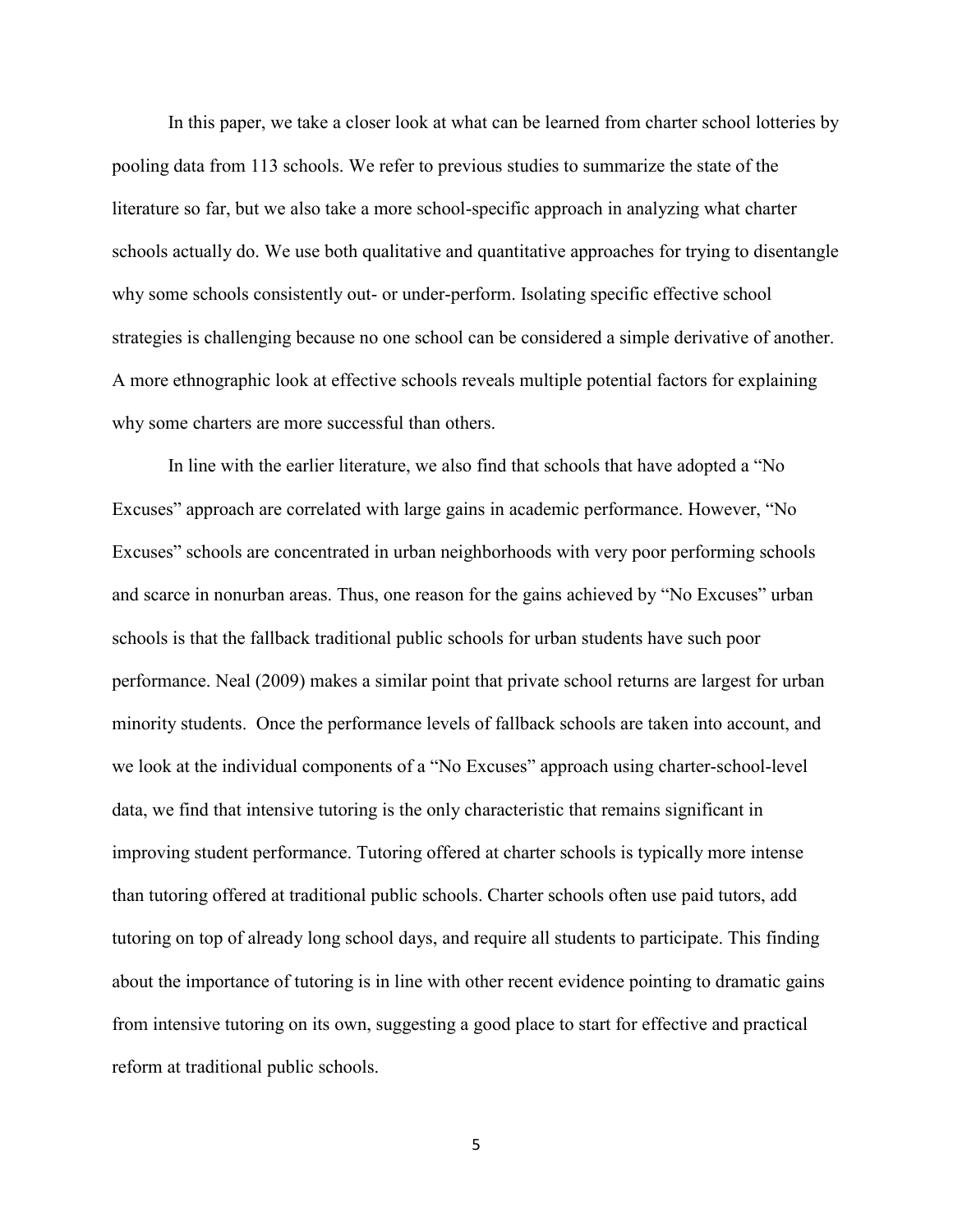In this paper, we take a closer look at what can be learned from charter school lotteries by pooling data from 113 schools. We refer to previous studies to summarize the state of the literature so far, but we also take a more school-specific approach in analyzing what charter schools actually do. We use both qualitative and quantitative approaches for trying to disentangle why some schools consistently out- or under-perform. Isolating specific effective school strategies is challenging because no one school can be considered a simple derivative of another. A more ethnographic look at effective schools reveals multiple potential factors for explaining why some charters are more successful than others.

In line with the earlier literature, we also find that schools that have adopted a "No Excuses" approach are correlated with large gains in academic performance. However, "No Excuses" schools are concentrated in urban neighborhoods with very poor performing schools and scarce in nonurban areas. Thus, one reason for the gains achieved by "No Excuses" urban schools is that the fallback traditional public schools for urban students have such poor performance. Neal (2009) makes a similar point that private school returns are largest for urban minority students. Once the performance levels of fallback schools are taken into account, and we look at the individual components of a "No Excuses" approach using charter-school-level data, we find that intensive tutoring is the only characteristic that remains significant in improving student performance. Tutoring offered at charter schools is typically more intense than tutoring offered at traditional public schools. Charter schools often use paid tutors, add tutoring on top of already long school days, and require all students to participate. This finding about the importance of tutoring is in line with other recent evidence pointing to dramatic gains from intensive tutoring on its own, suggesting a good place to start for effective and practical reform at traditional public schools.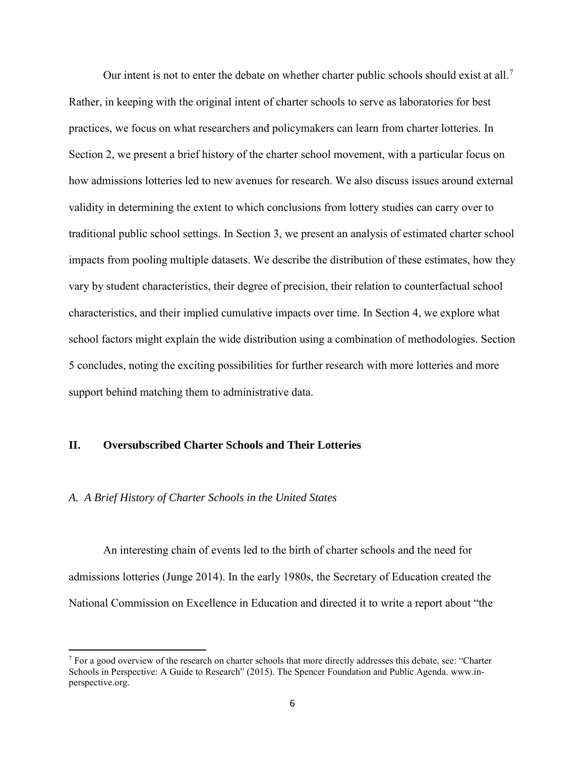Our intent is not to enter the debate on whether charter public schools should exist at all.[7] Rather, in keeping with the original intent of charter schools to serve as laboratories for best practices, we focus on what researchers and policymakers can learn from charter lotteries. In Section 2, we present a brief history of the charter school movement, with a particular focus on how admissions lotteries led to new avenues for research. We also discuss issues around external validity in determining the extent to which conclusions from lottery studies can carry over to traditional public school settings. In Section 3, we present an analysis of estimated charter school impacts from pooling multiple datasets. We describe the distribution of these estimates, how they vary by student characteristics, their degree of precision, their relation to counterfactual school characteristics, and their implied cumulative impacts over time. In Section 4, we explore what school factors might explain the wide distribution using a combination of methodologies. Section 5 concludes, noting the exciting possibilities for further research with more lotteries and more support behind matching them to administrative data.

## II. Oversubscribed Charter Schools and Their Lotteries

### *A. A Brief History of Charter Schools in the United States*

An interesting chain of events led to the birth of charter schools and the need for admissions lotteries (Junge 2014). In the early 1980s, the Secretary of Education created the National Commission on Excellence in Education and directed it to write a report about "the

[7] For a good overview of the research on charter schools that more directly addresses this debate, see: "Charter Schools in Perspective: A Guide to Research" (2015). The Spencer Foundation and Public Agenda. www.in-perspective.org.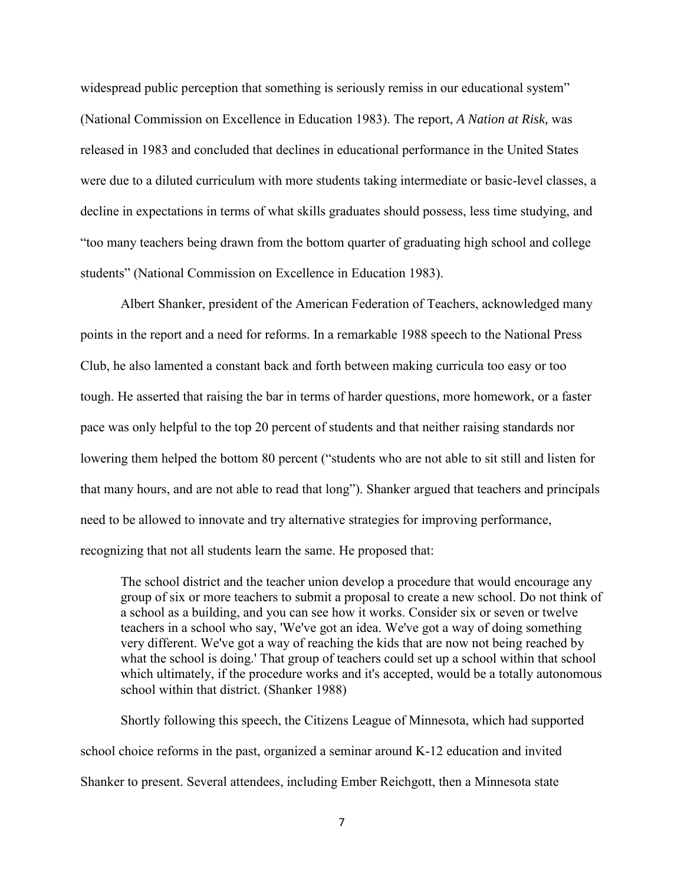widespread public perception that something is seriously remiss in our educational system" (National Commission on Excellence in Education 1983). The report, *A Nation at Risk,* was released in 1983 and concluded that declines in educational performance in the United States were due to a diluted curriculum with more students taking intermediate or basic-level classes, a decline in expectations in terms of what skills graduates should possess, less time studying, and "too many teachers being drawn from the bottom quarter of graduating high school and college students" (National Commission on Excellence in Education 1983).

Albert Shanker, president of the American Federation of Teachers, acknowledged many points in the report and a need for reforms. In a remarkable 1988 speech to the National Press Club, he also lamented a constant back and forth between making curricula too easy or too tough. He asserted that raising the bar in terms of harder questions, more homework, or a faster pace was only helpful to the top 20 percent of students and that neither raising standards nor lowering them helped the bottom 80 percent ("students who are not able to sit still and listen for that many hours, and are not able to read that long"). Shanker argued that teachers and principals need to be allowed to innovate and try alternative strategies for improving performance, recognizing that not all students learn the same. He proposed that:

> The school district and the teacher union develop a procedure that would encourage any group of six or more teachers to submit a proposal to create a new school. Do not think of a school as a building, and you can see how it works. Consider six or seven or twelve teachers in a school who say, 'We've got an idea. We've got a way of doing something very different. We've got a way of reaching the kids that are now not being reached by what the school is doing.' That group of teachers could set up a school within that school which ultimately, if the procedure works and it's accepted, would be a totally autonomous school within that district. (Shanker 1988)

Shortly following this speech, the Citizens League of Minnesota, which had supported school choice reforms in the past, organized a seminar around K-12 education and invited Shanker to present. Several attendees, including Ember Reichgott, then a Minnesota state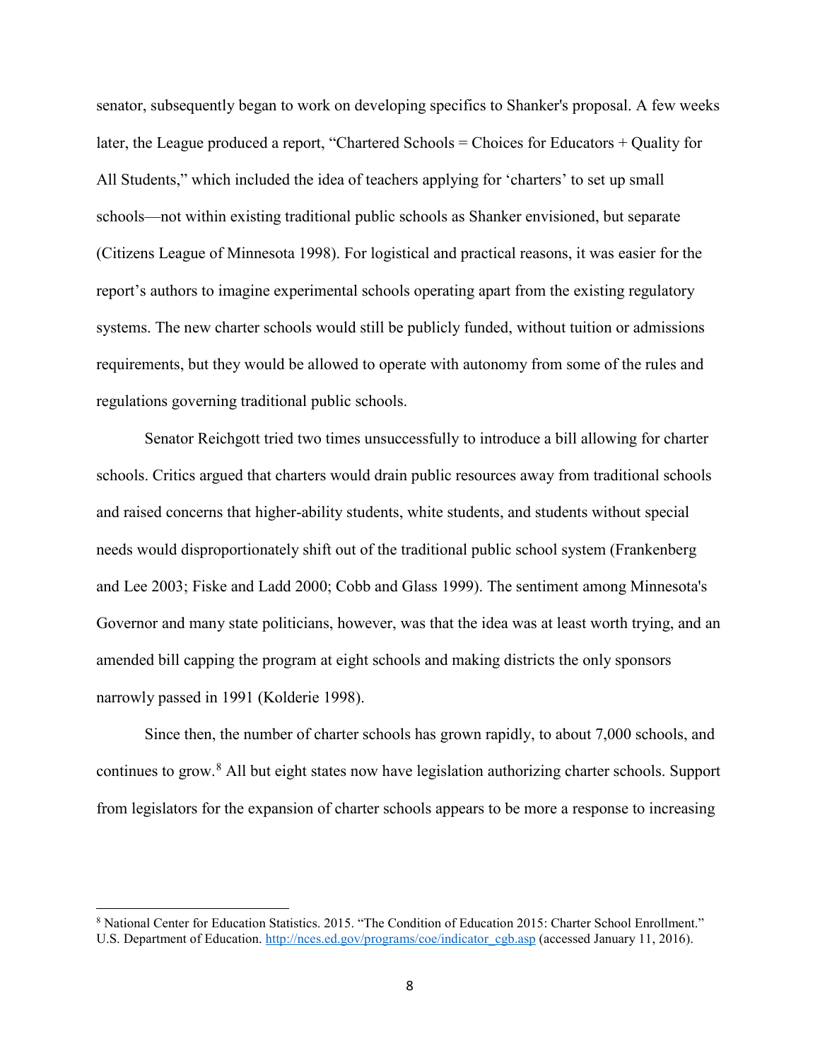senator, subsequently began to work on developing specifics to Shanker's proposal. A few weeks later, the League produced a report, "Chartered Schools = Choices for Educators + Quality for All Students," which included the idea of teachers applying for 'charters' to set up small schools—not within existing traditional public schools as Shanker envisioned, but separate (Citizens League of Minnesota 1998). For logistical and practical reasons, it was easier for the report's authors to imagine experimental schools operating apart from the existing regulatory systems. The new charter schools would still be publicly funded, without tuition or admissions requirements, but they would be allowed to operate with autonomy from some of the rules and regulations governing traditional public schools.

Senator Reichgott tried two times unsuccessfully to introduce a bill allowing for charter schools. Critics argued that charters would drain public resources away from traditional schools and raised concerns that higher-ability students, white students, and students without special needs would disproportionately shift out of the traditional public school system (Frankenberg and Lee 2003; Fiske and Ladd 2000; Cobb and Glass 1999). The sentiment among Minnesota's Governor and many state politicians, however, was that the idea was at least worth trying, and an amended bill capping the program at eight schools and making districts the only sponsors narrowly passed in 1991 (Kolderie 1998).

Since then, the number of charter schools has grown rapidly, to about 7,000 schools, and continues to grow.[8] All but eight states now have legislation authorizing charter schools. Support from legislators for the expansion of charter schools appears to be more a response to increasing

---

[8] National Center for Education Statistics. 2015. "The Condition of Education 2015: Charter School Enrollment." U.S. Department of Education. http://nces.ed.gov/programs/coe/indicator_cgb.asp (accessed January 11, 2016).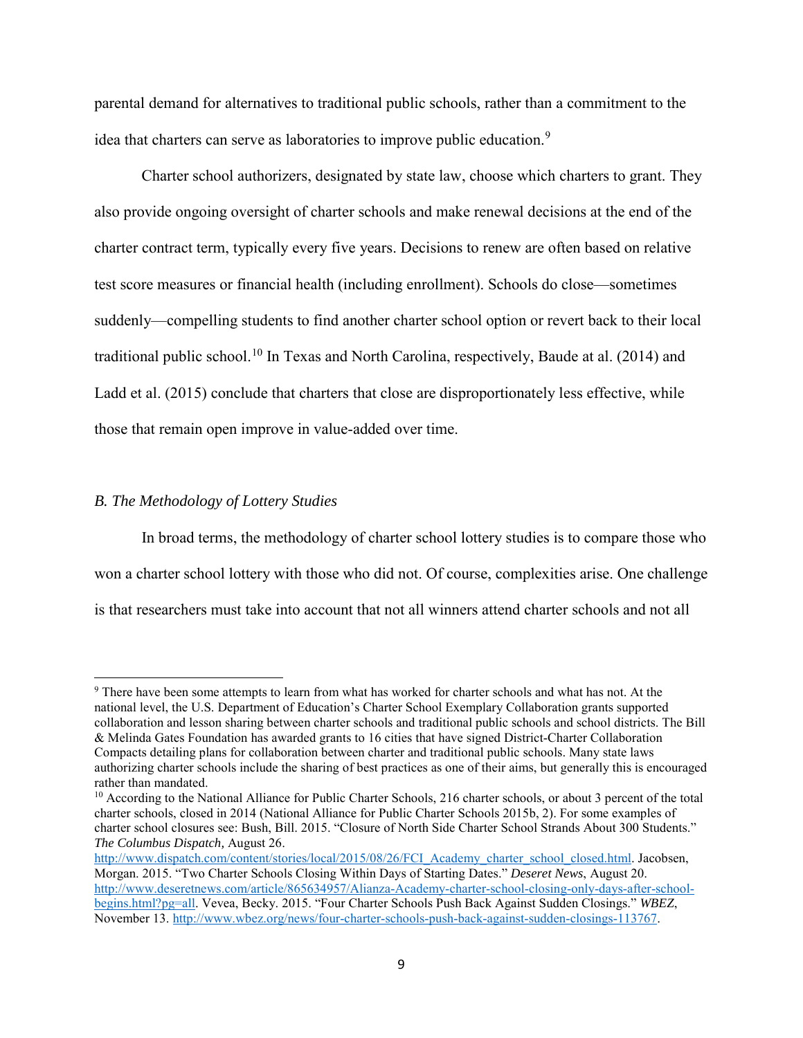parental demand for alternatives to traditional public schools, rather than a commitment to the idea that charters can serve as laboratories to improve public education.[9]

Charter school authorizers, designated by state law, choose which charters to grant. They also provide ongoing oversight of charter schools and make renewal decisions at the end of the charter contract term, typically every five years. Decisions to renew are often based on relative test score measures or financial health (including enrollment). Schools do close—sometimes suddenly—compelling students to find another charter school option or revert back to their local traditional public school.[10] In Texas and North Carolina, respectively, Baude at al. (2014) and Ladd et al. (2015) conclude that charters that close are disproportionately less effective, while those that remain open improve in value-added over time.

### *B. The Methodology of Lottery Studies*

In broad terms, the methodology of charter school lottery studies is to compare those who won a charter school lottery with those who did not. Of course, complexities arise. One challenge is that researchers must take into account that not all winners attend charter schools and not all

---

[9] There have been some attempts to learn from what has worked for charter schools and what has not. At the national level, the U.S. Department of Education's Charter School Exemplary Collaboration grants supported collaboration and lesson sharing between charter schools and traditional public schools and school districts. The Bill & Melinda Gates Foundation has awarded grants to 16 cities that have signed District-Charter Collaboration Compacts detailing plans for collaboration between charter and traditional public schools. Many state laws authorizing charter schools include the sharing of best practices as one of their aims, but generally this is encouraged rather than mandated.

[10] According to the National Alliance for Public Charter Schools, 216 charter schools, or about 3 percent of the total charter schools, closed in 2014 (National Alliance for Public Charter Schools 2015b, 2). For some examples of charter school closures see: Bush, Bill. 2015. "Closure of North Side Charter School Strands About 300 Students." *The Columbus Dispatch,* August 26. http://www.dispatch.com/content/stories/local/2015/08/26/FCI_Academy_charter_school_closed.html. Jacobsen, Morgan. 2015. "Two Charter Schools Closing Within Days of Starting Dates." *Deseret News*, August 20. http://www.deseretnews.com/article/865634957/Alianza-Academy-charter-school-closing-only-days-after-school-begins.html?pg=all. Vevea, Becky. 2015. "Four Charter Schools Push Back Against Sudden Closings." *WBEZ*, November 13. http://www.wbez.org/news/four-charter-schools-push-back-against-sudden-closings-113767.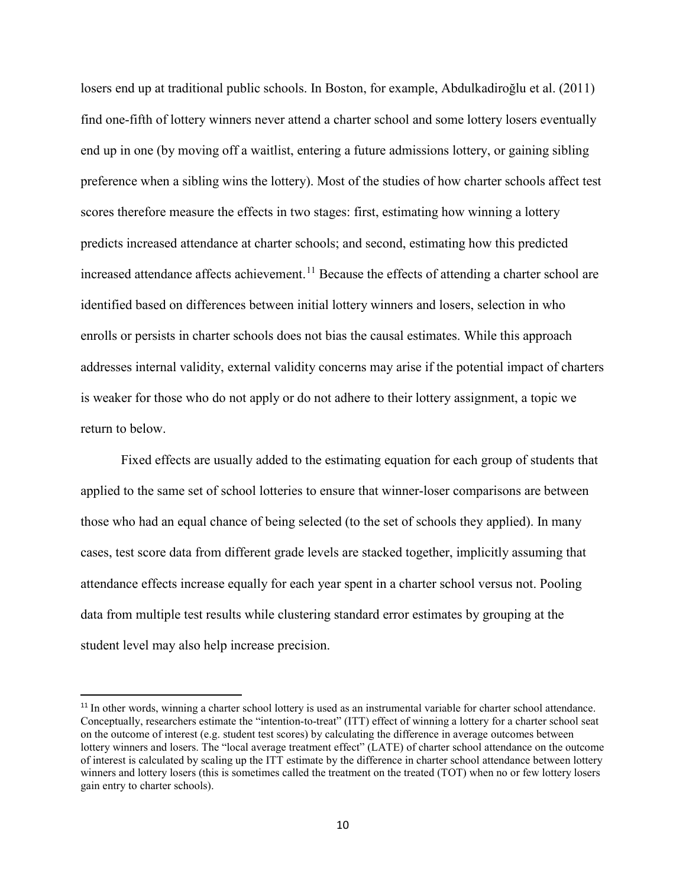losers end up at traditional public schools. In Boston, for example, Abdulkadiroğlu et al. (2011) find one-fifth of lottery winners never attend a charter school and some lottery losers eventually end up in one (by moving off a waitlist, entering a future admissions lottery, or gaining sibling preference when a sibling wins the lottery). Most of the studies of how charter schools affect test scores therefore measure the effects in two stages: first, estimating how winning a lottery predicts increased attendance at charter schools; and second, estimating how this predicted increased attendance affects achievement.[11] Because the effects of attending a charter school are identified based on differences between initial lottery winners and losers, selection in who enrolls or persists in charter schools does not bias the causal estimates. While this approach addresses internal validity, external validity concerns may arise if the potential impact of charters is weaker for those who do not apply or do not adhere to their lottery assignment, a topic we return to below.

Fixed effects are usually added to the estimating equation for each group of students that applied to the same set of school lotteries to ensure that winner-loser comparisons are between those who had an equal chance of being selected (to the set of schools they applied). In many cases, test score data from different grade levels are stacked together, implicitly assuming that attendance effects increase equally for each year spent in a charter school versus not. Pooling data from multiple test results while clustering standard error estimates by grouping at the student level may also help increase precision.

---

[11] In other words, winning a charter school lottery is used as an instrumental variable for charter school attendance. Conceptually, researchers estimate the "intention-to-treat" (ITT) effect of winning a lottery for a charter school seat on the outcome of interest (e.g. student test scores) by calculating the difference in average outcomes between lottery winners and losers. The "local average treatment effect" (LATE) of charter school attendance on the outcome of interest is calculated by scaling up the ITT estimate by the difference in charter school attendance between lottery winners and lottery losers (this is sometimes called the treatment on the treated (TOT) when no or few lottery losers gain entry to charter schools).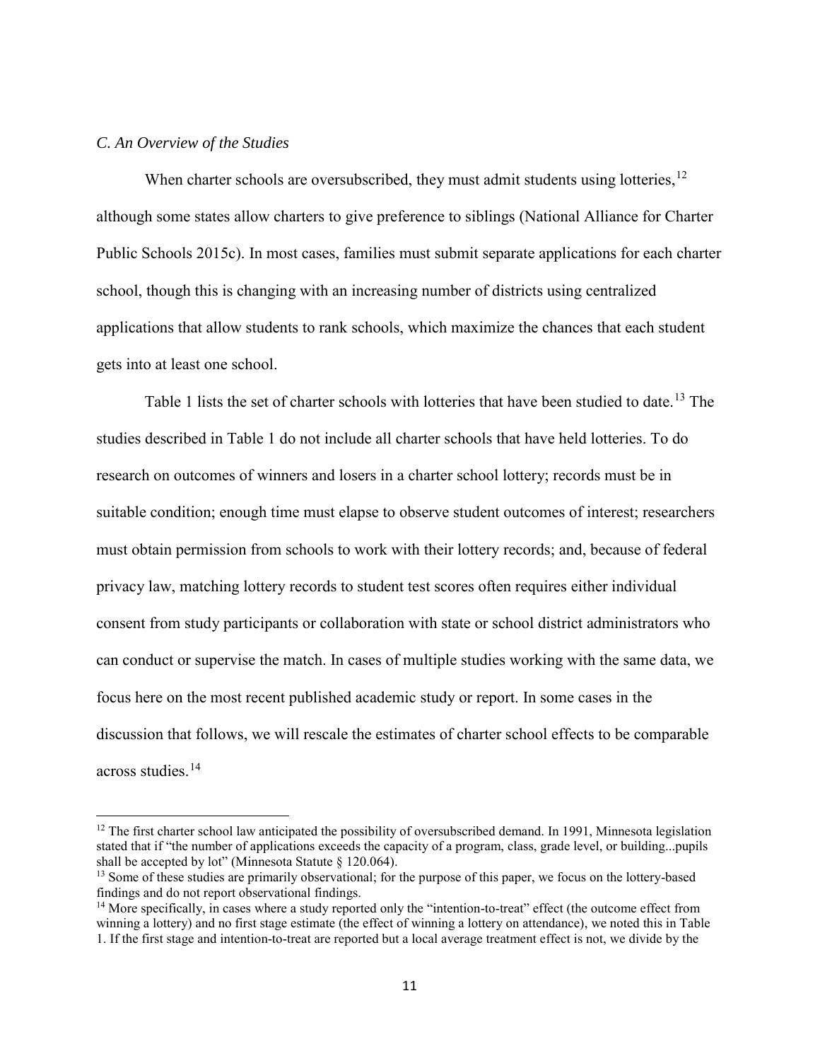### *C. An Overview of the Studies*

When charter schools are oversubscribed, they must admit students using lotteries,[12] although some states allow charters to give preference to siblings (National Alliance for Charter Public Schools 2015c). In most cases, families must submit separate applications for each charter school, though this is changing with an increasing number of districts using centralized applications that allow students to rank schools, which maximize the chances that each student gets into at least one school.

Table 1 lists the set of charter schools with lotteries that have been studied to date.[13] The studies described in Table 1 do not include all charter schools that have held lotteries. To do research on outcomes of winners and losers in a charter school lottery; records must be in suitable condition; enough time must elapse to observe student outcomes of interest; researchers must obtain permission from schools to work with their lottery records; and, because of federal privacy law, matching lottery records to student test scores often requires either individual consent from study participants or collaboration with state or school district administrators who can conduct or supervise the match. In cases of multiple studies working with the same data, we focus here on the most recent published academic study or report. In some cases in the discussion that follows, we will rescale the estimates of charter school effects to be comparable across studies.[14]

---

[12] The first charter school law anticipated the possibility of oversubscribed demand. In 1991, Minnesota legislation stated that if "the number of applications exceeds the capacity of a program, class, grade level, or building...pupils shall be accepted by lot" (Minnesota Statute § 120.064).

[13] Some of these studies are primarily observational; for the purpose of this paper, we focus on the lottery-based findings and do not report observational findings.

[14] More specifically, in cases where a study reported only the "intention-to-treat" effect (the outcome effect from winning a lottery) and no first stage estimate (the effect of winning a lottery on attendance), we noted this in Table 1. If the first stage and intention-to-treat are reported but a local average treatment effect is not, we divide by the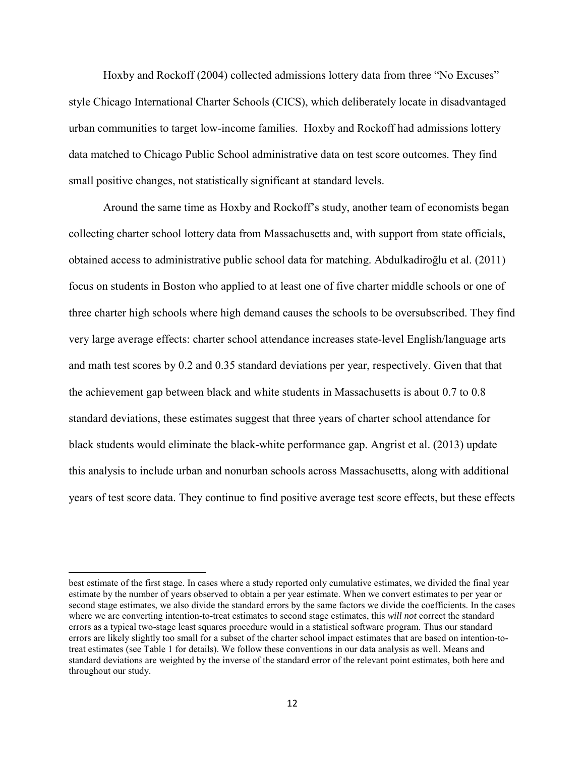Hoxby and Rockoff (2004) collected admissions lottery data from three "No Excuses" style Chicago International Charter Schools (CICS), which deliberately locate in disadvantaged urban communities to target low-income families. Hoxby and Rockoff had admissions lottery data matched to Chicago Public School administrative data on test score outcomes. They find small positive changes, not statistically significant at standard levels.

Around the same time as Hoxby and Rockoff's study, another team of economists began collecting charter school lottery data from Massachusetts and, with support from state officials, obtained access to administrative public school data for matching. Abdulkadiroğlu et al. (2011) focus on students in Boston who applied to at least one of five charter middle schools or one of three charter high schools where high demand causes the schools to be oversubscribed. They find very large average effects: charter school attendance increases state-level English/language arts and math test scores by 0.2 and 0.35 standard deviations per year, respectively. Given that that the achievement gap between black and white students in Massachusetts is about 0.7 to 0.8 standard deviations, these estimates suggest that three years of charter school attendance for black students would eliminate the black-white performance gap. Angrist et al. (2013) update this analysis to include urban and nonurban schools across Massachusetts, along with additional years of test score data. They continue to find positive average test score effects, but these effects

---

best estimate of the first stage. In cases where a study reported only cumulative estimates, we divided the final year estimate by the number of years observed to obtain a per year estimate. When we convert estimates to per year or second stage estimates, we also divide the standard errors by the same factors we divide the coefficients. In the cases where we are converting intention-to-treat estimates to second stage estimates, this *will not* correct the standard errors as a typical two-stage least squares procedure would in a statistical software program. Thus our standard errors are likely slightly too small for a subset of the charter school impact estimates that are based on intention-to-treat estimates (see Table 1 for details). We follow these conventions in our data analysis as well. Means and standard deviations are weighted by the inverse of the standard error of the relevant point estimates, both here and throughout our study.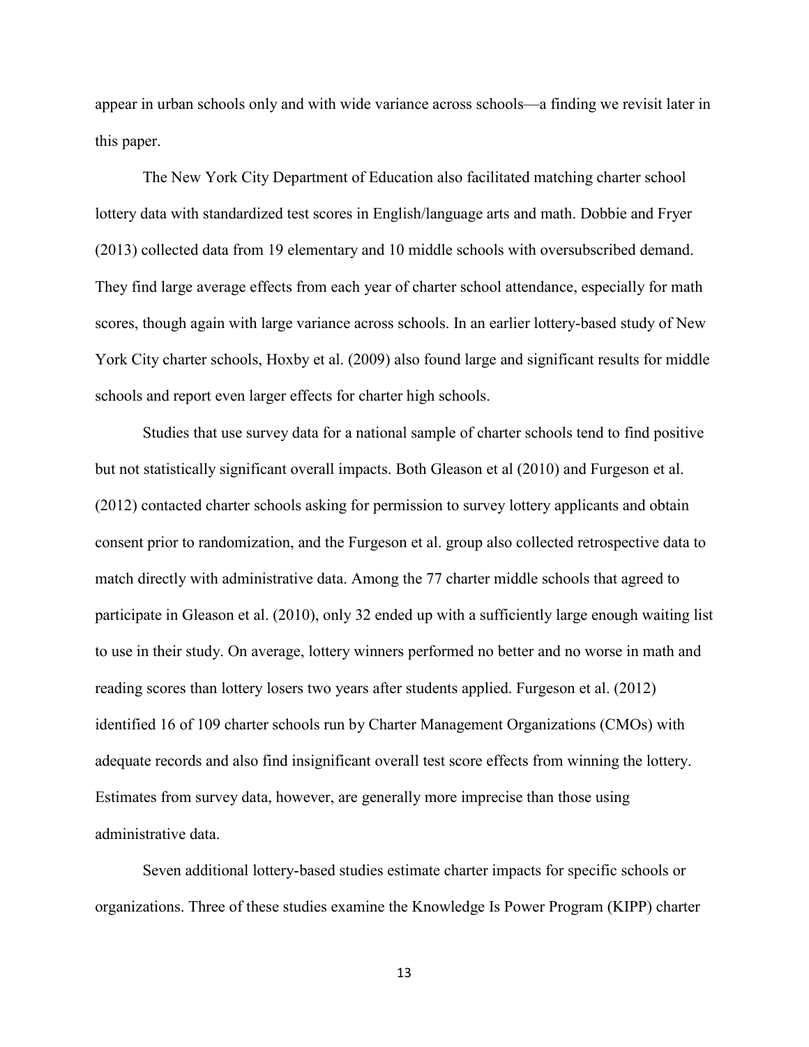appear in urban schools only and with wide variance across schools—a finding we revisit later in this paper.

The New York City Department of Education also facilitated matching charter school lottery data with standardized test scores in English/language arts and math. Dobbie and Fryer (2013) collected data from 19 elementary and 10 middle schools with oversubscribed demand. They find large average effects from each year of charter school attendance, especially for math scores, though again with large variance across schools. In an earlier lottery-based study of New York City charter schools, Hoxby et al. (2009) also found large and significant results for middle schools and report even larger effects for charter high schools.

Studies that use survey data for a national sample of charter schools tend to find positive but not statistically significant overall impacts. Both Gleason et al (2010) and Furgeson et al. (2012) contacted charter schools asking for permission to survey lottery applicants and obtain consent prior to randomization, and the Furgeson et al. group also collected retrospective data to match directly with administrative data. Among the 77 charter middle schools that agreed to participate in Gleason et al. (2010), only 32 ended up with a sufficiently large enough waiting list to use in their study. On average, lottery winners performed no better and no worse in math and reading scores than lottery losers two years after students applied. Furgeson et al. (2012) identified 16 of 109 charter schools run by Charter Management Organizations (CMOs) with adequate records and also find insignificant overall test score effects from winning the lottery. Estimates from survey data, however, are generally more imprecise than those using administrative data.

Seven additional lottery-based studies estimate charter impacts for specific schools or organizations. Three of these studies examine the Knowledge Is Power Program (KIPP) charter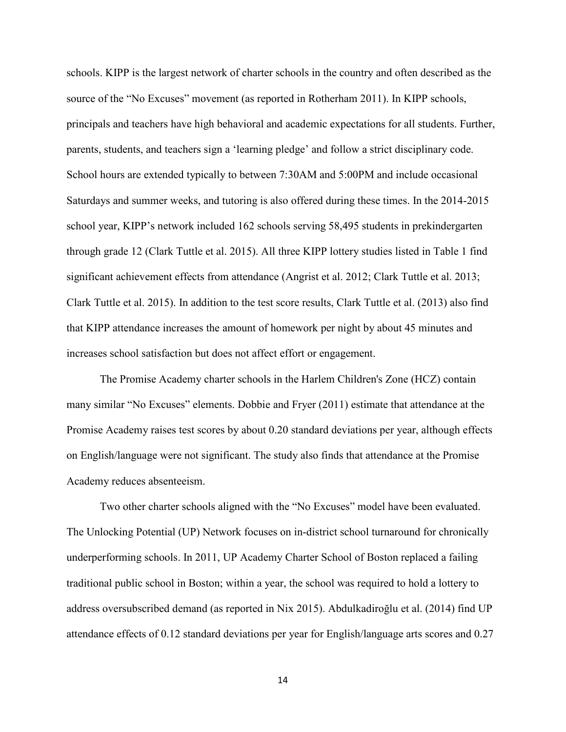schools. KIPP is the largest network of charter schools in the country and often described as the source of the "No Excuses" movement (as reported in Rotherham 2011). In KIPP schools, principals and teachers have high behavioral and academic expectations for all students. Further, parents, students, and teachers sign a 'learning pledge' and follow a strict disciplinary code. School hours are extended typically to between 7:30AM and 5:00PM and include occasional Saturdays and summer weeks, and tutoring is also offered during these times. In the 2014-2015 school year, KIPP's network included 162 schools serving 58,495 students in prekindergarten through grade 12 (Clark Tuttle et al. 2015). All three KIPP lottery studies listed in Table 1 find significant achievement effects from attendance (Angrist et al. 2012; Clark Tuttle et al. 2013; Clark Tuttle et al. 2015). In addition to the test score results, Clark Tuttle et al. (2013) also find that KIPP attendance increases the amount of homework per night by about 45 minutes and increases school satisfaction but does not affect effort or engagement.

The Promise Academy charter schools in the Harlem Children's Zone (HCZ) contain many similar "No Excuses" elements. Dobbie and Fryer (2011) estimate that attendance at the Promise Academy raises test scores by about 0.20 standard deviations per year, although effects on English/language were not significant. The study also finds that attendance at the Promise Academy reduces absenteeism.

Two other charter schools aligned with the "No Excuses" model have been evaluated. The Unlocking Potential (UP) Network focuses on in-district school turnaround for chronically underperforming schools. In 2011, UP Academy Charter School of Boston replaced a failing traditional public school in Boston; within a year, the school was required to hold a lottery to address oversubscribed demand (as reported in Nix 2015). Abdulkadiroğlu et al. (2014) find UP attendance effects of 0.12 standard deviations per year for English/language arts scores and 0.27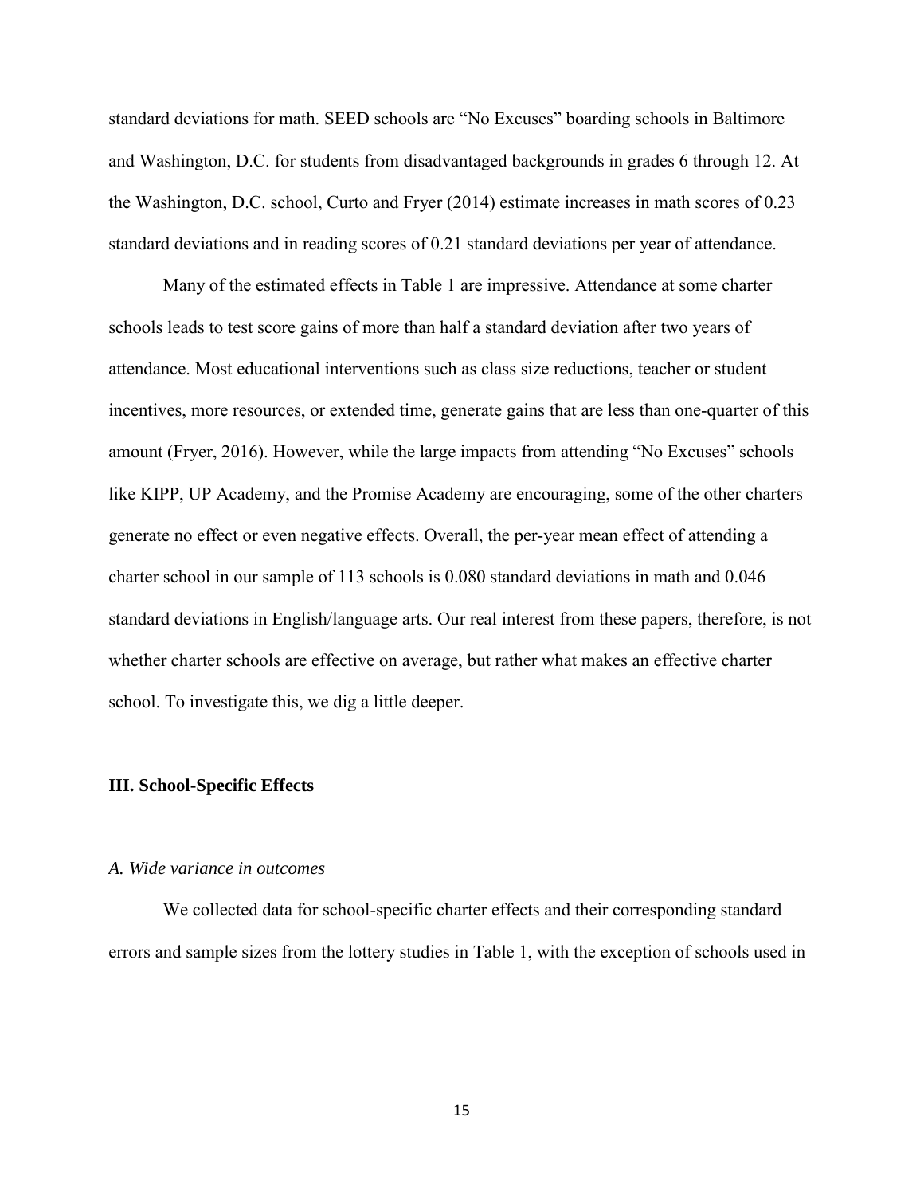standard deviations for math. SEED schools are "No Excuses" boarding schools in Baltimore and Washington, D.C. for students from disadvantaged backgrounds in grades 6 through 12. At the Washington, D.C. school, Curto and Fryer (2014) estimate increases in math scores of 0.23 standard deviations and in reading scores of 0.21 standard deviations per year of attendance.

Many of the estimated effects in Table 1 are impressive. Attendance at some charter schools leads to test score gains of more than half a standard deviation after two years of attendance. Most educational interventions such as class size reductions, teacher or student incentives, more resources, or extended time, generate gains that are less than one-quarter of this amount (Fryer, 2016). However, while the large impacts from attending "No Excuses" schools like KIPP, UP Academy, and the Promise Academy are encouraging, some of the other charters generate no effect or even negative effects. Overall, the per-year mean effect of attending a charter school in our sample of 113 schools is 0.080 standard deviations in math and 0.046 standard deviations in English/language arts. Our real interest from these papers, therefore, is not whether charter schools are effective on average, but rather what makes an effective charter school. To investigate this, we dig a little deeper.

### III. School-Specific Effects

*A. Wide variance in outcomes*

We collected data for school-specific charter effects and their corresponding standard errors and sample sizes from the lottery studies in Table 1, with the exception of schools used in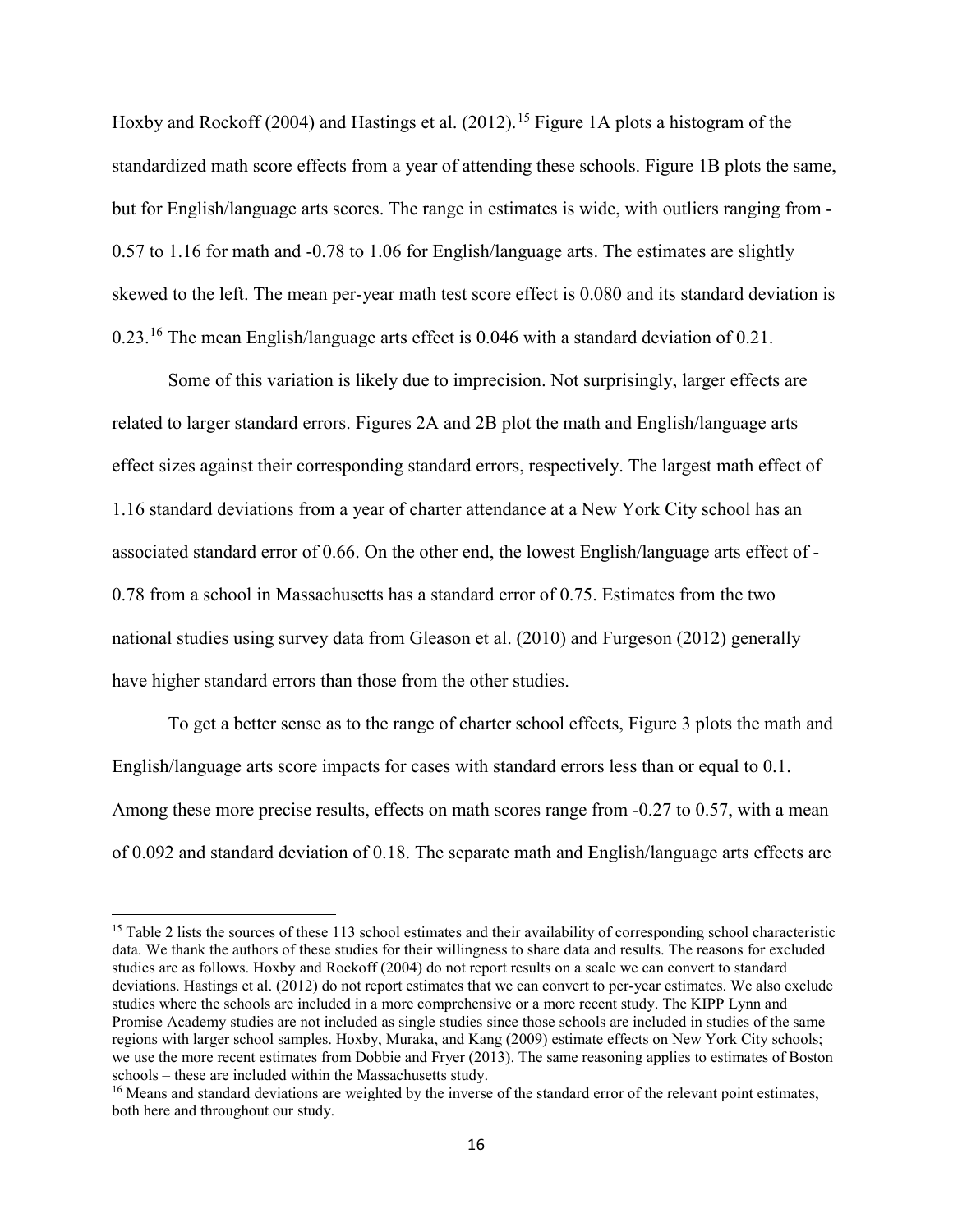Hoxby and Rockoff (2004) and Hastings et al. (2012).[15] Figure 1A plots a histogram of the standardized math score effects from a year of attending these schools. Figure 1B plots the same, but for English/language arts scores. The range in estimates is wide, with outliers ranging from -0.57 to 1.16 for math and -0.78 to 1.06 for English/language arts. The estimates are slightly skewed to the left. The mean per-year math test score effect is 0.080 and its standard deviation is 0.23.[16] The mean English/language arts effect is 0.046 with a standard deviation of 0.21.

Some of this variation is likely due to imprecision. Not surprisingly, larger effects are related to larger standard errors. Figures 2A and 2B plot the math and English/language arts effect sizes against their corresponding standard errors, respectively. The largest math effect of 1.16 standard deviations from a year of charter attendance at a New York City school has an associated standard error of 0.66. On the other end, the lowest English/language arts effect of -0.78 from a school in Massachusetts has a standard error of 0.75. Estimates from the two national studies using survey data from Gleason et al. (2010) and Furgeson (2012) generally have higher standard errors than those from the other studies.

To get a better sense as to the range of charter school effects, Figure 3 plots the math and English/language arts score impacts for cases with standard errors less than or equal to 0.1. Among these more precise results, effects on math scores range from -0.27 to 0.57, with a mean of 0.092 and standard deviation of 0.18. The separate math and English/language arts effects are

[15] Table 2 lists the sources of these 113 school estimates and their availability of corresponding school characteristic data. We thank the authors of these studies for their willingness to share data and results. The reasons for excluded studies are as follows. Hoxby and Rockoff (2004) do not report results on a scale we can convert to standard deviations. Hastings et al. (2012) do not report estimates that we can convert to per-year estimates. We also exclude studies where the schools are included in a more comprehensive or a more recent study. The KIPP Lynn and Promise Academy studies are not included as single studies since those schools are included in studies of the same regions with larger school samples. Hoxby, Muraka, and Kang (2009) estimate effects on New York City schools; we use the more recent estimates from Dobbie and Fryer (2013). The same reasoning applies to estimates of Boston schools – these are included within the Massachusetts study.

[16] Means and standard deviations are weighted by the inverse of the standard error of the relevant point estimates, both here and throughout our study.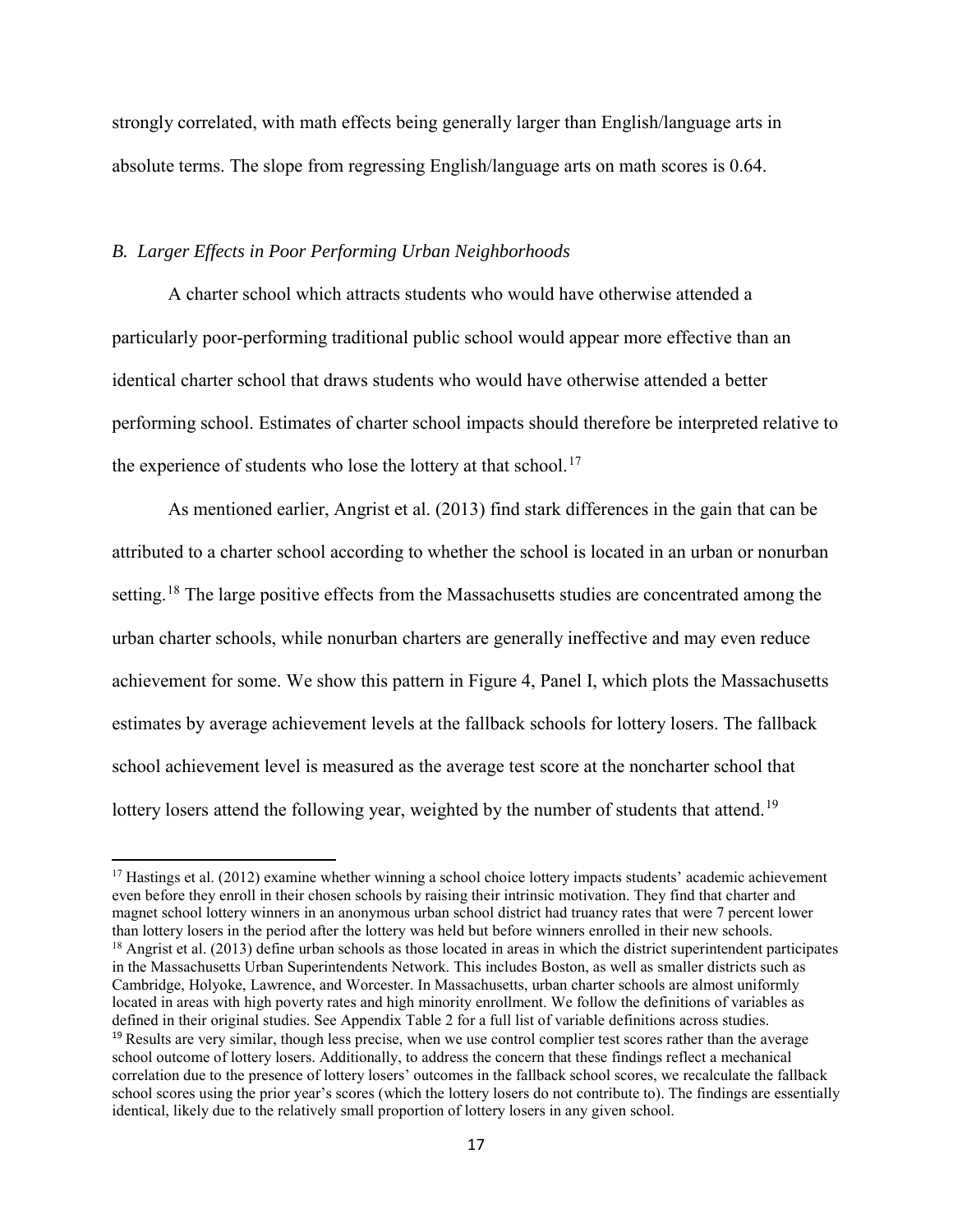strongly correlated, with math effects being generally larger than English/language arts in absolute terms. The slope from regressing English/language arts on math scores is 0.64.

### *B. Larger Effects in Poor Performing Urban Neighborhoods*

A charter school which attracts students who would have otherwise attended a particularly poor-performing traditional public school would appear more effective than an identical charter school that draws students who would have otherwise attended a better performing school. Estimates of charter school impacts should therefore be interpreted relative to the experience of students who lose the lottery at that school.[17]

As mentioned earlier, Angrist et al. (2013) find stark differences in the gain that can be attributed to a charter school according to whether the school is located in an urban or nonurban setting.[18] The large positive effects from the Massachusetts studies are concentrated among the urban charter schools, while nonurban charters are generally ineffective and may even reduce achievement for some. We show this pattern in Figure 4, Panel I, which plots the Massachusetts estimates by average achievement levels at the fallback schools for lottery losers. The fallback school achievement level is measured as the average test score at the noncharter school that lottery losers attend the following year, weighted by the number of students that attend.[19]

---

[17] Hastings et al. (2012) examine whether winning a school choice lottery impacts students' academic achievement even before they enroll in their chosen schools by raising their intrinsic motivation. They find that charter and magnet school lottery winners in an anonymous urban school district had truancy rates that were 7 percent lower than lottery losers in the period after the lottery was held but before winners enrolled in their new schools.

[18] Angrist et al. (2013) define urban schools as those located in areas in which the district superintendent participates in the Massachusetts Urban Superintendents Network. This includes Boston, as well as smaller districts such as Cambridge, Holyoke, Lawrence, and Worcester. In Massachusetts, urban charter schools are almost uniformly located in areas with high poverty rates and high minority enrollment. We follow the definitions of variables as defined in their original studies. See Appendix Table 2 for a full list of variable definitions across studies.

[19] Results are very similar, though less precise, when we use control complier test scores rather than the average school outcome of lottery losers. Additionally, to address the concern that these findings reflect a mechanical correlation due to the presence of lottery losers' outcomes in the fallback school scores, we recalculate the fallback school scores using the prior year's scores (which the lottery losers do not contribute to). The findings are essentially identical, likely due to the relatively small proportion of lottery losers in any given school.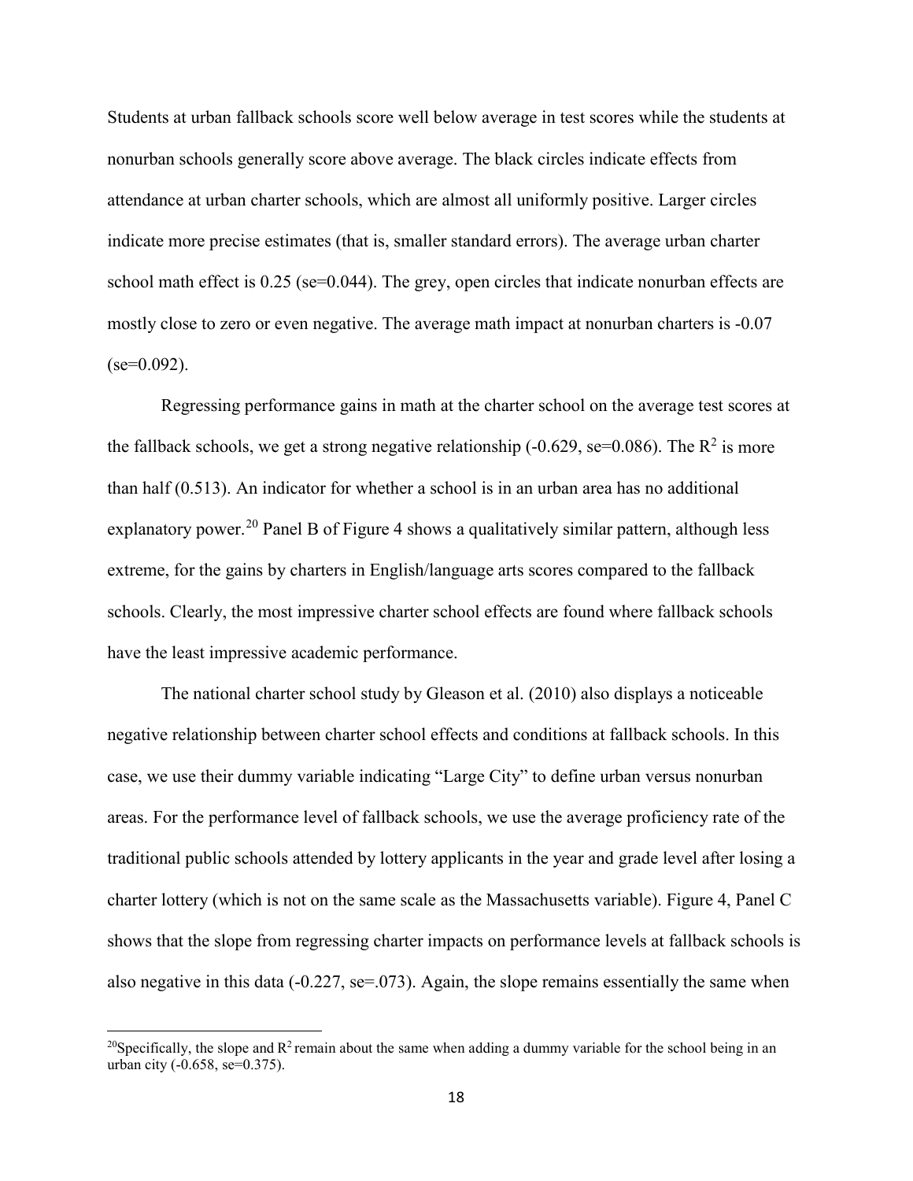Students at urban fallback schools score well below average in test scores while the students at nonurban schools generally score above average. The black circles indicate effects from attendance at urban charter schools, which are almost all uniformly positive. Larger circles indicate more precise estimates (that is, smaller standard errors). The average urban charter school math effect is 0.25 (se=0.044). The grey, open circles that indicate nonurban effects are mostly close to zero or even negative. The average math impact at nonurban charters is -0.07 (se=0.092).

Regressing performance gains in math at the charter school on the average test scores at the fallback schools, we get a strong negative relationship (-0.629, se=0.086). The $R^2$ is more than half (0.513). An indicator for whether a school is in an urban area has no additional explanatory power.[20] Panel B of Figure 4 shows a qualitatively similar pattern, although less extreme, for the gains by charters in English/language arts scores compared to the fallback schools. Clearly, the most impressive charter school effects are found where fallback schools have the least impressive academic performance.

The national charter school study by Gleason et al. (2010) also displays a noticeable negative relationship between charter school effects and conditions at fallback schools. In this case, we use their dummy variable indicating "Large City" to define urban versus nonurban areas. For the performance level of fallback schools, we use the average proficiency rate of the traditional public schools attended by lottery applicants in the year and grade level after losing a charter lottery (which is not on the same scale as the Massachusetts variable). Figure 4, Panel C shows that the slope from regressing charter impacts on performance levels at fallback schools is also negative in this data (-0.227, se=.073). Again, the slope remains essentially the same when

[20]Specifically, the slope and $R^2$ remain about the same when adding a dummy variable for the school being in an urban city (-0.658, se=0.375).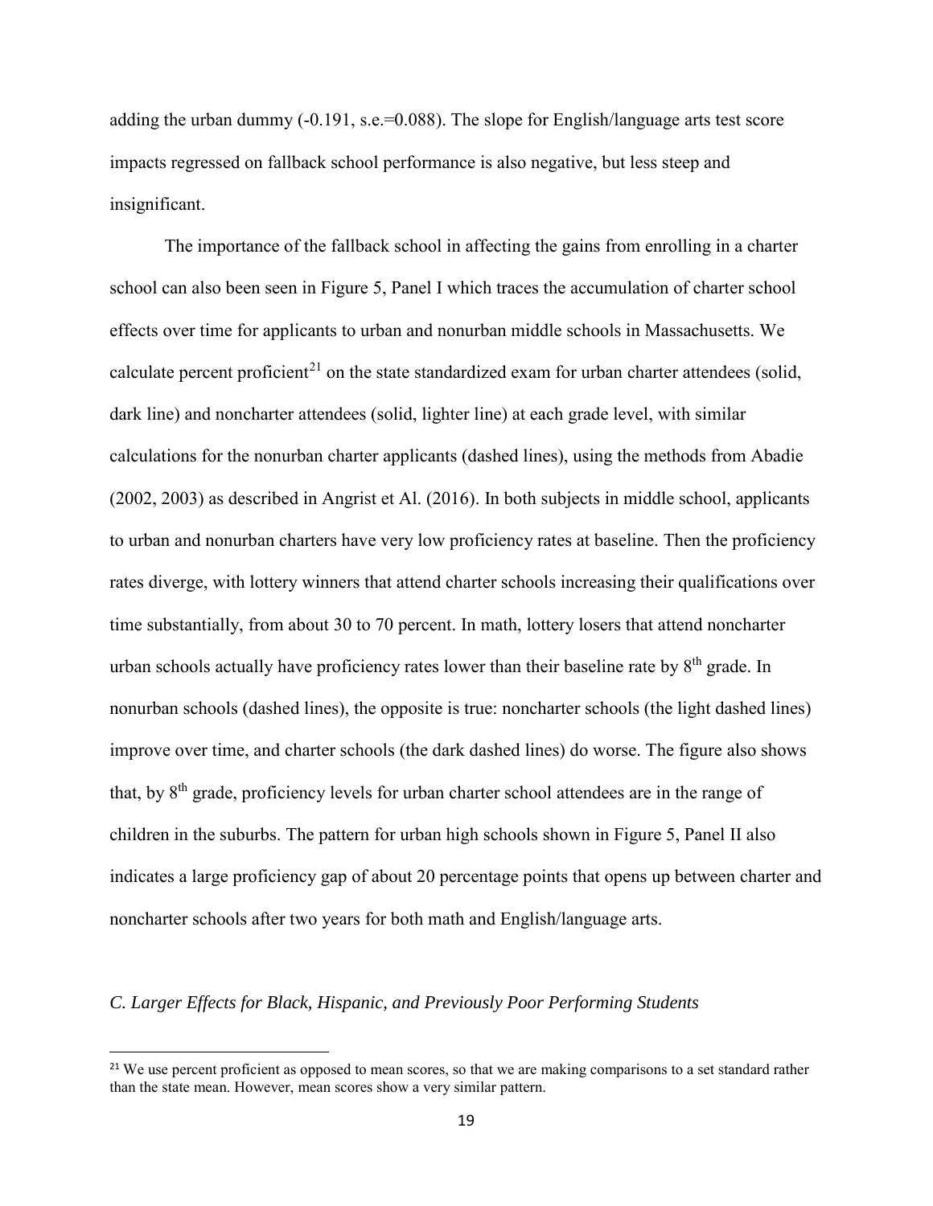adding the urban dummy (-0.191, s.e.=0.088). The slope for English/language arts test score impacts regressed on fallback school performance is also negative, but less steep and insignificant.

The importance of the fallback school in affecting the gains from enrolling in a charter school can also been seen in Figure 5, Panel I which traces the accumulation of charter school effects over time for applicants to urban and nonurban middle schools in Massachusetts. We calculate percent proficient[21] on the state standardized exam for urban charter attendees (solid, dark line) and noncharter attendees (solid, lighter line) at each grade level, with similar calculations for the nonurban charter applicants (dashed lines), using the methods from Abadie (2002, 2003) as described in Angrist et Al. (2016). In both subjects in middle school, applicants to urban and nonurban charters have very low proficiency rates at baseline. Then the proficiency rates diverge, with lottery winners that attend charter schools increasing their qualifications over time substantially, from about 30 to 70 percent. In math, lottery losers that attend noncharter urban schools actually have proficiency rates lower than their baseline rate by 8th grade. In nonurban schools (dashed lines), the opposite is true: noncharter schools (the light dashed lines) improve over time, and charter schools (the dark dashed lines) do worse. The figure also shows that, by 8th grade, proficiency levels for urban charter school attendees are in the range of children in the suburbs. The pattern for urban high schools shown in Figure 5, Panel II also indicates a large proficiency gap of about 20 percentage points that opens up between charter and noncharter schools after two years for both math and English/language arts.

### *C. Larger Effects for Black, Hispanic, and Previously Poor Performing Students*

[21] We use percent proficient as opposed to mean scores, so that we are making comparisons to a set standard rather than the state mean. However, mean scores show a very similar pattern.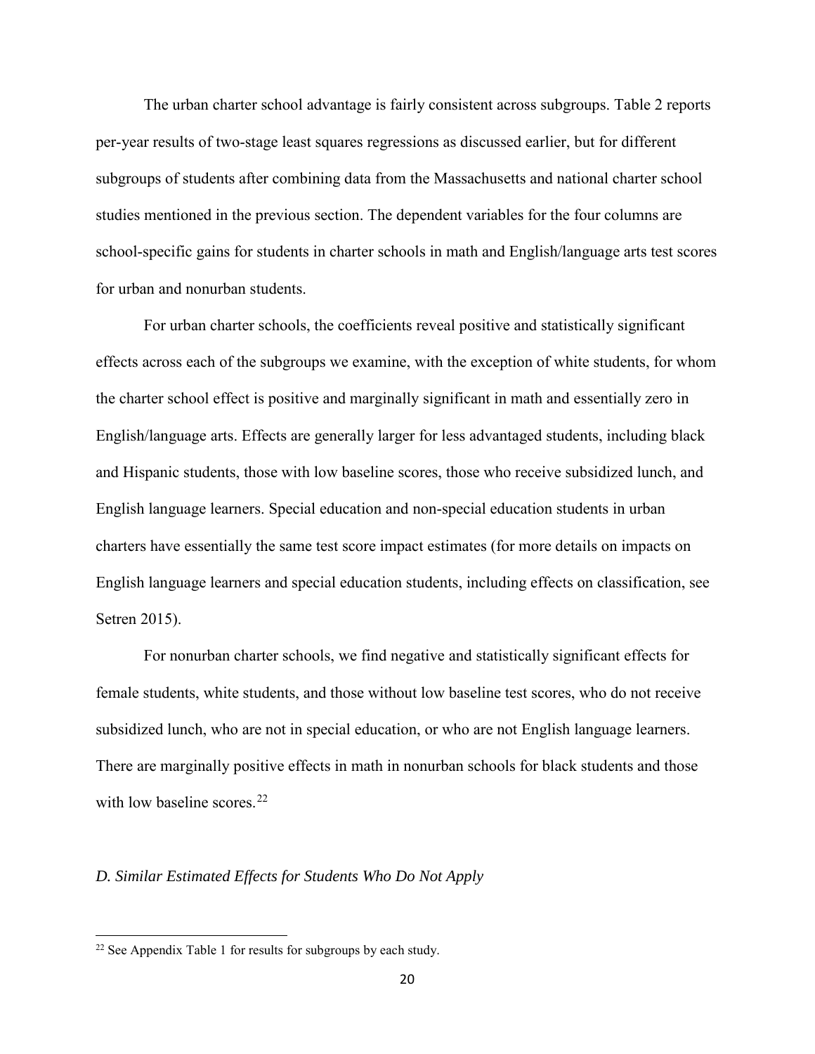The urban charter school advantage is fairly consistent across subgroups. Table 2 reports per-year results of two-stage least squares regressions as discussed earlier, but for different subgroups of students after combining data from the Massachusetts and national charter school studies mentioned in the previous section. The dependent variables for the four columns are school-specific gains for students in charter schools in math and English/language arts test scores for urban and nonurban students.

For urban charter schools, the coefficients reveal positive and statistically significant effects across each of the subgroups we examine, with the exception of white students, for whom the charter school effect is positive and marginally significant in math and essentially zero in English/language arts. Effects are generally larger for less advantaged students, including black and Hispanic students, those with low baseline scores, those who receive subsidized lunch, and English language learners. Special education and non-special education students in urban charters have essentially the same test score impact estimates (for more details on impacts on English language learners and special education students, including effects on classification, see Setren 2015).

For nonurban charter schools, we find negative and statistically significant effects for female students, white students, and those without low baseline test scores, who do not receive subsidized lunch, who are not in special education, or who are not English language learners. There are marginally positive effects in math in nonurban schools for black students and those with low baseline scores.[22]

### *D. Similar Estimated Effects for Students Who Do Not Apply*

[22] See Appendix Table 1 for results for subgroups by each study.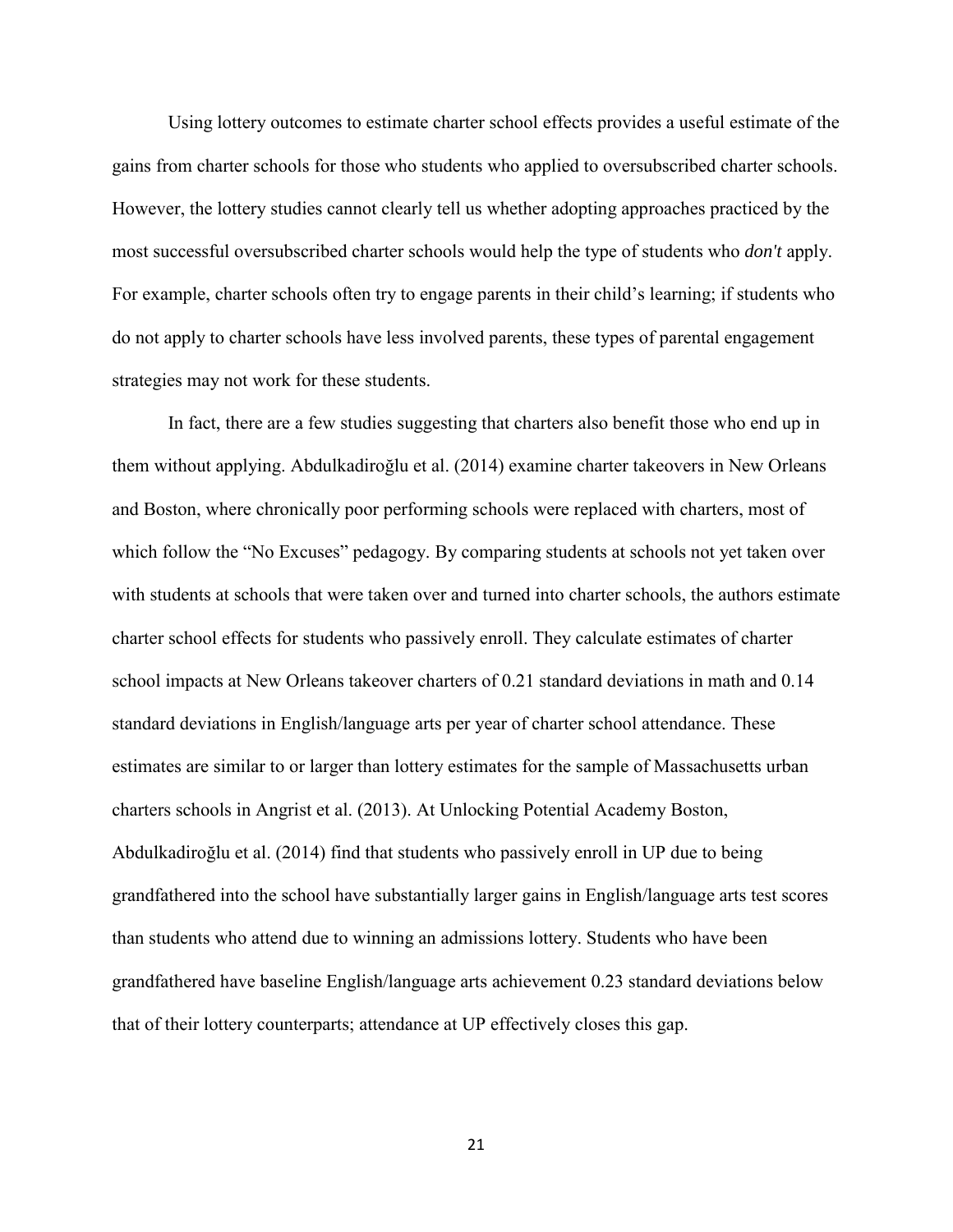Using lottery outcomes to estimate charter school effects provides a useful estimate of the gains from charter schools for those who students who applied to oversubscribed charter schools. However, the lottery studies cannot clearly tell us whether adopting approaches practiced by the most successful oversubscribed charter schools would help the type of students who *don't* apply. For example, charter schools often try to engage parents in their child's learning; if students who do not apply to charter schools have less involved parents, these types of parental engagement strategies may not work for these students.

In fact, there are a few studies suggesting that charters also benefit those who end up in them without applying. Abdulkadiroğlu et al. (2014) examine charter takeovers in New Orleans and Boston, where chronically poor performing schools were replaced with charters, most of which follow the "No Excuses" pedagogy. By comparing students at schools not yet taken over with students at schools that were taken over and turned into charter schools, the authors estimate charter school effects for students who passively enroll. They calculate estimates of charter school impacts at New Orleans takeover charters of 0.21 standard deviations in math and 0.14 standard deviations in English/language arts per year of charter school attendance. These estimates are similar to or larger than lottery estimates for the sample of Massachusetts urban charters schools in Angrist et al. (2013). At Unlocking Potential Academy Boston, Abdulkadiroğlu et al. (2014) find that students who passively enroll in UP due to being grandfathered into the school have substantially larger gains in English/language arts test scores than students who attend due to winning an admissions lottery. Students who have been grandfathered have baseline English/language arts achievement 0.23 standard deviations below that of their lottery counterparts; attendance at UP effectively closes this gap.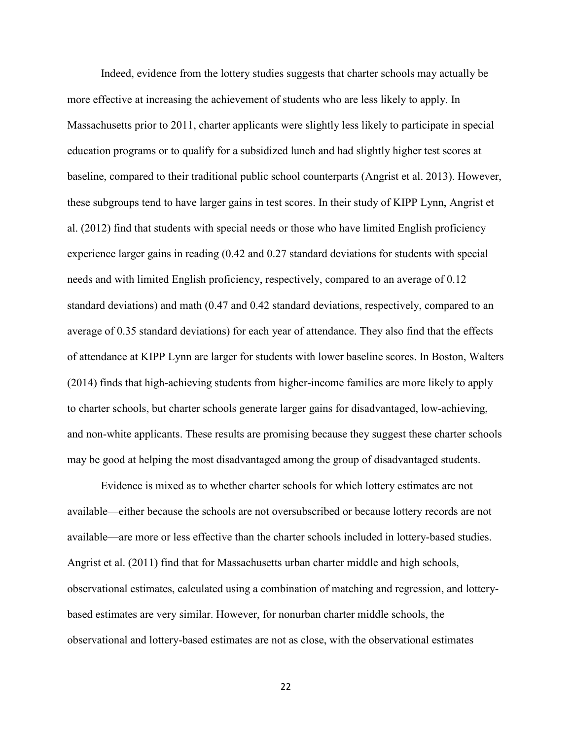Indeed, evidence from the lottery studies suggests that charter schools may actually be more effective at increasing the achievement of students who are less likely to apply. In Massachusetts prior to 2011, charter applicants were slightly less likely to participate in special education programs or to qualify for a subsidized lunch and had slightly higher test scores at baseline, compared to their traditional public school counterparts (Angrist et al. 2013). However, these subgroups tend to have larger gains in test scores. In their study of KIPP Lynn, Angrist et al. (2012) find that students with special needs or those who have limited English proficiency experience larger gains in reading (0.42 and 0.27 standard deviations for students with special needs and with limited English proficiency, respectively, compared to an average of 0.12 standard deviations) and math (0.47 and 0.42 standard deviations, respectively, compared to an average of 0.35 standard deviations) for each year of attendance. They also find that the effects of attendance at KIPP Lynn are larger for students with lower baseline scores. In Boston, Walters (2014) finds that high-achieving students from higher-income families are more likely to apply to charter schools, but charter schools generate larger gains for disadvantaged, low-achieving, and non-white applicants. These results are promising because they suggest these charter schools may be good at helping the most disadvantaged among the group of disadvantaged students.

Evidence is mixed as to whether charter schools for which lottery estimates are not available—either because the schools are not oversubscribed or because lottery records are not available—are more or less effective than the charter schools included in lottery-based studies. Angrist et al. (2011) find that for Massachusetts urban charter middle and high schools, observational estimates, calculated using a combination of matching and regression, and lottery-based estimates are very similar. However, for nonurban charter middle schools, the observational and lottery-based estimates are not as close, with the observational estimates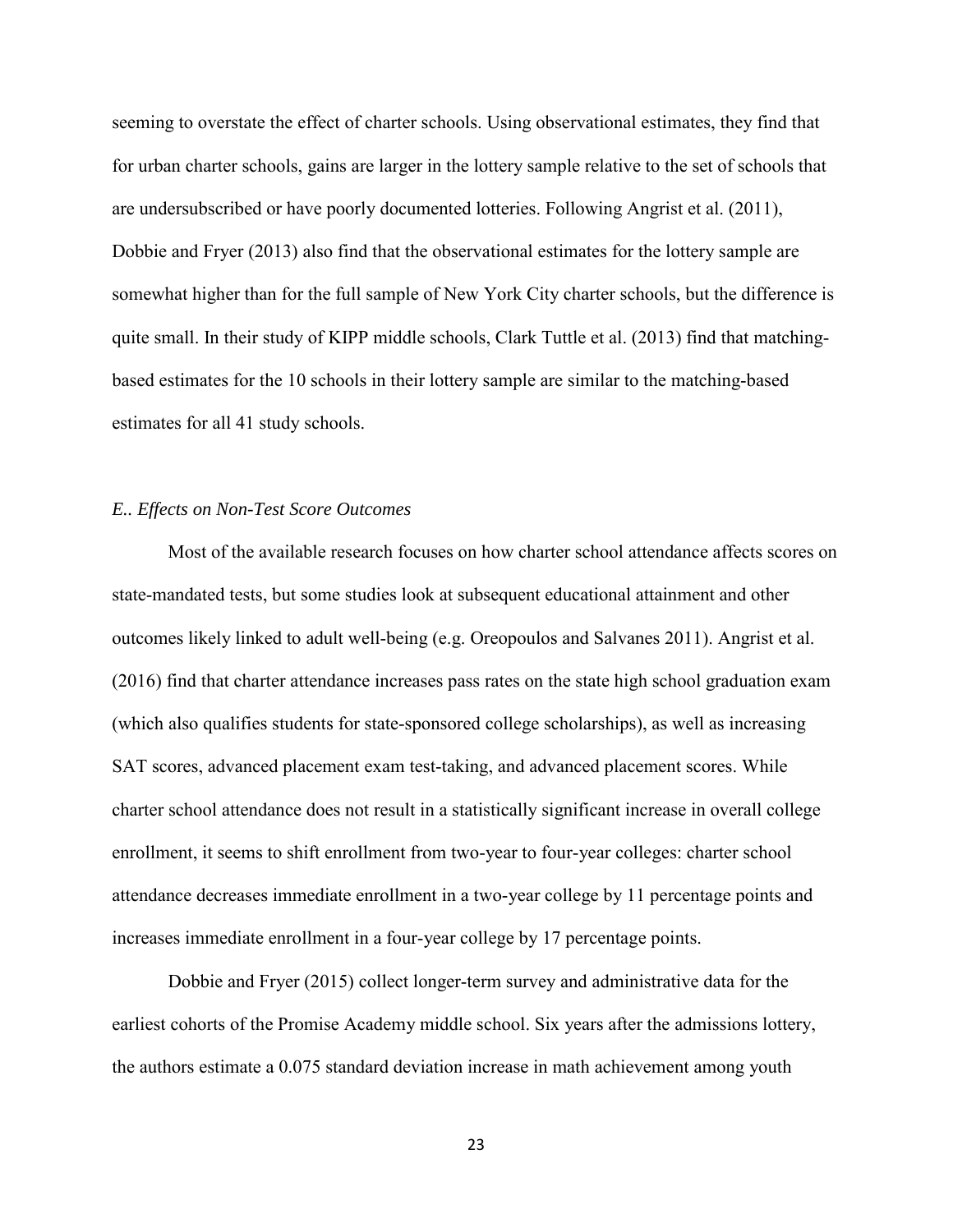seeming to overstate the effect of charter schools. Using observational estimates, they find that for urban charter schools, gains are larger in the lottery sample relative to the set of schools that are undersubscribed or have poorly documented lotteries. Following Angrist et al. (2011), Dobbie and Fryer (2013) also find that the observational estimates for the lottery sample are somewhat higher than for the full sample of New York City charter schools, but the difference is quite small. In their study of KIPP middle schools, Clark Tuttle et al. (2013) find that matching-based estimates for the 10 schools in their lottery sample are similar to the matching-based estimates for all 41 study schools.

### *E.. Effects on Non-Test Score Outcomes*

Most of the available research focuses on how charter school attendance affects scores on state-mandated tests, but some studies look at subsequent educational attainment and other outcomes likely linked to adult well-being (e.g. Oreopoulos and Salvanes 2011). Angrist et al. (2016) find that charter attendance increases pass rates on the state high school graduation exam (which also qualifies students for state-sponsored college scholarships), as well as increasing SAT scores, advanced placement exam test-taking, and advanced placement scores. While charter school attendance does not result in a statistically significant increase in overall college enrollment, it seems to shift enrollment from two-year to four-year colleges: charter school attendance decreases immediate enrollment in a two-year college by 11 percentage points and increases immediate enrollment in a four-year college by 17 percentage points.

Dobbie and Fryer (2015) collect longer-term survey and administrative data for the earliest cohorts of the Promise Academy middle school. Six years after the admissions lottery, the authors estimate a 0.075 standard deviation increase in math achievement among youth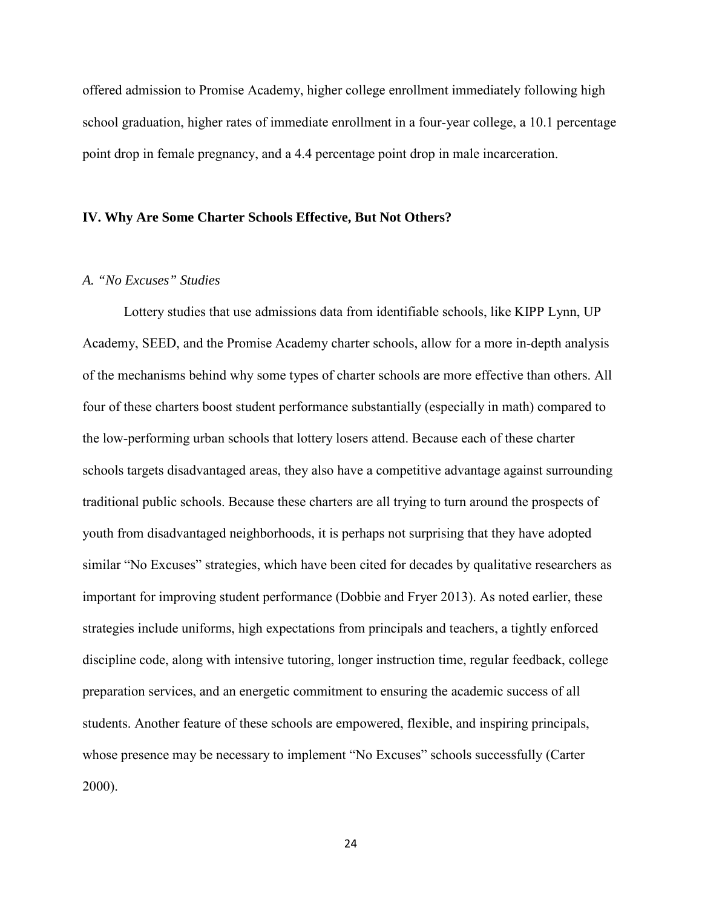offered admission to Promise Academy, higher college enrollment immediately following high school graduation, higher rates of immediate enrollment in a four-year college, a 10.1 percentage point drop in female pregnancy, and a 4.4 percentage point drop in male incarceration.

## IV. Why Are Some Charter Schools Effective, But Not Others?

### *A. "No Excuses" Studies*

Lottery studies that use admissions data from identifiable schools, like KIPP Lynn, UP Academy, SEED, and the Promise Academy charter schools, allow for a more in-depth analysis of the mechanisms behind why some types of charter schools are more effective than others. All four of these charters boost student performance substantially (especially in math) compared to the low-performing urban schools that lottery losers attend. Because each of these charter schools targets disadvantaged areas, they also have a competitive advantage against surrounding traditional public schools. Because these charters are all trying to turn around the prospects of youth from disadvantaged neighborhoods, it is perhaps not surprising that they have adopted similar "No Excuses" strategies, which have been cited for decades by qualitative researchers as important for improving student performance (Dobbie and Fryer 2013). As noted earlier, these strategies include uniforms, high expectations from principals and teachers, a tightly enforced discipline code, along with intensive tutoring, longer instruction time, regular feedback, college preparation services, and an energetic commitment to ensuring the academic success of all students. Another feature of these schools are empowered, flexible, and inspiring principals, whose presence may be necessary to implement "No Excuses" schools successfully (Carter 2000).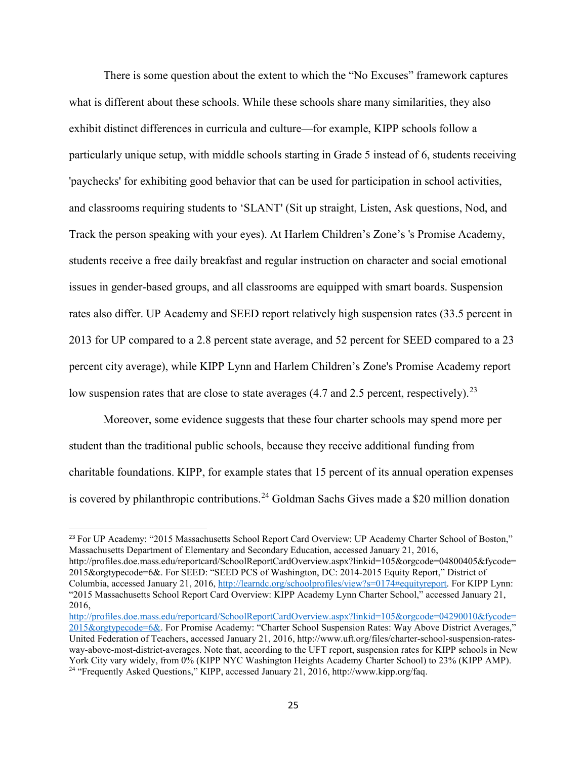There is some question about the extent to which the "No Excuses" framework captures what is different about these schools. While these schools share many similarities, they also exhibit distinct differences in curricula and culture—for example, KIPP schools follow a particularly unique setup, with middle schools starting in Grade 5 instead of 6, students receiving 'paychecks' for exhibiting good behavior that can be used for participation in school activities, and classrooms requiring students to 'SLANT' (Sit up straight, Listen, Ask questions, Nod, and Track the person speaking with your eyes). At Harlem Children's Zone's 's Promise Academy, students receive a free daily breakfast and regular instruction on character and social emotional issues in gender-based groups, and all classrooms are equipped with smart boards. Suspension rates also differ. UP Academy and SEED report relatively high suspension rates (33.5 percent in 2013 for UP compared to a 2.8 percent state average, and 52 percent for SEED compared to a 23 percent city average), while KIPP Lynn and Harlem Children's Zone's Promise Academy report low suspension rates that are close to state averages (4.7 and 2.5 percent, respectively).[23]

Moreover, some evidence suggests that these four charter schools may spend more per student than the traditional public schools, because they receive additional funding from charitable foundations. KIPP, for example states that 15 percent of its annual operation expenses is covered by philanthropic contributions.[24] Goldman Sachs Gives made a $20 million donation

---

[23] For UP Academy: "2015 Massachusetts School Report Card Overview: UP Academy Charter School of Boston," Massachusetts Department of Elementary and Secondary Education, accessed January 21, 2016, http://profiles.doe.mass.edu/reportcard/SchoolReportCardOverview.aspx?linkid=105&orgcode=04800405&fycode=2015&orgtypecode=6&. For SEED: "SEED PCS of Washington, DC: 2014-2015 Equity Report," District of Columbia, accessed January 21, 2016, http://learndc.org/schoolprofiles/view?s=0174#equityreport. For KIPP Lynn: "2015 Massachusetts School Report Card Overview: KIPP Academy Lynn Charter School," accessed January 21, 2016, http://profiles.doe.mass.edu/reportcard/SchoolReportCardOverview.aspx?linkid=105&orgcode=04290010&fycode=2015&orgtypecode=6&. For Promise Academy: "Charter School Suspension Rates: Way Above District Averages," United Federation of Teachers, accessed January 21, 2016, http://www.uft.org/files/charter-school-suspension-rates-way-above-most-district-averages. Note that, according to the UFT report, suspension rates for KIPP schools in New York City vary widely, from 0% (KIPP NYC Washington Heights Academy Charter School) to 23% (KIPP AMP).

[24] "Frequently Asked Questions," KIPP, accessed January 21, 2016, http://www.kipp.org/faq.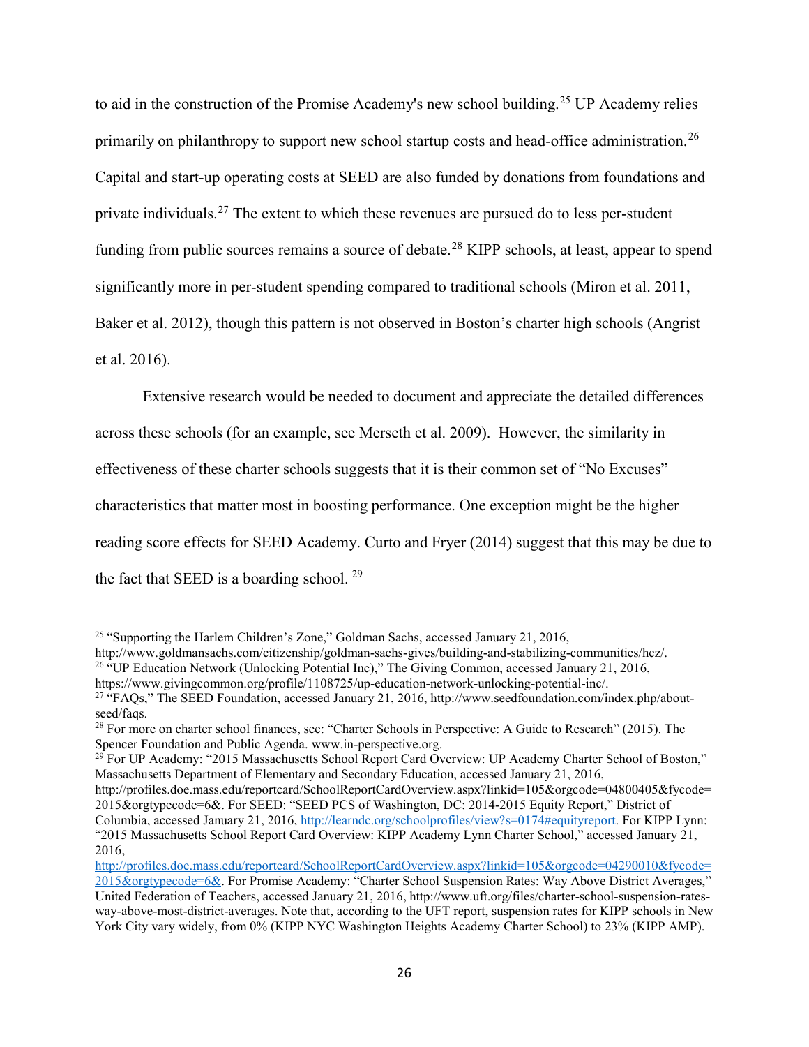to aid in the construction of the Promise Academy's new school building.[25] UP Academy relies primarily on philanthropy to support new school startup costs and head-office administration.[26] Capital and start-up operating costs at SEED are also funded by donations from foundations and private individuals.[27] The extent to which these revenues are pursued do to less per-student funding from public sources remains a source of debate.[28] KIPP schools, at least, appear to spend significantly more in per-student spending compared to traditional schools (Miron et al. 2011, Baker et al. 2012), though this pattern is not observed in Boston's charter high schools (Angrist et al. 2016).

Extensive research would be needed to document and appreciate the detailed differences across these schools (for an example, see Merseth et al. 2009). However, the similarity in effectiveness of these charter schools suggests that it is their common set of "No Excuses" characteristics that matter most in boosting performance. One exception might be the higher reading score effects for SEED Academy. Curto and Fryer (2014) suggest that this may be due to the fact that SEED is a boarding school. [29]

---

[25] "Supporting the Harlem Children's Zone," Goldman Sachs, accessed January 21, 2016, http://www.goldmansachs.com/citizenship/goldman-sachs-gives/building-and-stabilizing-communities/hcz/.

[26] "UP Education Network (Unlocking Potential Inc)," The Giving Common, accessed January 21, 2016, https://www.givingcommon.org/profile/1108725/up-education-network-unlocking-potential-inc/.

[27] "FAQs," The SEED Foundation, accessed January 21, 2016, http://www.seedfoundation.com/index.php/about-seed/faqs.

[28] For more on charter school finances, see: "Charter Schools in Perspective: A Guide to Research" (2015). The Spencer Foundation and Public Agenda. www.in-perspective.org.

[29] For UP Academy: "2015 Massachusetts School Report Card Overview: UP Academy Charter School of Boston," Massachusetts Department of Elementary and Secondary Education, accessed January 21, 2016, http://profiles.doe.mass.edu/reportcard/SchoolReportCardOverview.aspx?linkid=105&orgcode=04800405&fycode=2015&orgtypecode=6&. For SEED: "SEED PCS of Washington, DC: 2014-2015 Equity Report," District of Columbia, accessed January 21, 2016, http://learndc.org/schoolprofiles/view?s=0174#equityreport. For KIPP Lynn: "2015 Massachusetts School Report Card Overview: KIPP Academy Lynn Charter School," accessed January 21, 2016, http://profiles.doe.mass.edu/reportcard/SchoolReportCardOverview.aspx?linkid=105&orgcode=04290010&fycode=2015&orgtypecode=6&. For Promise Academy: "Charter School Suspension Rates: Way Above District Averages," United Federation of Teachers, accessed January 21, 2016, http://www.uft.org/files/charter-school-suspension-rates-way-above-most-district-averages. Note that, according to the UFT report, suspension rates for KIPP schools in New York City vary widely, from 0% (KIPP NYC Washington Heights Academy Charter School) to 23% (KIPP AMP).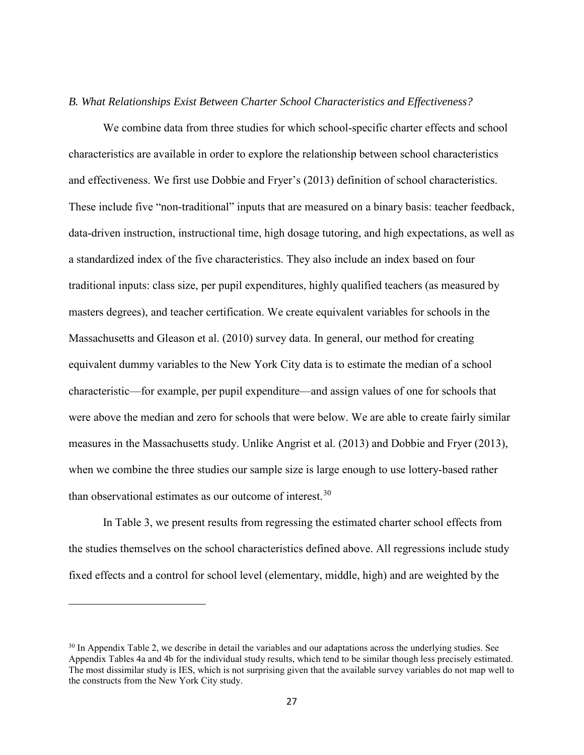*B. What Relationships Exist Between Charter School Characteristics and Effectiveness?*

We combine data from three studies for which school-specific charter effects and school characteristics are available in order to explore the relationship between school characteristics and effectiveness. We first use Dobbie and Fryer's (2013) definition of school characteristics. These include five "non-traditional" inputs that are measured on a binary basis: teacher feedback, data-driven instruction, instructional time, high dosage tutoring, and high expectations, as well as a standardized index of the five characteristics. They also include an index based on four traditional inputs: class size, per pupil expenditures, highly qualified teachers (as measured by masters degrees), and teacher certification. We create equivalent variables for schools in the Massachusetts and Gleason et al. (2010) survey data. In general, our method for creating equivalent dummy variables to the New York City data is to estimate the median of a school characteristic—for example, per pupil expenditure—and assign values of one for schools that were above the median and zero for schools that were below. We are able to create fairly similar measures in the Massachusetts study. Unlike Angrist et al. (2013) and Dobbie and Fryer (2013), when we combine the three studies our sample size is large enough to use lottery-based rather than observational estimates as our outcome of interest.[30]

In Table 3, we present results from regressing the estimated charter school effects from the studies themselves on the school characteristics defined above. All regressions include study fixed effects and a control for school level (elementary, middle, high) and are weighted by the

[30] In Appendix Table 2, we describe in detail the variables and our adaptations across the underlying studies. See Appendix Tables 4a and 4b for the individual study results, which tend to be similar though less precisely estimated. The most dissimilar study is IES, which is not surprising given that the available survey variables do not map well to the constructs from the New York City study.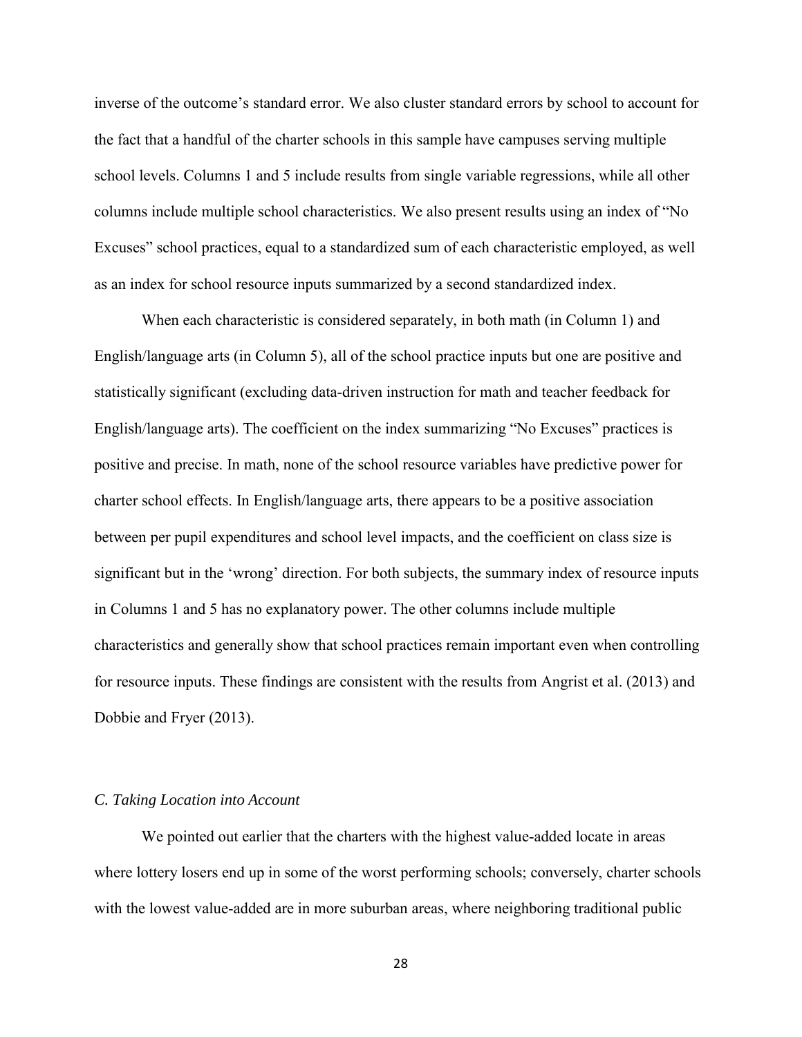inverse of the outcome's standard error. We also cluster standard errors by school to account for the fact that a handful of the charter schools in this sample have campuses serving multiple school levels. Columns 1 and 5 include results from single variable regressions, while all other columns include multiple school characteristics. We also present results using an index of "No Excuses" school practices, equal to a standardized sum of each characteristic employed, as well as an index for school resource inputs summarized by a second standardized index.

When each characteristic is considered separately, in both math (in Column 1) and English/language arts (in Column 5), all of the school practice inputs but one are positive and statistically significant (excluding data-driven instruction for math and teacher feedback for English/language arts). The coefficient on the index summarizing "No Excuses" practices is positive and precise. In math, none of the school resource variables have predictive power for charter school effects. In English/language arts, there appears to be a positive association between per pupil expenditures and school level impacts, and the coefficient on class size is significant but in the 'wrong' direction. For both subjects, the summary index of resource inputs in Columns 1 and 5 has no explanatory power. The other columns include multiple characteristics and generally show that school practices remain important even when controlling for resource inputs. These findings are consistent with the results from Angrist et al. (2013) and Dobbie and Fryer (2013).

### *C. Taking Location into Account*

We pointed out earlier that the charters with the highest value-added locate in areas where lottery losers end up in some of the worst performing schools; conversely, charter schools with the lowest value-added are in more suburban areas, where neighboring traditional public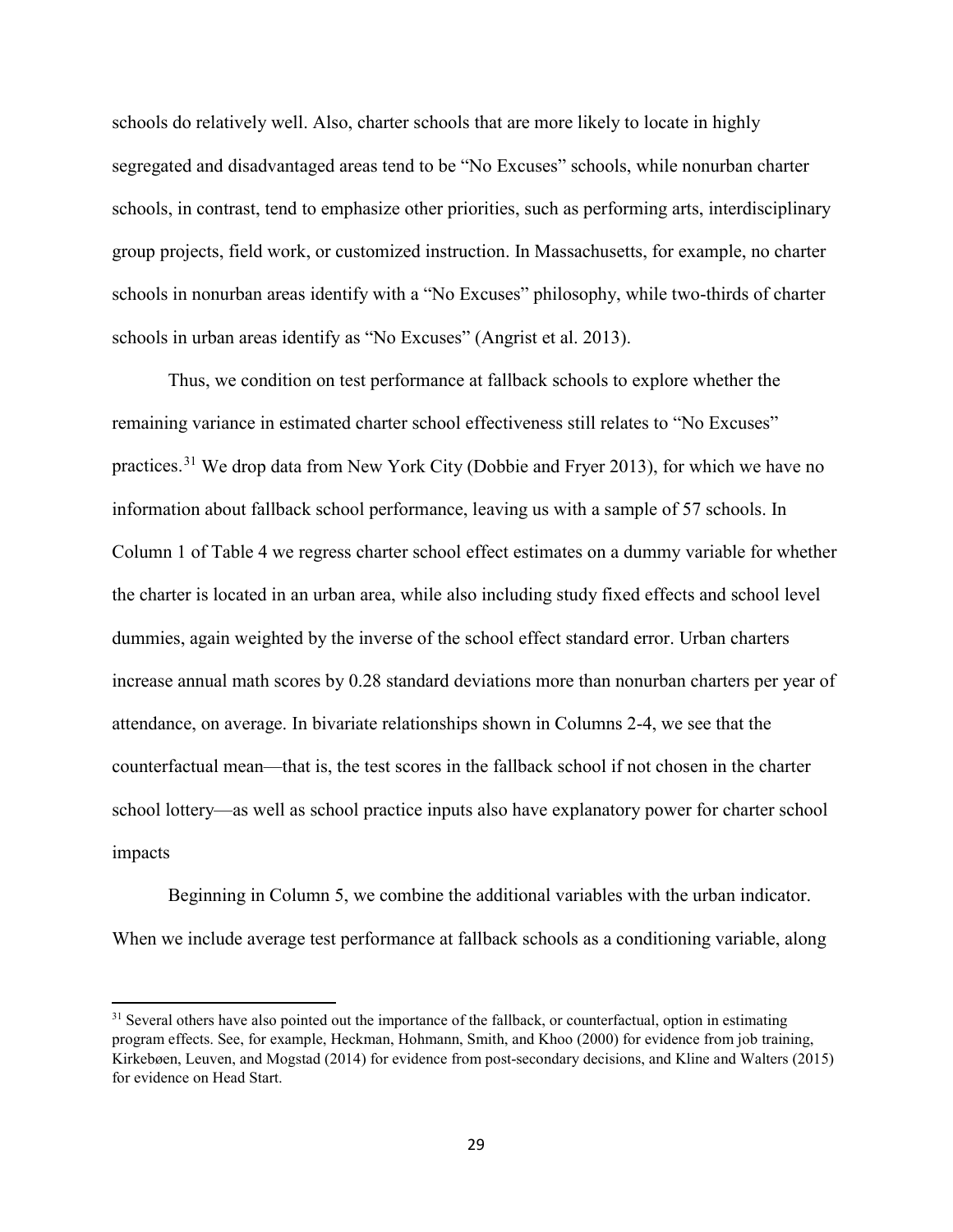schools do relatively well. Also, charter schools that are more likely to locate in highly segregated and disadvantaged areas tend to be "No Excuses" schools, while nonurban charter schools, in contrast, tend to emphasize other priorities, such as performing arts, interdisciplinary group projects, field work, or customized instruction. In Massachusetts, for example, no charter schools in nonurban areas identify with a "No Excuses" philosophy, while two-thirds of charter schools in urban areas identify as "No Excuses" (Angrist et al. 2013).

Thus, we condition on test performance at fallback schools to explore whether the remaining variance in estimated charter school effectiveness still relates to "No Excuses" practices.[31] We drop data from New York City (Dobbie and Fryer 2013), for which we have no information about fallback school performance, leaving us with a sample of 57 schools. In Column 1 of Table 4 we regress charter school effect estimates on a dummy variable for whether the charter is located in an urban area, while also including study fixed effects and school level dummies, again weighted by the inverse of the school effect standard error. Urban charters increase annual math scores by 0.28 standard deviations more than nonurban charters per year of attendance, on average. In bivariate relationships shown in Columns 2-4, we see that the counterfactual mean—that is, the test scores in the fallback school if not chosen in the charter school lottery—as well as school practice inputs also have explanatory power for charter school impacts

Beginning in Column 5, we combine the additional variables with the urban indicator. When we include average test performance at fallback schools as a conditioning variable, along

[31] Several others have also pointed out the importance of the fallback, or counterfactual, option in estimating program effects. See, for example, Heckman, Hohmann, Smith, and Khoo (2000) for evidence from job training, Kirkebøen, Leuven, and Mogstad (2014) for evidence from post-secondary decisions, and Kline and Walters (2015) for evidence on Head Start.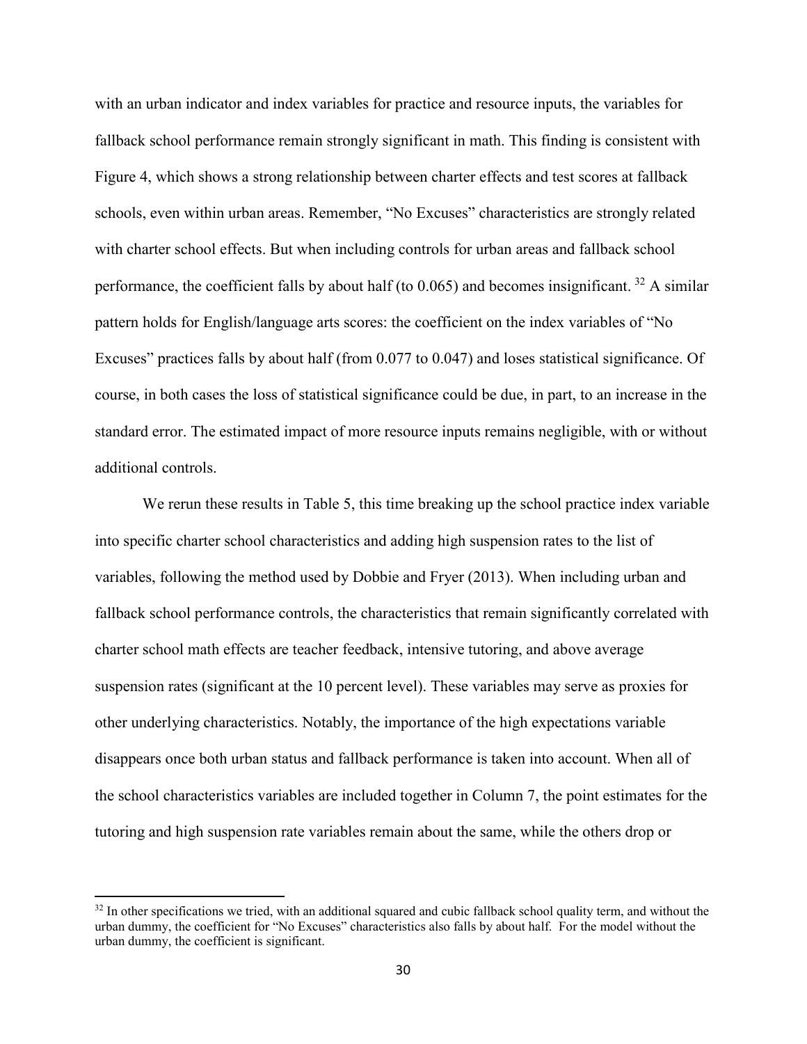with an urban indicator and index variables for practice and resource inputs, the variables for fallback school performance remain strongly significant in math. This finding is consistent with Figure 4, which shows a strong relationship between charter effects and test scores at fallback schools, even within urban areas. Remember, "No Excuses" characteristics are strongly related with charter school effects. But when including controls for urban areas and fallback school performance, the coefficient falls by about half (to 0.065) and becomes insignificant. [32] A similar pattern holds for English/language arts scores: the coefficient on the index variables of "No Excuses" practices falls by about half (from 0.077 to 0.047) and loses statistical significance. Of course, in both cases the loss of statistical significance could be due, in part, to an increase in the standard error. The estimated impact of more resource inputs remains negligible, with or without additional controls.

We rerun these results in Table 5, this time breaking up the school practice index variable into specific charter school characteristics and adding high suspension rates to the list of variables, following the method used by Dobbie and Fryer (2013). When including urban and fallback school performance controls, the characteristics that remain significantly correlated with charter school math effects are teacher feedback, intensive tutoring, and above average suspension rates (significant at the 10 percent level). These variables may serve as proxies for other underlying characteristics. Notably, the importance of the high expectations variable disappears once both urban status and fallback performance is taken into account. When all of the school characteristics variables are included together in Column 7, the point estimates for the tutoring and high suspension rate variables remain about the same, while the others drop or

[32] In other specifications we tried, with an additional squared and cubic fallback school quality term, and without the urban dummy, the coefficient for "No Excuses" characteristics also falls by about half. For the model without the urban dummy, the coefficient is significant.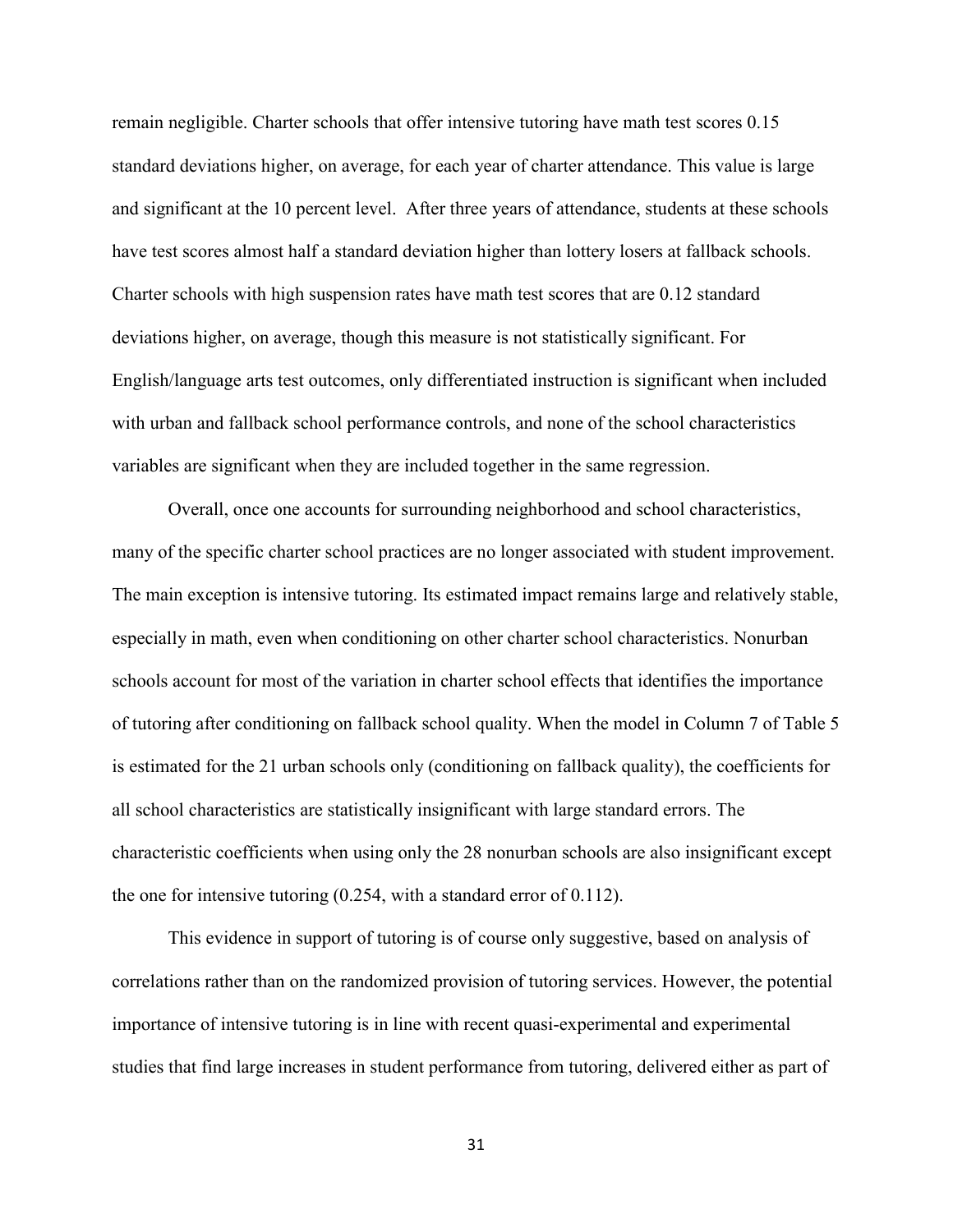remain negligible. Charter schools that offer intensive tutoring have math test scores 0.15 standard deviations higher, on average, for each year of charter attendance. This value is large and significant at the 10 percent level. After three years of attendance, students at these schools have test scores almost half a standard deviation higher than lottery losers at fallback schools. Charter schools with high suspension rates have math test scores that are 0.12 standard deviations higher, on average, though this measure is not statistically significant. For English/language arts test outcomes, only differentiated instruction is significant when included with urban and fallback school performance controls, and none of the school characteristics variables are significant when they are included together in the same regression.

Overall, once one accounts for surrounding neighborhood and school characteristics, many of the specific charter school practices are no longer associated with student improvement. The main exception is intensive tutoring. Its estimated impact remains large and relatively stable, especially in math, even when conditioning on other charter school characteristics. Nonurban schools account for most of the variation in charter school effects that identifies the importance of tutoring after conditioning on fallback school quality. When the model in Column 7 of Table 5 is estimated for the 21 urban schools only (conditioning on fallback quality), the coefficients for all school characteristics are statistically insignificant with large standard errors. The characteristic coefficients when using only the 28 nonurban schools are also insignificant except the one for intensive tutoring (0.254, with a standard error of 0.112).

This evidence in support of tutoring is of course only suggestive, based on analysis of correlations rather than on the randomized provision of tutoring services. However, the potential importance of intensive tutoring is in line with recent quasi-experimental and experimental studies that find large increases in student performance from tutoring, delivered either as part of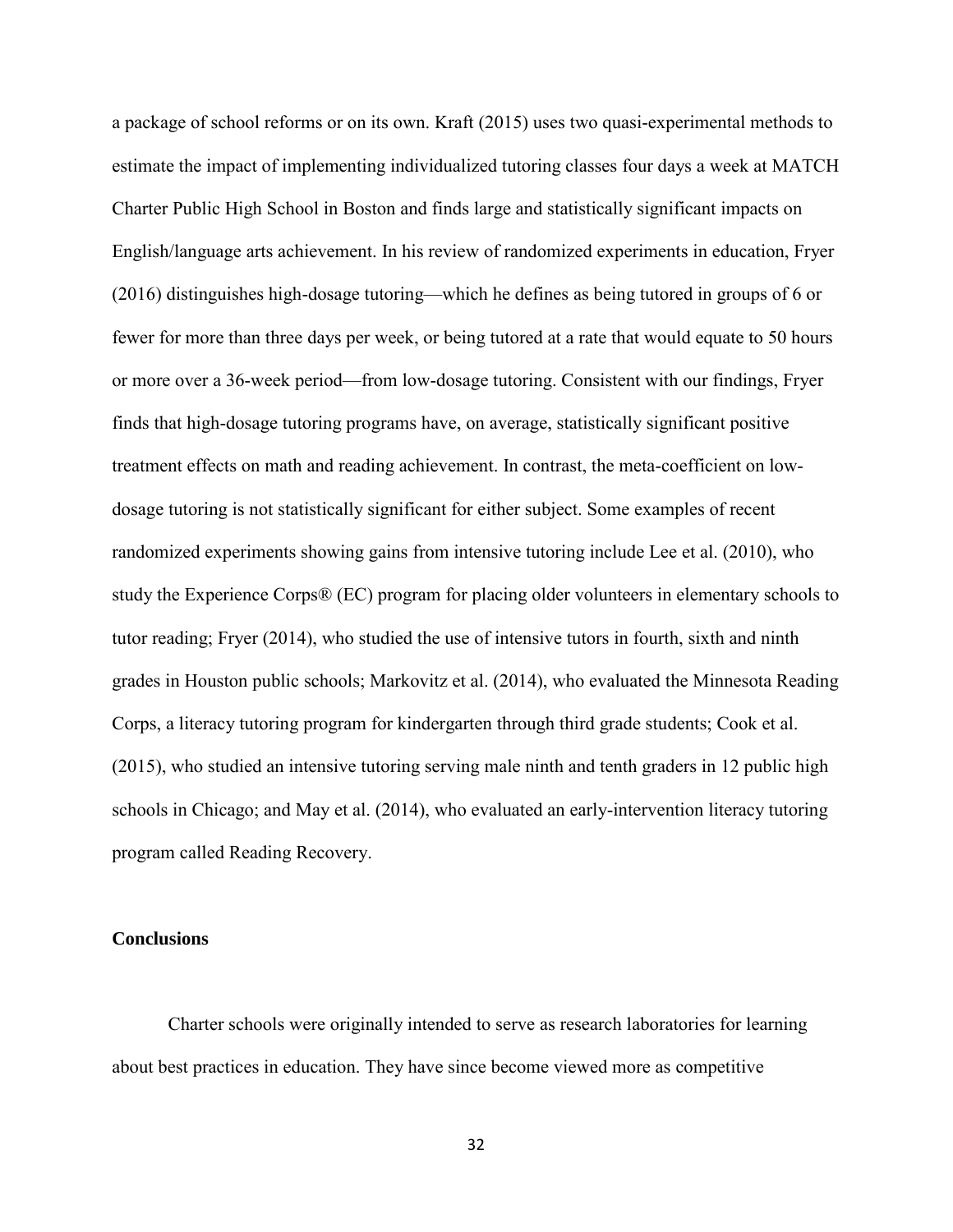a package of school reforms or on its own. Kraft (2015) uses two quasi-experimental methods to estimate the impact of implementing individualized tutoring classes four days a week at MATCH Charter Public High School in Boston and finds large and statistically significant impacts on English/language arts achievement. In his review of randomized experiments in education, Fryer (2016) distinguishes high-dosage tutoring—which he defines as being tutored in groups of 6 or fewer for more than three days per week, or being tutored at a rate that would equate to 50 hours or more over a 36-week period—from low-dosage tutoring. Consistent with our findings, Fryer finds that high-dosage tutoring programs have, on average, statistically significant positive treatment effects on math and reading achievement. In contrast, the meta-coefficient on low-dosage tutoring is not statistically significant for either subject. Some examples of recent randomized experiments showing gains from intensive tutoring include Lee et al. (2010), who study the Experience Corps® (EC) program for placing older volunteers in elementary schools to tutor reading; Fryer (2014), who studied the use of intensive tutors in fourth, sixth and ninth grades in Houston public schools; Markovitz et al. (2014), who evaluated the Minnesota Reading Corps, a literacy tutoring program for kindergarten through third grade students; Cook et al. (2015), who studied an intensive tutoring serving male ninth and tenth graders in 12 public high schools in Chicago; and May et al. (2014), who evaluated an early-intervention literacy tutoring program called Reading Recovery.

### Conclusions

Charter schools were originally intended to serve as research laboratories for learning about best practices in education. They have since become viewed more as competitive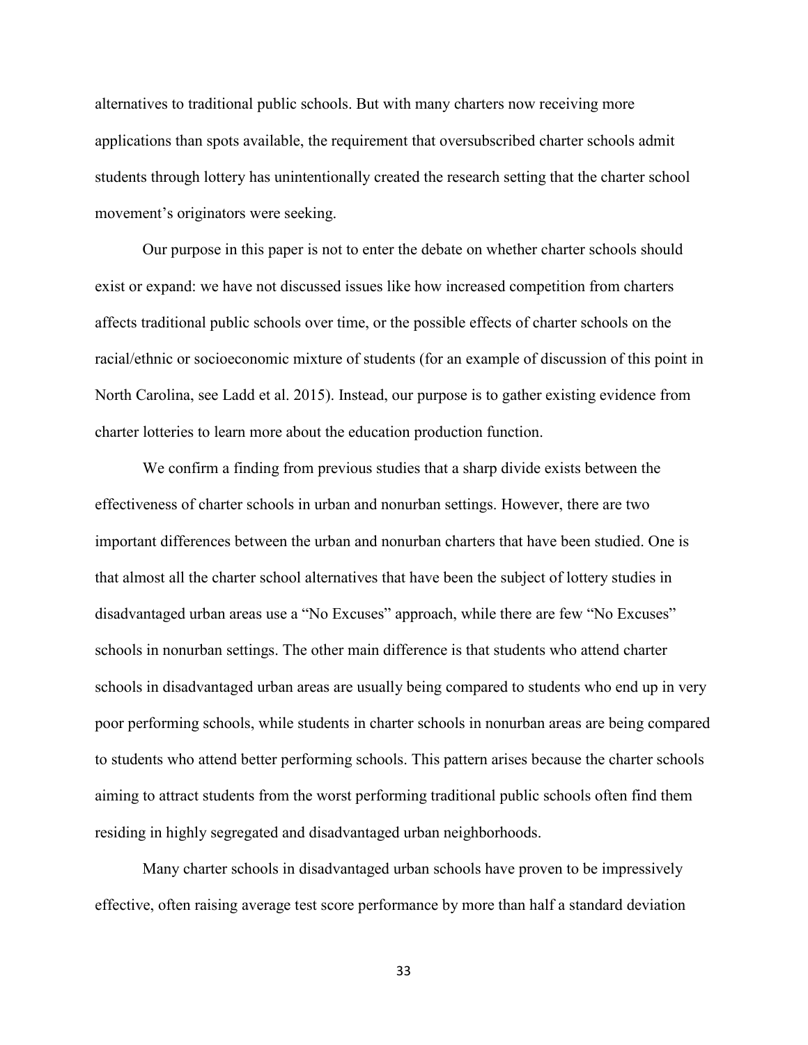alternatives to traditional public schools. But with many charters now receiving more applications than spots available, the requirement that oversubscribed charter schools admit students through lottery has unintentionally created the research setting that the charter school movement's originators were seeking.

Our purpose in this paper is not to enter the debate on whether charter schools should exist or expand: we have not discussed issues like how increased competition from charters affects traditional public schools over time, or the possible effects of charter schools on the racial/ethnic or socioeconomic mixture of students (for an example of discussion of this point in North Carolina, see Ladd et al. 2015). Instead, our purpose is to gather existing evidence from charter lotteries to learn more about the education production function.

We confirm a finding from previous studies that a sharp divide exists between the effectiveness of charter schools in urban and nonurban settings. However, there are two important differences between the urban and nonurban charters that have been studied. One is that almost all the charter school alternatives that have been the subject of lottery studies in disadvantaged urban areas use a "No Excuses" approach, while there are few "No Excuses" schools in nonurban settings. The other main difference is that students who attend charter schools in disadvantaged urban areas are usually being compared to students who end up in very poor performing schools, while students in charter schools in nonurban areas are being compared to students who attend better performing schools. This pattern arises because the charter schools aiming to attract students from the worst performing traditional public schools often find them residing in highly segregated and disadvantaged urban neighborhoods.

Many charter schools in disadvantaged urban schools have proven to be impressively effective, often raising average test score performance by more than half a standard deviation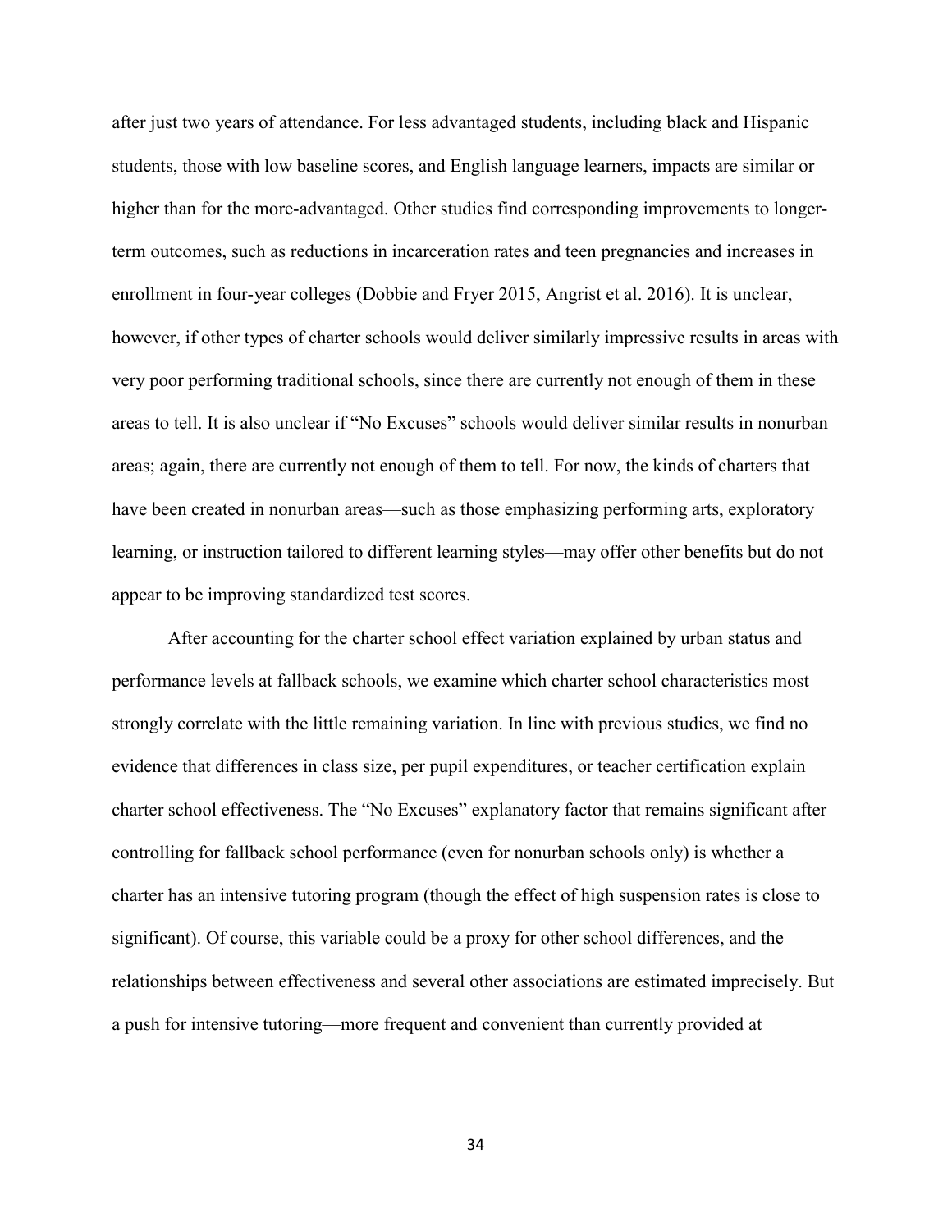after just two years of attendance. For less advantaged students, including black and Hispanic students, those with low baseline scores, and English language learners, impacts are similar or higher than for the more-advantaged. Other studies find corresponding improvements to longer-term outcomes, such as reductions in incarceration rates and teen pregnancies and increases in enrollment in four-year colleges (Dobbie and Fryer 2015, Angrist et al. 2016). It is unclear, however, if other types of charter schools would deliver similarly impressive results in areas with very poor performing traditional schools, since there are currently not enough of them in these areas to tell. It is also unclear if "No Excuses" schools would deliver similar results in nonurban areas; again, there are currently not enough of them to tell. For now, the kinds of charters that have been created in nonurban areas—such as those emphasizing performing arts, exploratory learning, or instruction tailored to different learning styles—may offer other benefits but do not appear to be improving standardized test scores.

After accounting for the charter school effect variation explained by urban status and performance levels at fallback schools, we examine which charter school characteristics most strongly correlate with the little remaining variation. In line with previous studies, we find no evidence that differences in class size, per pupil expenditures, or teacher certification explain charter school effectiveness. The "No Excuses" explanatory factor that remains significant after controlling for fallback school performance (even for nonurban schools only) is whether a charter has an intensive tutoring program (though the effect of high suspension rates is close to significant). Of course, this variable could be a proxy for other school differences, and the relationships between effectiveness and several other associations are estimated imprecisely. But a push for intensive tutoring—more frequent and convenient than currently provided at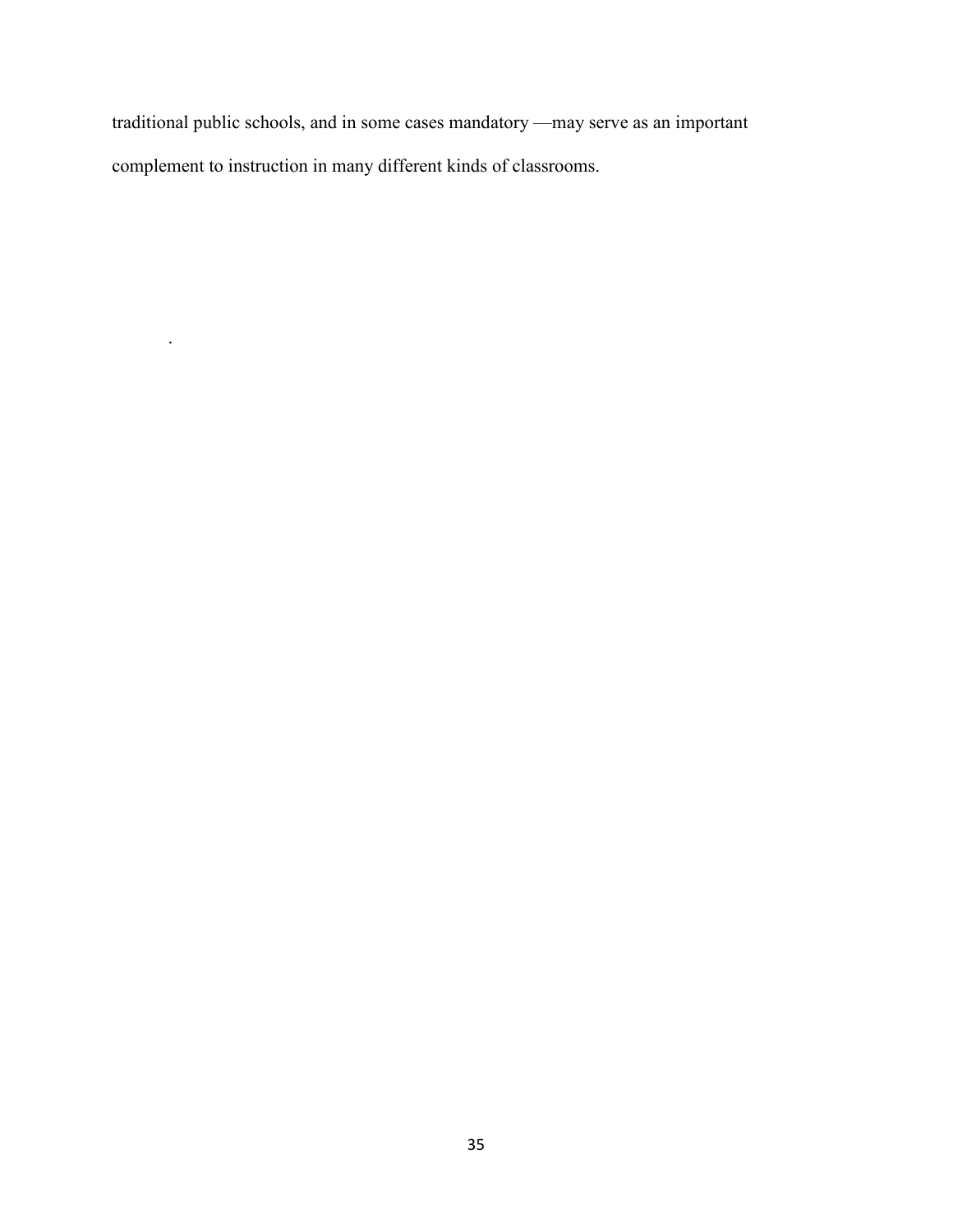traditional public schools, and in some cases mandatory —may serve as an important complement to instruction in many different kinds of classrooms.

.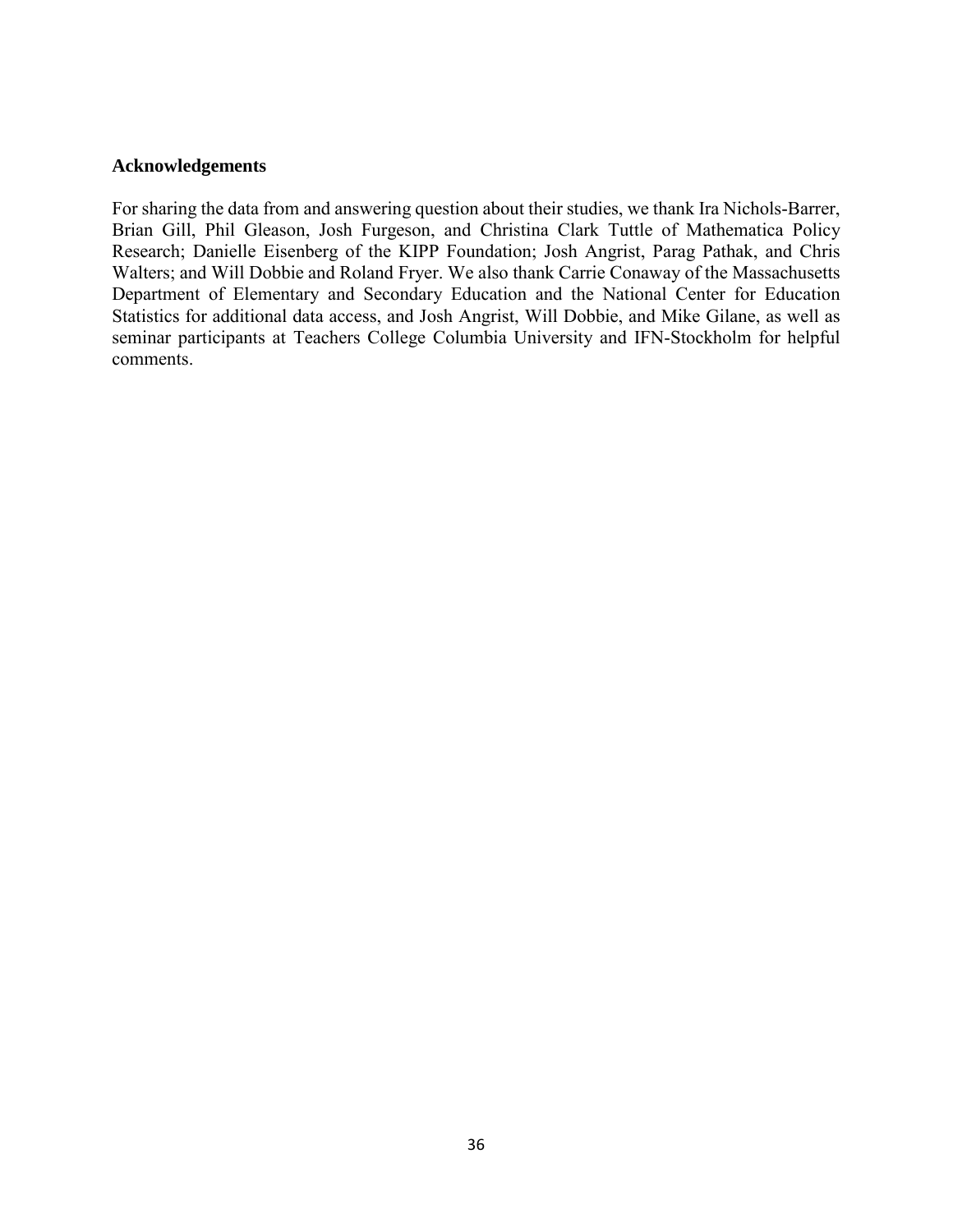## Acknowledgements

For sharing the data from and answering question about their studies, we thank Ira Nichols-Barrer, Brian Gill, Phil Gleason, Josh Furgeson, and Christina Clark Tuttle of Mathematica Policy Research; Danielle Eisenberg of the KIPP Foundation; Josh Angrist, Parag Pathak, and Chris Walters; and Will Dobbie and Roland Fryer. We also thank Carrie Conaway of the Massachusetts Department of Elementary and Secondary Education and the National Center for Education Statistics for additional data access, and Josh Angrist, Will Dobbie, and Mike Gilane, as well as seminar participants at Teachers College Columbia University and IFN-Stockholm for helpful comments.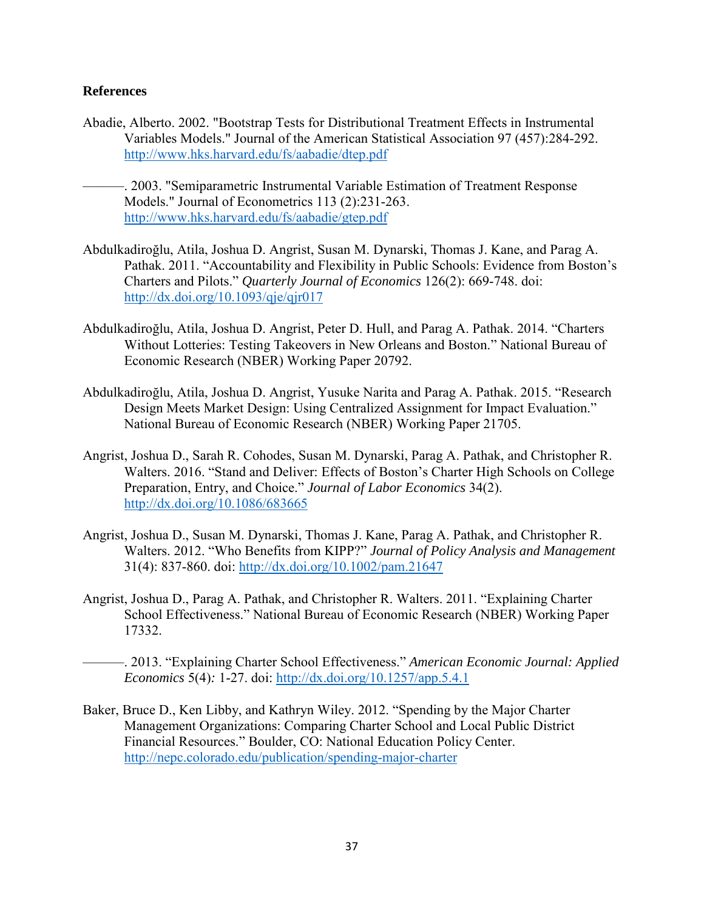**References**

Abadie, Alberto. 2002. "Bootstrap Tests for Distributional Treatment Effects in Instrumental Variables Models." Journal of the American Statistical Association 97 (457):284-292. http://www.hks.harvard.edu/fs/aabadie/dtep.pdf

———. 2003. "Semiparametric Instrumental Variable Estimation of Treatment Response Models." Journal of Econometrics 113 (2):231-263. http://www.hks.harvard.edu/fs/aabadie/gtep.pdf

Abdulkadiroğlu, Atila, Joshua D. Angrist, Susan M. Dynarski, Thomas J. Kane, and Parag A. Pathak. 2011. "Accountability and Flexibility in Public Schools: Evidence from Boston's Charters and Pilots." *Quarterly Journal of Economics* 126(2): 669-748. doi: http://dx.doi.org/10.1093/qje/qjr017

Abdulkadiroğlu, Atila, Joshua D. Angrist, Peter D. Hull, and Parag A. Pathak. 2014. "Charters Without Lotteries: Testing Takeovers in New Orleans and Boston." National Bureau of Economic Research (NBER) Working Paper 20792.

Abdulkadiroğlu, Atila, Joshua D. Angrist, Yusuke Narita and Parag A. Pathak. 2015. "Research Design Meets Market Design: Using Centralized Assignment for Impact Evaluation." National Bureau of Economic Research (NBER) Working Paper 21705.

Angrist, Joshua D., Sarah R. Cohodes, Susan M. Dynarski, Parag A. Pathak, and Christopher R. Walters. 2016. "Stand and Deliver: Effects of Boston's Charter High Schools on College Preparation, Entry, and Choice." *Journal of Labor Economics* 34(2). http://dx.doi.org/10.1086/683665

Angrist, Joshua D., Susan M. Dynarski, Thomas J. Kane, Parag A. Pathak, and Christopher R. Walters. 2012. "Who Benefits from KIPP?" *Journal of Policy Analysis and Management* 31(4): 837-860. doi: http://dx.doi.org/10.1002/pam.21647

Angrist, Joshua D., Parag A. Pathak, and Christopher R. Walters. 2011. "Explaining Charter School Effectiveness." National Bureau of Economic Research (NBER) Working Paper 17332.

———. 2013. "Explaining Charter School Effectiveness." *American Economic Journal: Applied Economics* 5(4)*:* 1-27. doi: http://dx.doi.org/10.1257/app.5.4.1

Baker, Bruce D., Ken Libby, and Kathryn Wiley. 2012. "Spending by the Major Charter Management Organizations: Comparing Charter School and Local Public District Financial Resources." Boulder, CO: National Education Policy Center. http://nepc.colorado.edu/publication/spending-major-charter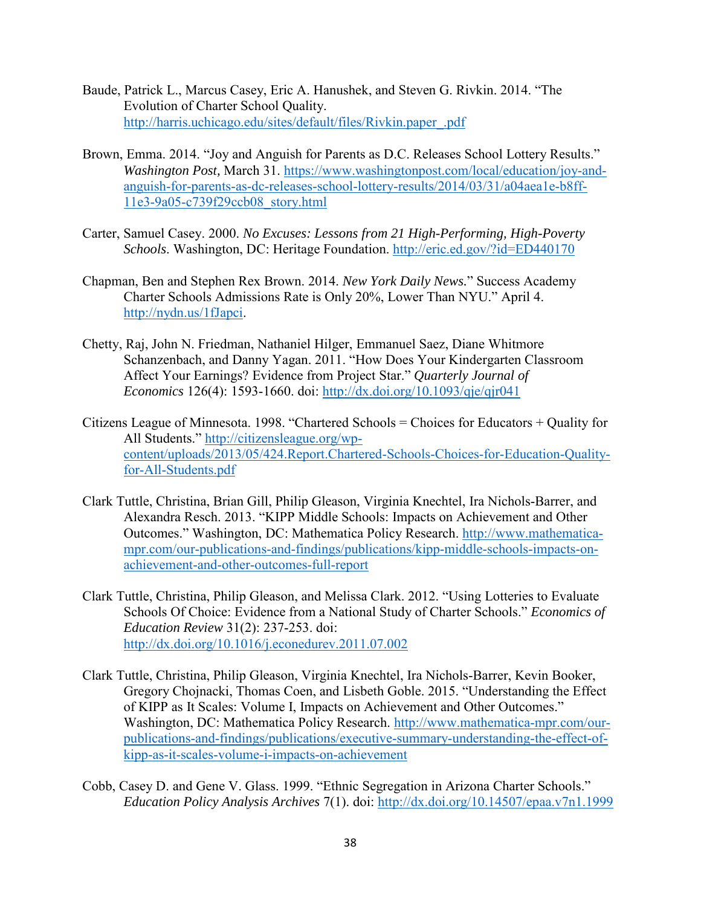Baude, Patrick L., Marcus Casey, Eric A. Hanushek, and Steven G. Rivkin. 2014. "The Evolution of Charter School Quality. http://harris.uchicago.edu/sites/default/files/Rivkin.paper_.pdf

Brown, Emma. 2014. "Joy and Anguish for Parents as D.C. Releases School Lottery Results." *Washington Post,* March 31. https://www.washingtonpost.com/local/education/joy-and-anguish-for-parents-as-dc-releases-school-lottery-results/2014/03/31/a04aea1e-b8ff-11e3-9a05-c739f29ccb08_story.html

Carter, Samuel Casey. 2000. *No Excuses: Lessons from 21 High-Performing, High-Poverty Schools*. Washington, DC: Heritage Foundation. http://eric.ed.gov/?id=ED440170

Chapman, Ben and Stephen Rex Brown. 2014. *New York Daily News.*" Success Academy Charter Schools Admissions Rate is Only 20%, Lower Than NYU." April 4. http://nydn.us/1fJapci.

Chetty, Raj, John N. Friedman, Nathaniel Hilger, Emmanuel Saez, Diane Whitmore Schanzenbach, and Danny Yagan. 2011. "How Does Your Kindergarten Classroom Affect Your Earnings? Evidence from Project Star." *Quarterly Journal of Economics* 126(4): 1593-1660. doi: http://dx.doi.org/10.1093/qje/qjr041

Citizens League of Minnesota. 1998. "Chartered Schools = Choices for Educators + Quality for All Students." http://citizensleague.org/wp-content/uploads/2013/05/424.Report.Chartered-Schools-Choices-for-Education-Quality-for-All-Students.pdf

Clark Tuttle, Christina, Brian Gill, Philip Gleason, Virginia Knechtel, Ira Nichols-Barrer, and Alexandra Resch. 2013. "KIPP Middle Schools: Impacts on Achievement and Other Outcomes." Washington, DC: Mathematica Policy Research. http://www.mathematica-mpr.com/our-publications-and-findings/publications/kipp-middle-schools-impacts-on-achievement-and-other-outcomes-full-report

Clark Tuttle, Christina, Philip Gleason, and Melissa Clark. 2012. "Using Lotteries to Evaluate Schools Of Choice: Evidence from a National Study of Charter Schools." *Economics of Education Review* 31(2): 237-253. doi: http://dx.doi.org/10.1016/j.econedurev.2011.07.002

Clark Tuttle, Christina, Philip Gleason, Virginia Knechtel, Ira Nichols-Barrer, Kevin Booker, Gregory Chojnacki, Thomas Coen, and Lisbeth Goble. 2015. "Understanding the Effect of KIPP as It Scales: Volume I, Impacts on Achievement and Other Outcomes." Washington, DC: Mathematica Policy Research. http://www.mathematica-mpr.com/our-publications-and-findings/publications/executive-summary-understanding-the-effect-of-kipp-as-it-scales-volume-i-impacts-on-achievement

Cobb, Casey D. and Gene V. Glass. 1999. "Ethnic Segregation in Arizona Charter Schools." *Education Policy Analysis Archives* 7(1). doi: http://dx.doi.org/10.14507/epaa.v7n1.1999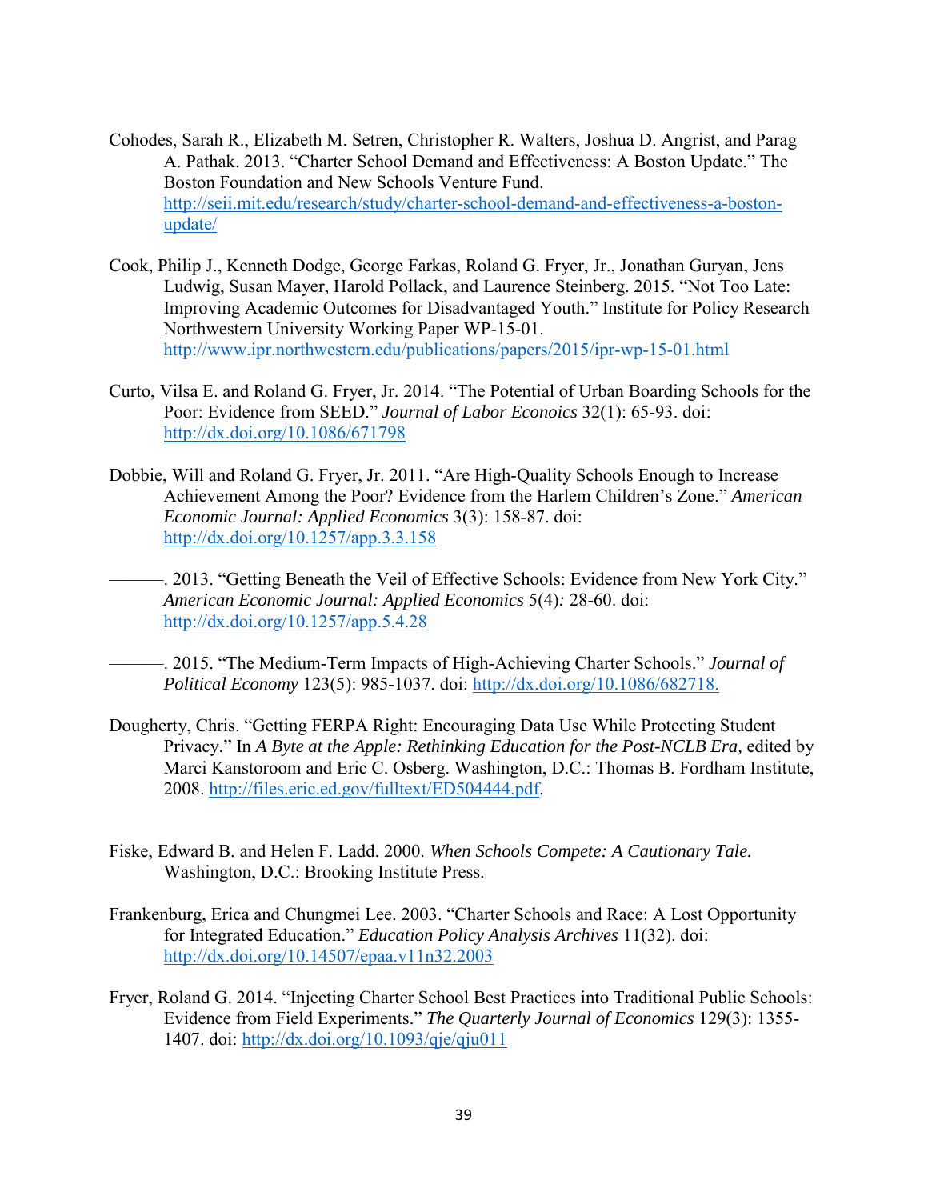Cohodes, Sarah R., Elizabeth M. Setren, Christopher R. Walters, Joshua D. Angrist, and Parag A. Pathak. 2013. "Charter School Demand and Effectiveness: A Boston Update." The Boston Foundation and New Schools Venture Fund. http://seii.mit.edu/research/study/charter-school-demand-and-effectiveness-a-boston-update/

Cook, Philip J., Kenneth Dodge, George Farkas, Roland G. Fryer, Jr., Jonathan Guryan, Jens Ludwig, Susan Mayer, Harold Pollack, and Laurence Steinberg. 2015. "Not Too Late: Improving Academic Outcomes for Disadvantaged Youth." Institute for Policy Research Northwestern University Working Paper WP-15-01. http://www.ipr.northwestern.edu/publications/papers/2015/ipr-wp-15-01.html

Curto, Vilsa E. and Roland G. Fryer, Jr. 2014. "The Potential of Urban Boarding Schools for the Poor: Evidence from SEED." *Journal of Labor Econoics* 32(1): 65-93. doi: http://dx.doi.org/10.1086/671798

Dobbie, Will and Roland G. Fryer, Jr. 2011. "Are High-Quality Schools Enough to Increase Achievement Among the Poor? Evidence from the Harlem Children's Zone." *American Economic Journal: Applied Economics* 3(3): 158-87. doi: http://dx.doi.org/10.1257/app.3.3.158

———. 2013. "Getting Beneath the Veil of Effective Schools: Evidence from New York City." *American Economic Journal: Applied Economics* 5(4)*:* 28-60. doi: http://dx.doi.org/10.1257/app.5.4.28

———. 2015. "The Medium-Term Impacts of High-Achieving Charter Schools." *Journal of Political Economy* 123(5): 985-1037. doi: http://dx.doi.org/10.1086/682718.

Dougherty, Chris. "Getting FERPA Right: Encouraging Data Use While Protecting Student Privacy." In *A Byte at the Apple: Rethinking Education for the Post-NCLB Era,* edited by Marci Kanstoroom and Eric C. Osberg. Washington, D.C.: Thomas B. Fordham Institute, 2008. http://files.eric.ed.gov/fulltext/ED504444.pdf.

Fiske, Edward B. and Helen F. Ladd. 2000. *When Schools Compete: A Cautionary Tale.* Washington, D.C.: Brooking Institute Press.

Frankenburg, Erica and Chungmei Lee. 2003. "Charter Schools and Race: A Lost Opportunity for Integrated Education." *Education Policy Analysis Archives* 11(32). doi: http://dx.doi.org/10.14507/epaa.v11n32.2003

Fryer, Roland G. 2014. "Injecting Charter School Best Practices into Traditional Public Schools: Evidence from Field Experiments." *The Quarterly Journal of Economics* 129(3): 1355-1407. doi: http://dx.doi.org/10.1093/qje/qju011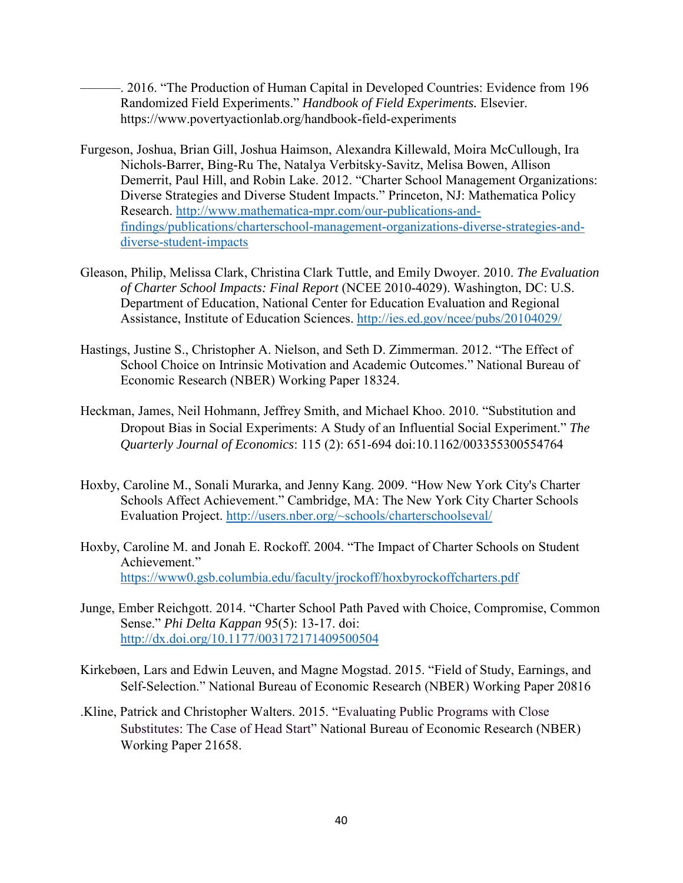———. 2016. "The Production of Human Capital in Developed Countries: Evidence from 196 Randomized Field Experiments." *Handbook of Field Experiments.* Elsevier. https://www.povertyactionlab.org/handbook-field-experiments

Furgeson, Joshua, Brian Gill, Joshua Haimson, Alexandra Killewald, Moira McCullough, Ira Nichols-Barrer, Bing-Ru The, Natalya Verbitsky-Savitz, Melisa Bowen, Allison Demerrit, Paul Hill, and Robin Lake. 2012. "Charter School Management Organizations: Diverse Strategies and Diverse Student Impacts." Princeton, NJ: Mathematica Policy Research. http://www.mathematica-mpr.com/our-publications-and-findings/publications/charterschool-management-organizations-diverse-strategies-and-diverse-student-impacts

Gleason, Philip, Melissa Clark, Christina Clark Tuttle, and Emily Dwoyer. 2010. *The Evaluation of Charter School Impacts: Final Report* (NCEE 2010-4029). Washington, DC: U.S. Department of Education, National Center for Education Evaluation and Regional Assistance, Institute of Education Sciences. http://ies.ed.gov/ncee/pubs/20104029/

Hastings, Justine S., Christopher A. Nielson, and Seth D. Zimmerman. 2012. "The Effect of School Choice on Intrinsic Motivation and Academic Outcomes." National Bureau of Economic Research (NBER) Working Paper 18324.

Heckman, James, Neil Hohmann, Jeffrey Smith, and Michael Khoo. 2010. "Substitution and Dropout Bias in Social Experiments: A Study of an Influential Social Experiment." *The Quarterly Journal of Economics*: 115 (2): 651-694 doi:10.1162/003355300554764

Hoxby, Caroline M., Sonali Murarka, and Jenny Kang. 2009. "How New York City's Charter Schools Affect Achievement." Cambridge, MA: The New York City Charter Schools Evaluation Project. http://users.nber.org/~schools/charterschoolseval/

Hoxby, Caroline M. and Jonah E. Rockoff. 2004. "The Impact of Charter Schools on Student Achievement." https://www0.gsb.columbia.edu/faculty/jrockoff/hoxbyrockoffcharters.pdf

Junge, Ember Reichgott. 2014. "Charter School Path Paved with Choice, Compromise, Common Sense." *Phi Delta Kappan* 95(5): 13-17. doi: http://dx.doi.org/10.1177/003172171409500504

Kirkebøen, Lars and Edwin Leuven, and Magne Mogstad. 2015. "Field of Study, Earnings, and Self-Selection." National Bureau of Economic Research (NBER) Working Paper 20816

.Kline, Patrick and Christopher Walters. 2015. "Evaluating Public Programs with Close Substitutes: The Case of Head Start" National Bureau of Economic Research (NBER) Working Paper 21658.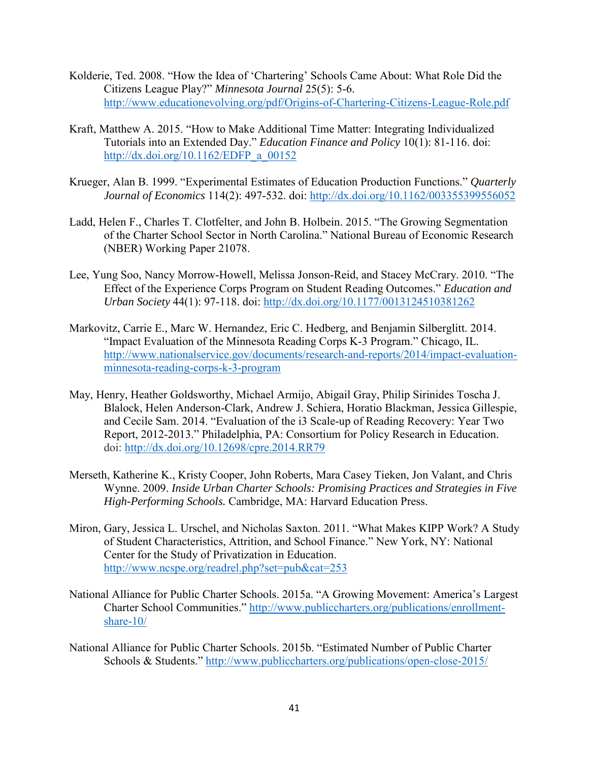Kolderie, Ted. 2008. "How the Idea of 'Chartering' Schools Came About: What Role Did the Citizens League Play?" *Minnesota Journal* 25(5): 5-6. http://www.educationevolving.org/pdf/Origins-of-Chartering-Citizens-League-Role.pdf

Kraft, Matthew A. 2015. "How to Make Additional Time Matter: Integrating Individualized Tutorials into an Extended Day." *Education Finance and Policy* 10(1): 81-116. doi: http://dx.doi.org/10.1162/EDFP_a_00152

Krueger, Alan B. 1999. "Experimental Estimates of Education Production Functions." *Quarterly Journal of Economics* 114(2): 497-532. doi: http://dx.doi.org/10.1162/003355399556052

Ladd, Helen F., Charles T. Clotfelter, and John B. Holbein. 2015. "The Growing Segmentation of the Charter School Sector in North Carolina." National Bureau of Economic Research (NBER) Working Paper 21078.

Lee, Yung Soo, Nancy Morrow-Howell, Melissa Jonson-Reid, and Stacey McCrary. 2010. "The Effect of the Experience Corps Program on Student Reading Outcomes." *Education and Urban Society* 44(1): 97-118. doi: http://dx.doi.org/10.1177/0013124510381262

Markovitz, Carrie E., Marc W. Hernandez, Eric C. Hedberg, and Benjamin Silberglitt. 2014. "Impact Evaluation of the Minnesota Reading Corps K-3 Program." Chicago, IL. http://www.nationalservice.gov/documents/research-and-reports/2014/impact-evaluation-minnesota-reading-corps-k-3-program

May, Henry, Heather Goldsworthy, Michael Armijo, Abigail Gray, Philip Sirinides Toscha J. Blalock, Helen Anderson-Clark, Andrew J. Schiera, Horatio Blackman, Jessica Gillespie, and Cecile Sam. 2014. "Evaluation of the i3 Scale-up of Reading Recovery: Year Two Report, 2012-2013." Philadelphia, PA: Consortium for Policy Research in Education. doi: http://dx.doi.org/10.12698/cpre.2014.RR79

Merseth, Katherine K., Kristy Cooper, John Roberts, Mara Casey Tieken, Jon Valant, and Chris Wynne. 2009. *Inside Urban Charter Schools: Promising Practices and Strategies in Five High-Performing Schools.* Cambridge, MA: Harvard Education Press.

Miron, Gary, Jessica L. Urschel, and Nicholas Saxton. 2011. "What Makes KIPP Work? A Study of Student Characteristics, Attrition, and School Finance." New York, NY: National Center for the Study of Privatization in Education. http://www.ncspe.org/readrel.php?set=pub&cat=253

National Alliance for Public Charter Schools. 2015a. "A Growing Movement: America's Largest Charter School Communities." http://www.publiccharters.org/publications/enrollment-share-10/

National Alliance for Public Charter Schools. 2015b. "Estimated Number of Public Charter Schools & Students." http://www.publiccharters.org/publications/open-close-2015/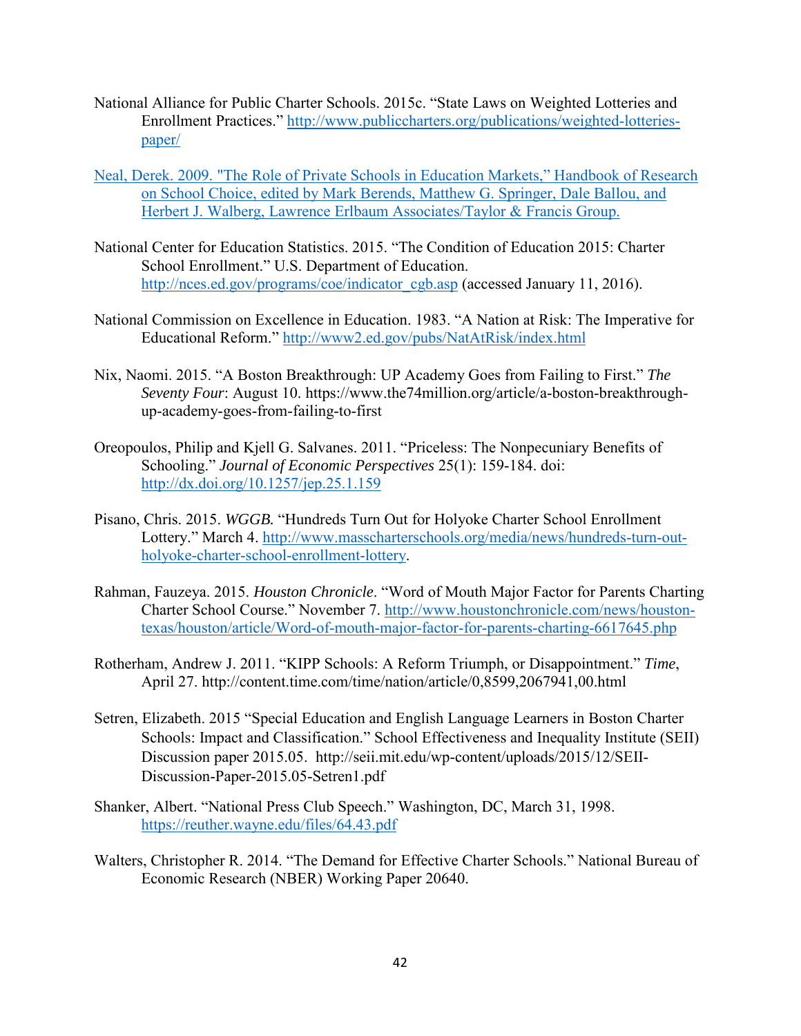National Alliance for Public Charter Schools. 2015c. “State Laws on Weighted Lotteries and Enrollment Practices.” http://www.publiccharters.org/publications/weighted-lotteries-paper/

Neal, Derek. 2009. "The Role of Private Schools in Education Markets,” Handbook of Research on School Choice, edited by Mark Berends, Matthew G. Springer, Dale Ballou, and Herbert J. Walberg, Lawrence Erlbaum Associates/Taylor & Francis Group.

National Center for Education Statistics. 2015. “The Condition of Education 2015: Charter School Enrollment.” U.S. Department of Education. http://nces.ed.gov/programs/coe/indicator_cgb.asp (accessed January 11, 2016).

National Commission on Excellence in Education. 1983. “A Nation at Risk: The Imperative for Educational Reform.” http://www2.ed.gov/pubs/NatAtRisk/index.html

Nix, Naomi. 2015. “A Boston Breakthrough: UP Academy Goes from Failing to First.” *The Seventy Four*: August 10. https://www.the74million.org/article/a-boston-breakthrough-up-academy-goes-from-failing-to-first

Oreopoulos, Philip and Kjell G. Salvanes. 2011. “Priceless: The Nonpecuniary Benefits of Schooling.” *Journal of Economic Perspectives* 25(1): 159-184. doi: http://dx.doi.org/10.1257/jep.25.1.159

Pisano, Chris. 2015. *WGGB.* “Hundreds Turn Out for Holyoke Charter School Enrollment Lottery.” March 4. http://www.masscharterschools.org/media/news/hundreds-turn-out-holyoke-charter-school-enrollment-lottery.

Rahman, Fauzeya. 2015. *Houston Chronicle*. “Word of Mouth Major Factor for Parents Charting Charter School Course.” November 7. http://www.houstonchronicle.com/news/houston-texas/houston/article/Word-of-mouth-major-factor-for-parents-charting-6617645.php

Rotherham, Andrew J. 2011. “KIPP Schools: A Reform Triumph, or Disappointment.” *Time*, April 27. http://content.time.com/time/nation/article/0,8599,2067941,00.html

Setren, Elizabeth. 2015 “Special Education and English Language Learners in Boston Charter Schools: Impact and Classification.” School Effectiveness and Inequality Institute (SEII) Discussion paper 2015.05. http://seii.mit.edu/wp-content/uploads/2015/12/SEII-Discussion-Paper-2015.05-Setren1.pdf

Shanker, Albert. “National Press Club Speech.” Washington, DC, March 31, 1998. https://reuther.wayne.edu/files/64.43.pdf

Walters, Christopher R. 2014. “The Demand for Effective Charter Schools.” National Bureau of Economic Research (NBER) Working Paper 20640.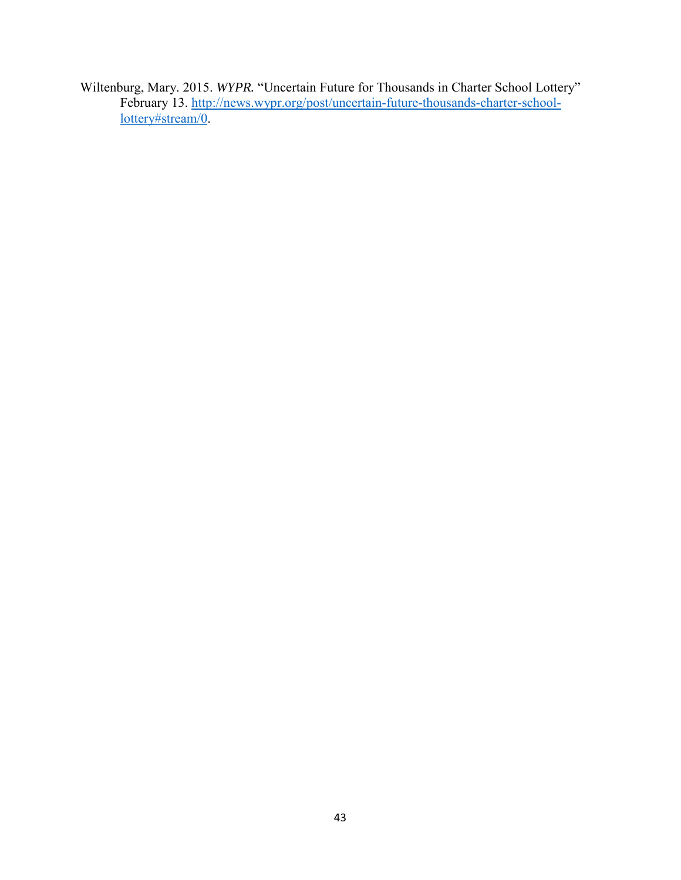Wiltenburg, Mary. 2015. *WYPR.* "Uncertain Future for Thousands in Charter School Lottery" February 13. [http://news.wypr.org/post/uncertain-future-thousands-charter-school-lottery#stream/0](http://news.wypr.org/post/uncertain-future-thousands-charter-school-lottery#stream/0).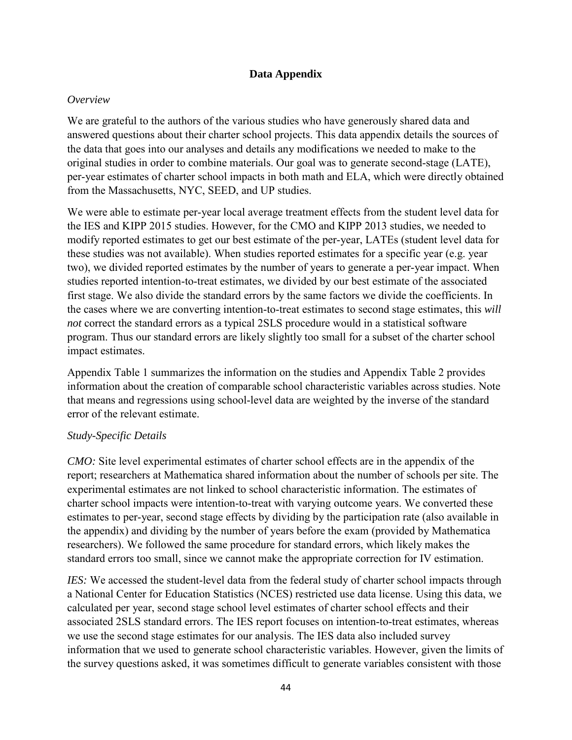## Data Appendix

*Overview*

We are grateful to the authors of the various studies who have generously shared data and answered questions about their charter school projects. This data appendix details the sources of the data that goes into our analyses and details any modifications we needed to make to the original studies in order to combine materials. Our goal was to generate second-stage (LATE), per-year estimates of charter school impacts in both math and ELA, which were directly obtained from the Massachusetts, NYC, SEED, and UP studies.

We were able to estimate per-year local average treatment effects from the student level data for the IES and KIPP 2015 studies. However, for the CMO and KIPP 2013 studies, we needed to modify reported estimates to get our best estimate of the per-year, LATEs (student level data for these studies was not available). When studies reported estimates for a specific year (e.g. year two), we divided reported estimates by the number of years to generate a per-year impact. When studies reported intention-to-treat estimates, we divided by our best estimate of the associated first stage. We also divide the standard errors by the same factors we divide the coefficients. In the cases where we are converting intention-to-treat estimates to second stage estimates, this *will not* correct the standard errors as a typical 2SLS procedure would in a statistical software program. Thus our standard errors are likely slightly too small for a subset of the charter school impact estimates.

Appendix Table 1 summarizes the information on the studies and Appendix Table 2 provides information about the creation of comparable school characteristic variables across studies. Note that means and regressions using school-level data are weighted by the inverse of the standard error of the relevant estimate.

*Study-Specific Details*

*CMO:* Site level experimental estimates of charter school effects are in the appendix of the report; researchers at Mathematica shared information about the number of schools per site. The experimental estimates are not linked to school characteristic information. The estimates of charter school impacts were intention-to-treat with varying outcome years. We converted these estimates to per-year, second stage effects by dividing by the participation rate (also available in the appendix) and dividing by the number of years before the exam (provided by Mathematica researchers). We followed the same procedure for standard errors, which likely makes the standard errors too small, since we cannot make the appropriate correction for IV estimation.

*IES:* We accessed the student-level data from the federal study of charter school impacts through a National Center for Education Statistics (NCES) restricted use data license. Using this data, we calculated per year, second stage school level estimates of charter school effects and their associated 2SLS standard errors. The IES report focuses on intention-to-treat estimates, whereas we use the second stage estimates for our analysis. The IES data also included survey information that we used to generate school characteristic variables. However, given the limits of the survey questions asked, it was sometimes difficult to generate variables consistent with those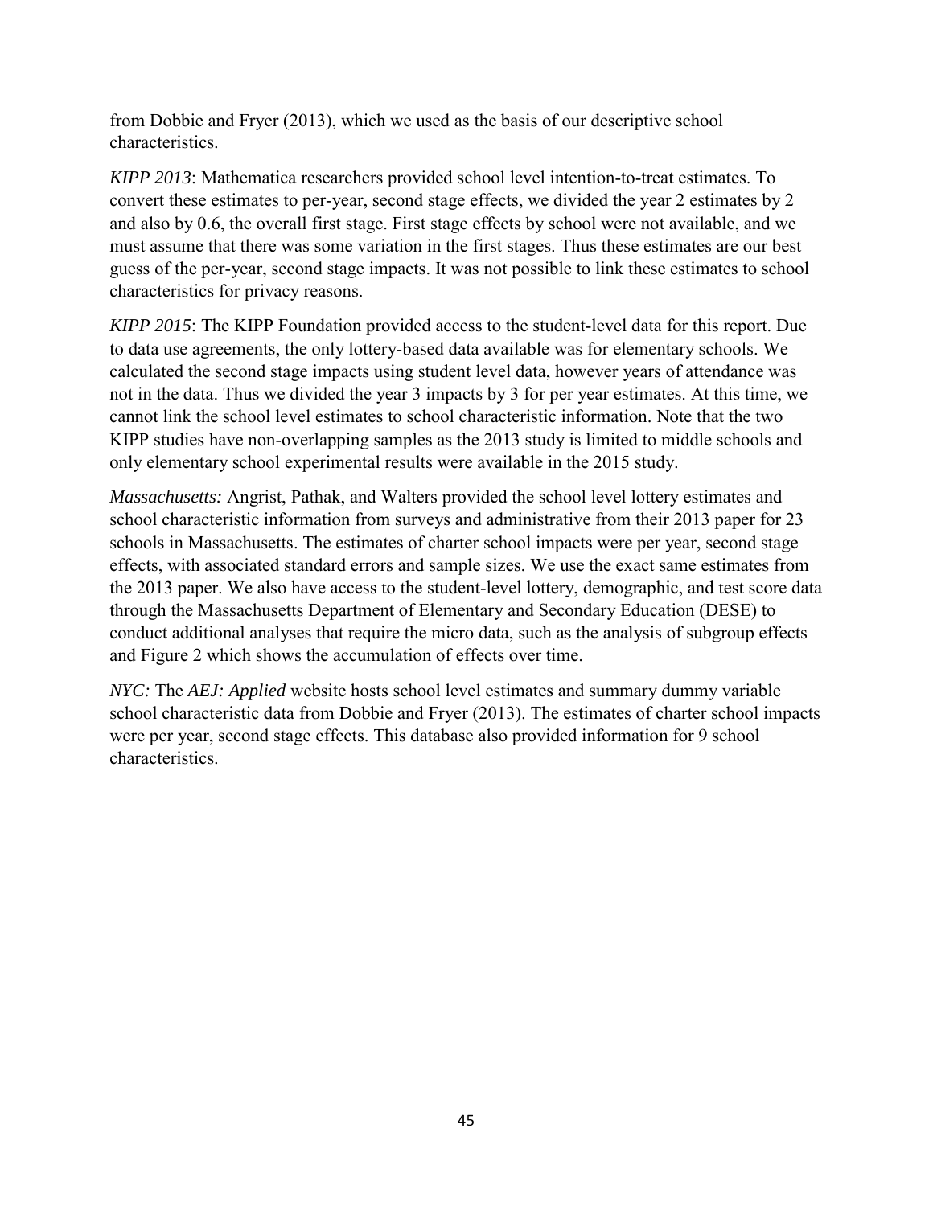from Dobbie and Fryer (2013), which we used as the basis of our descriptive school characteristics.

*KIPP 2013*: Mathematica researchers provided school level intention-to-treat estimates. To convert these estimates to per-year, second stage effects, we divided the year 2 estimates by 2 and also by 0.6, the overall first stage. First stage effects by school were not available, and we must assume that there was some variation in the first stages. Thus these estimates are our best guess of the per-year, second stage impacts. It was not possible to link these estimates to school characteristics for privacy reasons.

*KIPP 2015*: The KIPP Foundation provided access to the student-level data for this report. Due to data use agreements, the only lottery-based data available was for elementary schools. We calculated the second stage impacts using student level data, however years of attendance was not in the data. Thus we divided the year 3 impacts by 3 for per year estimates. At this time, we cannot link the school level estimates to school characteristic information. Note that the two KIPP studies have non-overlapping samples as the 2013 study is limited to middle schools and only elementary school experimental results were available in the 2015 study.

*Massachusetts:* Angrist, Pathak, and Walters provided the school level lottery estimates and school characteristic information from surveys and administrative from their 2013 paper for 23 schools in Massachusetts. The estimates of charter school impacts were per year, second stage effects, with associated standard errors and sample sizes. We use the exact same estimates from the 2013 paper. We also have access to the student-level lottery, demographic, and test score data through the Massachusetts Department of Elementary and Secondary Education (DESE) to conduct additional analyses that require the micro data, such as the analysis of subgroup effects and Figure 2 which shows the accumulation of effects over time.

*NYC:* The *AEJ: Applied* website hosts school level estimates and summary dummy variable school characteristic data from Dobbie and Fryer (2013). The estimates of charter school impacts were per year, second stage effects. This database also provided information for 9 school characteristics.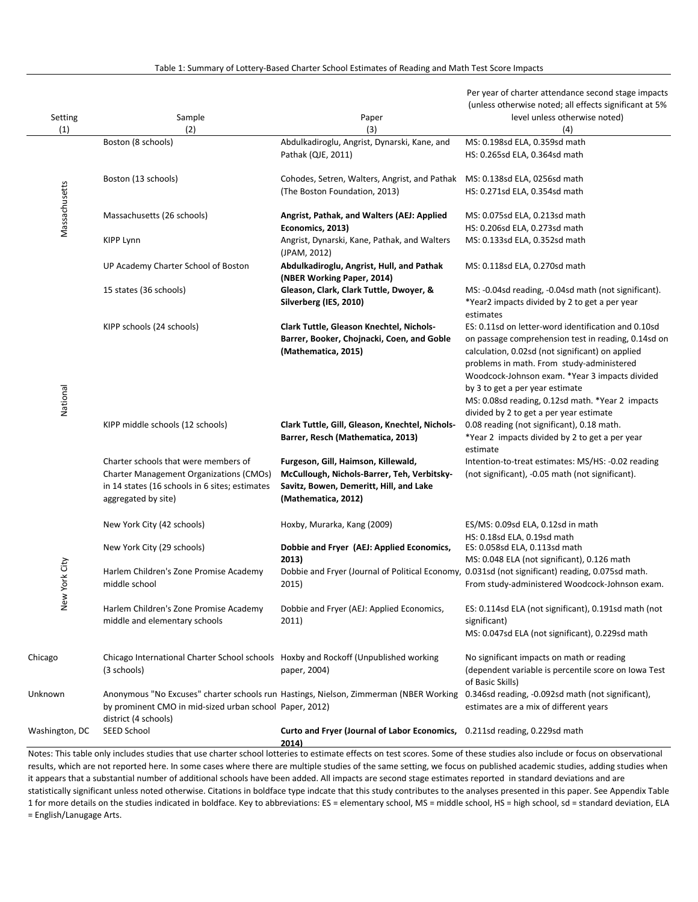Table 1: Summary of Lottery-Based Charter School Estimates of Reading and Math Test Score Impacts

| Setting (1) | Sample (2) | Paper (3) | Per year of charter attendance second stage impacts (unless otherwise noted; all effects significant at 5% level unless otherwise noted) (4) |
|---|---|---|---|
| Massachusetts | Boston (8 schools) | Abdulkadiroglu, Angrist, Dynarski, Kane, and Pathak (QJE, 2011) | MS: 0.198sd ELA, 0.359sd math<br>HS: 0.265sd ELA, 0.364sd math |
| | Boston (13 schools) | Cohodes, Setren, Walters, Angrist, and Pathak (The Boston Foundation, 2013) | MS: 0.138sd ELA, 0256sd math<br>HS: 0.271sd ELA, 0.354sd math |
| | Massachusetts (26 schools) | **Angrist, Pathak, and Walters (AEJ: Applied Economics, 2013)** | MS: 0.075sd ELA, 0.213sd math<br>HS: 0.206sd ELA, 0.273sd math |
| | KIPP Lynn | Angrist, Dynarski, Kane, Pathak, and Walters (JPAM, 2012) | MS: 0.133sd ELA, 0.352sd math |
| | UP Academy Charter School of Boston | **Abdulkadiroglu, Angrist, Hull, and Pathak (NBER Working Paper, 2014)** | MS: 0.118sd ELA, 0.270sd math |
| National | 15 states (36 schools) | **Gleason, Clark, Clark Tuttle, Dwoyer, & Silverberg (IES, 2010)** | MS: -0.04sd reading, -0.04sd math (not significant).<br>*Year2 impacts divided by 2 to get a per year estimates |
| | KIPP schools (24 schools) | **Clark Tuttle, Gleason Knechtel, Nichols-Barrer, Booker, Chojnacki, Coen, and Goble (Mathematica, 2015)** | ES: 0.11sd on letter-word identification and 0.10sd on passage comprehension test in reading, 0.14sd on calculation, 0.02sd (not significant) on applied problems in math. From study-administered Woodcock-Johnson exam. *Year 3 impacts divided by 3 to get a per year estimate<br>MS: 0.08sd reading, 0.12sd math. *Year 2 impacts divided by 2 to get a per year estimate |
| | KIPP middle schools (12 schools) | **Clark Tuttle, Gill, Gleason, Knechtel, Nichols-Barrer, Resch (Mathematica, 2013)** | 0.08 reading (not significant), 0.18 math.<br>*Year 2 impacts divided by 2 to get a per year estimate |
| | Charter schools that were members of Charter Management Organizations (CMOs) in 14 states (16 schools in 6 sites; estimates aggregated by site) | **Furgeson, Gill, Haimson, Killewald, McCullough, Nichols-Barrer, Teh, Verbitsky-Savitz, Bowen, Demeritt, Hill, and Lake (Mathematica, 2012)** | Intention-to-treat estimates: MS/HS: -0.02 reading (not significant), -0.05 math (not significant). |
| New York City | New York City (42 schools) | Hoxby, Murarka, Kang (2009) | ES/MS: 0.09sd ELA, 0.12sd in math<br>HS: 0.18sd ELA, 0.19sd math |
| | New York City (29 schools) | **Dobbie and Fryer (AEJ: Applied Economics, 2013)** | ES: 0.058sd ELA, 0.113sd math<br>MS: 0.048 ELA (not significant), 0.126 math |
| | Harlem Children's Zone Promise Academy middle school | Dobbie and Fryer (Journal of Political Economy, 2015) | 0.031sd (not significant) reading, 0.075sd math. From study-administered Woodcock-Johnson exam. |
| | Harlem Children's Zone Promise Academy middle and elementary schools | Dobbie and Fryer (AEJ: Applied Economics, 2011) | ES: 0.114sd ELA (not significant), 0.191sd math (not significant)<br>MS: 0.047sd ELA (not significant), 0.229sd math |
| Chicago | Chicago International Charter School schools (3 schools) | Hoxby and Rockoff (Unpublished working paper, 2004) | No significant impacts on math or reading (dependent variable is percentile score on Iowa Test of Basic Skills) |
| Unknown | Anonymous "No Excuses" charter schools run by prominent CMO in mid-sized urban school district (4 schools) | Hastings, Nielson, Zimmerman (NBER Working Paper, 2012) | 0.346sd reading, -0.092sd math (not significant), estimates are a mix of different years |
| Washington, DC | SEED School | **Curto and Fryer (Journal of Labor Economics, 2014)** | 0.211sd reading, 0.229sd math |

Notes: This table only includes studies that use charter school lotteries to estimate effects on test scores. Some of these studies also include or focus on observational results, which are not reported here. In some cases where there are multiple studies of the same setting, we focus on published academic studies, adding studies when it appears that a substantial number of additional schools have been added. All impacts are second stage estimates reported in standard deviations and are statistically significant unless noted otherwise. Citations in boldface type indcate that this study contributes to the analyses presented in this paper. See Appendix Table 1 for more details on the studies indicated in boldface. Key to abbreviations: ES = elementary school, MS = middle school, HS = high school, sd = standard deviation, ELA = English/Lanugage Arts.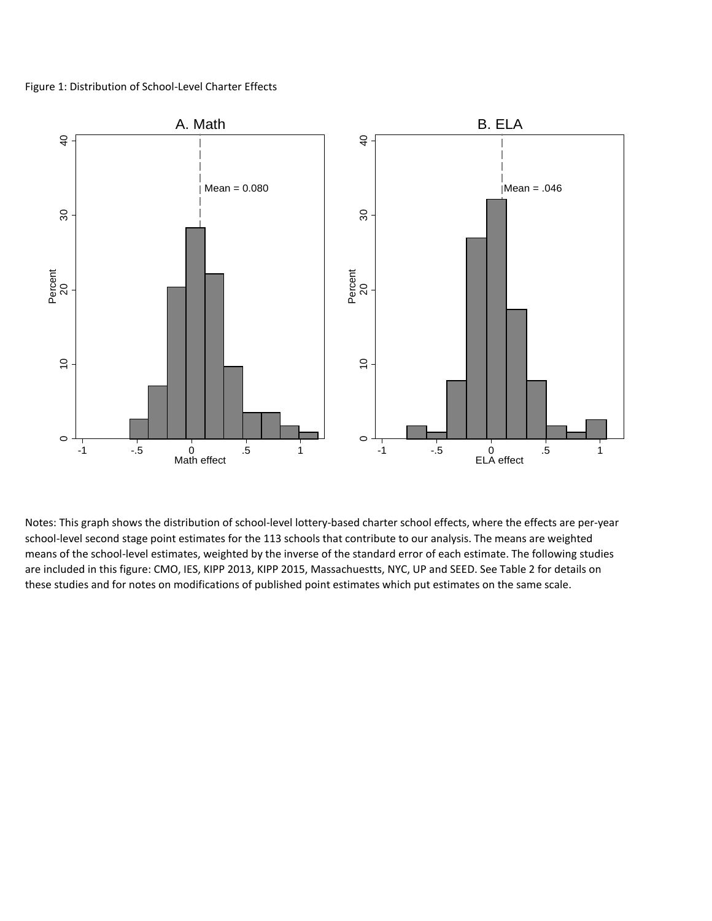Figure 1: Distribution of School-Level Charter Effects

Notes: This graph shows the distribution of school-level lottery-based charter school effects, where the effects are per-year school-level second stage point estimates for the 113 schools that contribute to our analysis. The means are weighted means of the school-level estimates, weighted by the inverse of the standard error of each estimate. The following studies are included in this figure: CMO, IES, KIPP 2013, KIPP 2015, Massachuestts, NYC, UP and SEED. See Table 2 for details on these studies and for notes on modifications of published point estimates which put estimates on the same scale.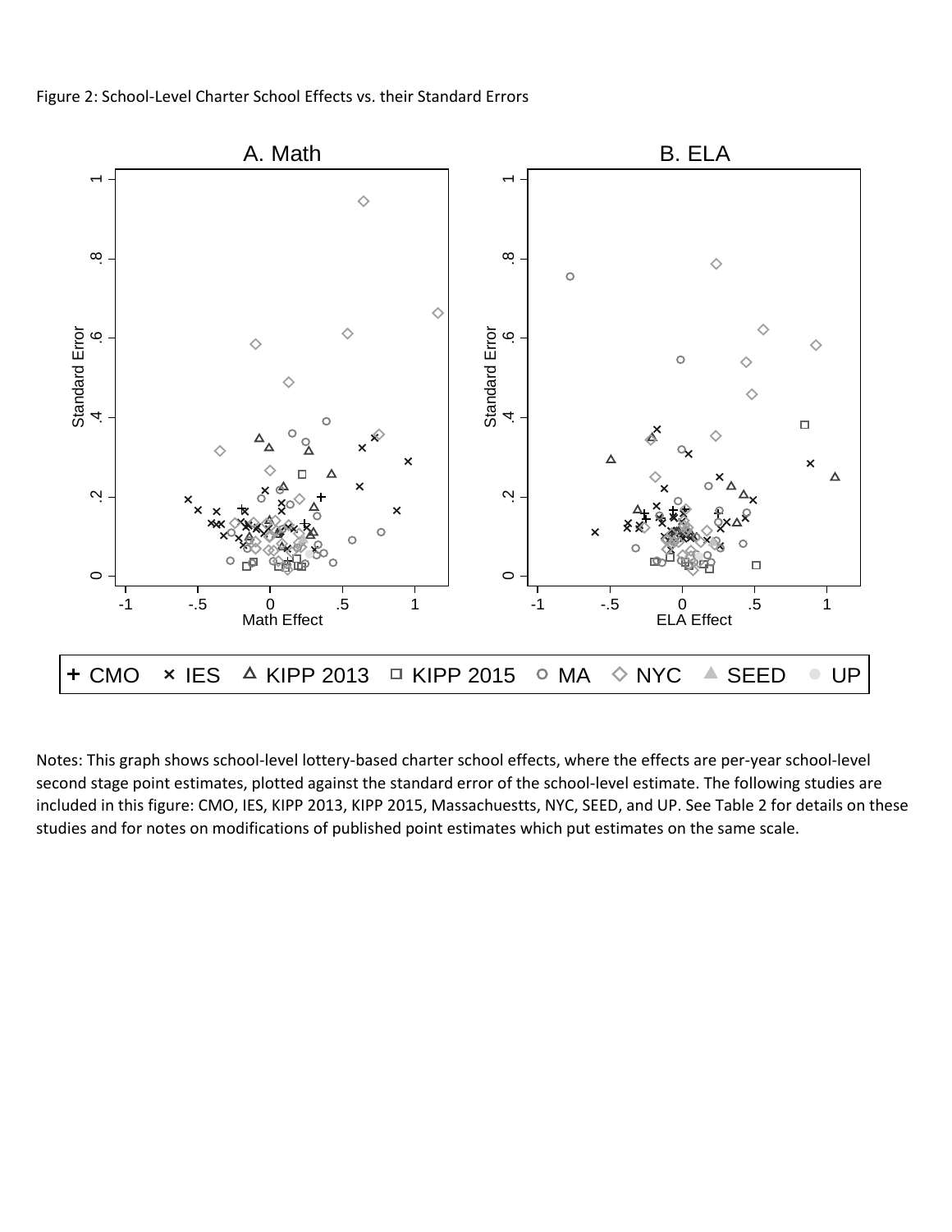Figure 2: School-Level Charter School Effects vs. their Standard Errors

Notes: This graph shows school-level lottery-based charter school effects, where the effects are per-year school-level second stage point estimates, plotted against the standard error of the school-level estimate. The following studies are included in this figure: CMO, IES, KIPP 2013, KIPP 2015, Massachuestts, NYC, SEED, and UP. See Table 2 for details on these studies and for notes on modifications of published point estimates which put estimates on the same scale.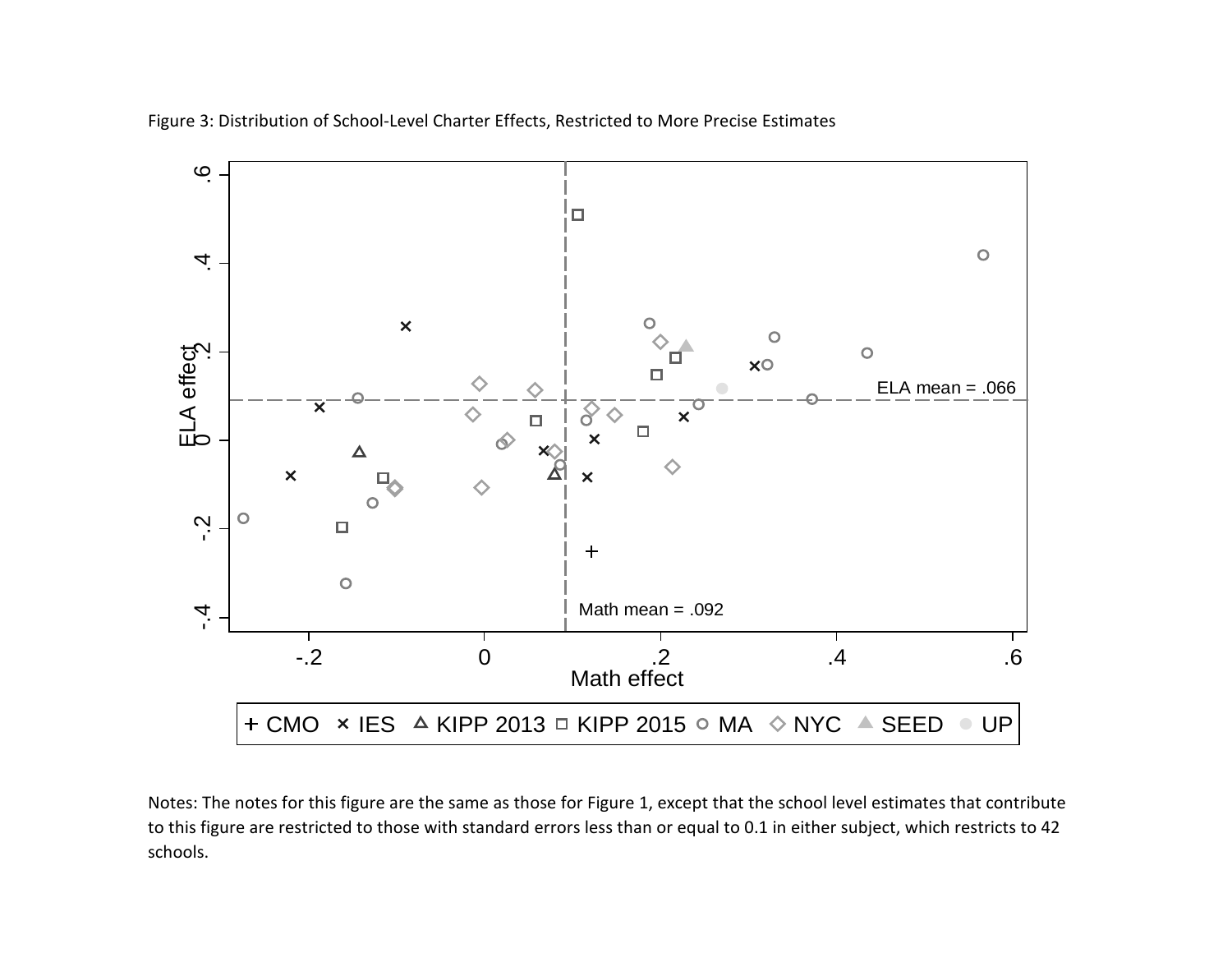Figure 3: Distribution of School-Level Charter Effects, Restricted to More Precise Estimates

Notes: The notes for this figure are the same as those for Figure 1, except that the school level estimates that contribute to this figure are restricted to those with standard errors less than or equal to 0.1 in either subject, which restricts to 42 schools.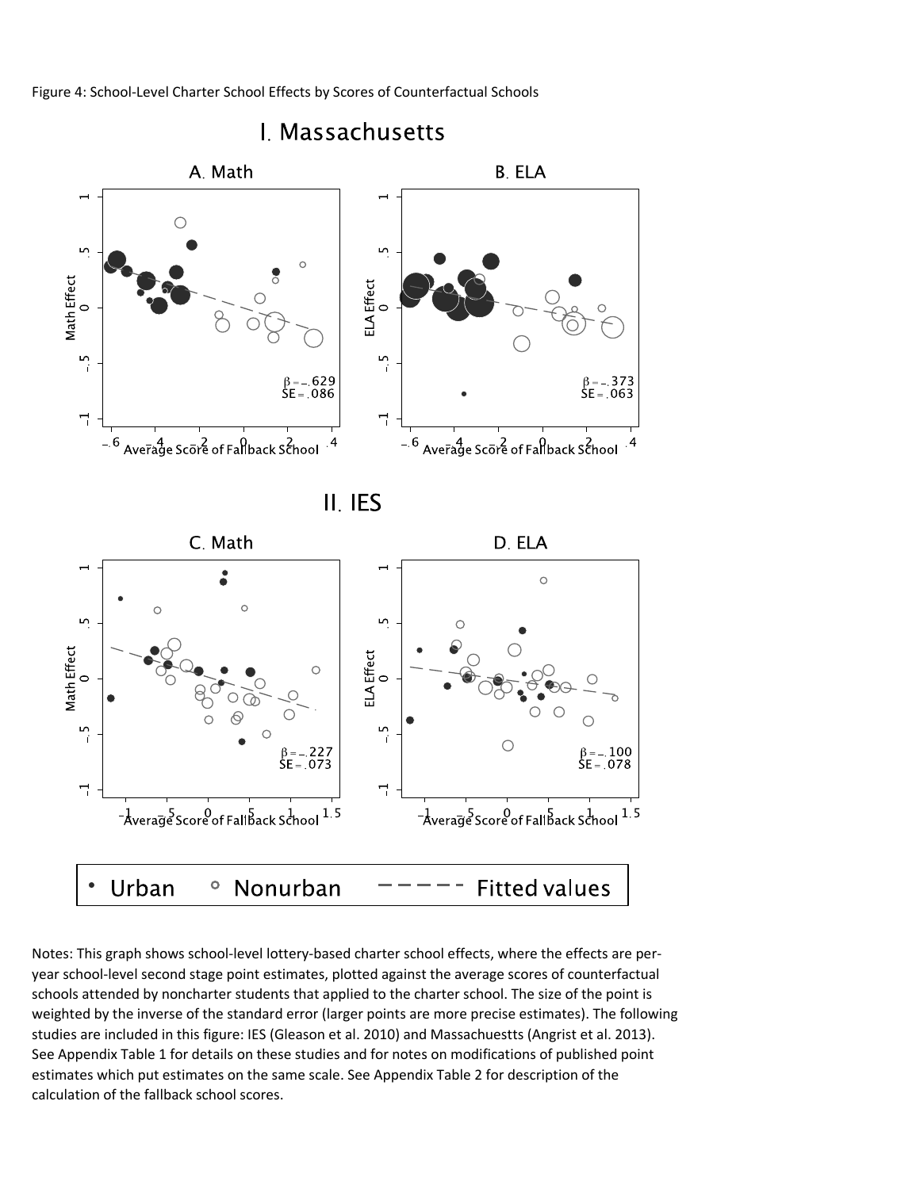Figure 4: School-Level Charter School Effects by Scores of Counterfactual Schools

Notes: This graph shows school-level lottery-based charter school effects, where the effects are per-year school-level second stage point estimates, plotted against the average scores of counterfactual schools attended by noncharter students that applied to the charter school. The size of the point is weighted by the inverse of the standard error (larger points are more precise estimates). The following studies are included in this figure: IES (Gleason et al. 2010) and Massachuestts (Angrist et al. 2013). See Appendix Table 1 for details on these studies and for notes on modifications of published point estimates which put estimates on the same scale. See Appendix Table 2 for description of the calculation of the fallback school scores.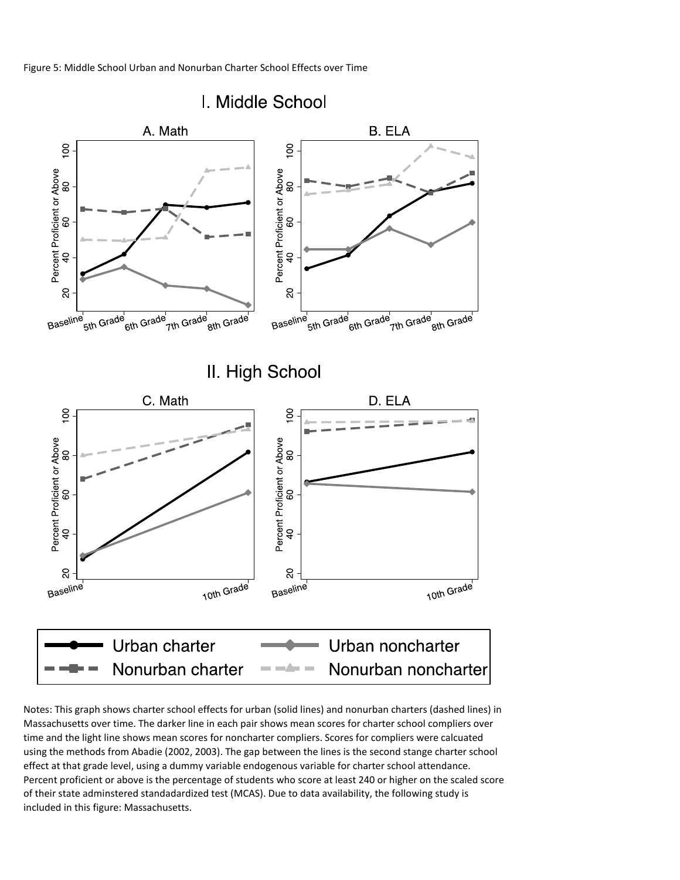Figure 5: Middle School Urban and Nonurban Charter School Effects over Time

Notes: This graph shows charter school effects for urban (solid lines) and nonurban charters (dashed lines) in Massachusetts over time. The darker line in each pair shows mean scores for charter school compliers over time and the light line shows mean scores for noncharter compliers. Scores for compliers were calcuated using the methods from Abadie (2002, 2003). The gap between the lines is the second stange charter school effect at that grade level, using a dummy variable endogenous variable for charter school attendance. Percent proficient or above is the percentage of students who score at least 240 or higher on the scaled score of their state adminstered standadardized test (MCAS). Due to data availability, the following study is included in this figure: Massachusetts.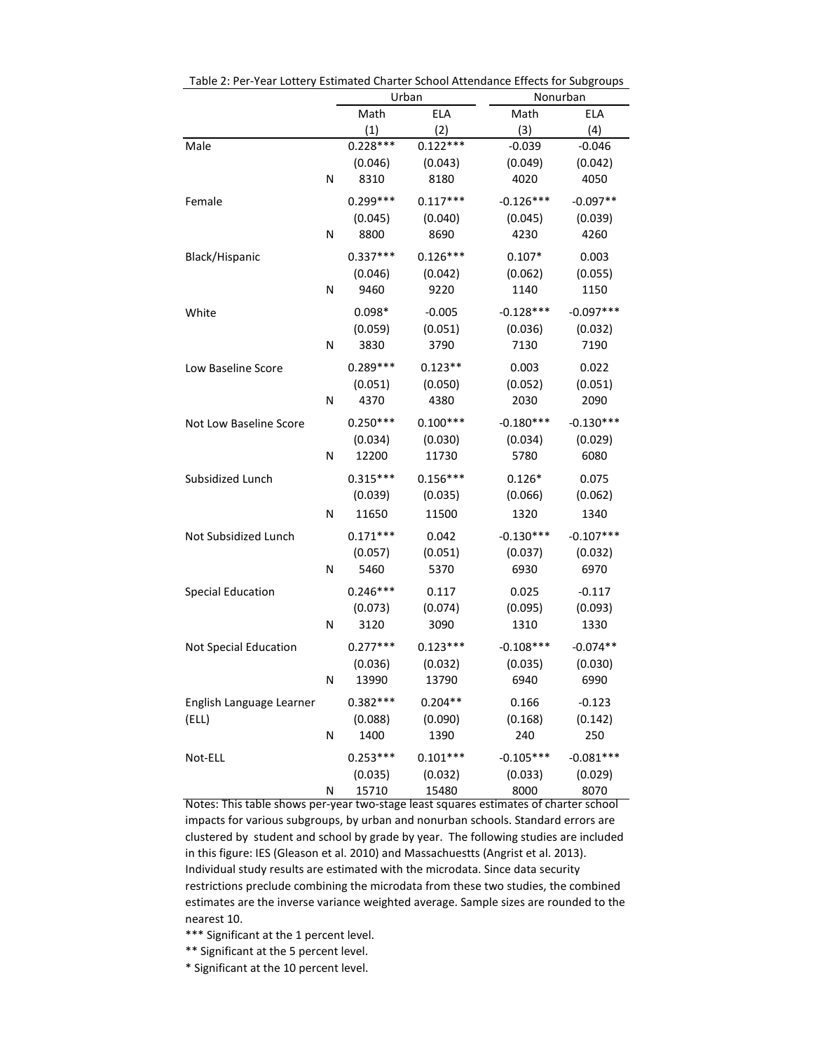Table 2: Per-Year Lottery Estimated Charter School Attendance Effects for Subgroups

| | | Urban | | Nonurban | |
|---|---|---|---|---|---|
| | | Math | ELA | Math | ELA |
| | | (1) | (2) | (3) | (4) |
| Male | | 0.228*** | 0.122*** | -0.039 | -0.046 |
| | | (0.046) | (0.043) | (0.049) | (0.042) |
| | N | 8310 | 8180 | 4020 | 4050 |
| Female | | 0.299*** | 0.117*** | -0.126*** | -0.097** |
| | | (0.045) | (0.040) | (0.045) | (0.039) |
| | N | 8800 | 8690 | 4230 | 4260 |
| Black/Hispanic | | 0.337*** | 0.126*** | 0.107* | 0.003 |
| | | (0.046) | (0.042) | (0.062) | (0.055) |
| | N | 9460 | 9220 | 1140 | 1150 |
| White | | 0.098* | -0.005 | -0.128*** | -0.097*** |
| | | (0.059) | (0.051) | (0.036) | (0.032) |
| | N | 3830 | 3790 | 7130 | 7190 |
| Low Baseline Score | | 0.289*** | 0.123** | 0.003 | 0.022 |
| | | (0.051) | (0.050) | (0.052) | (0.051) |
| | N | 4370 | 4380 | 2030 | 2090 |
| Not Low Baseline Score | | 0.250*** | 0.100*** | -0.180*** | -0.130*** |
| | | (0.034) | (0.030) | (0.034) | (0.029) |
| | N | 12200 | 11730 | 5780 | 6080 |
| Subsidized Lunch | | 0.315*** | 0.156*** | 0.126* | 0.075 |
| | | (0.039) | (0.035) | (0.066) | (0.062) |
| | N | 11650 | 11500 | 1320 | 1340 |
| Not Subsidized Lunch | | 0.171*** | 0.042 | -0.130*** | -0.107*** |
| | | (0.057) | (0.051) | (0.037) | (0.032) |
| | N | 5460 | 5370 | 6930 | 6970 |
| Special Education | | 0.246*** | 0.117 | 0.025 | -0.117 |
| | | (0.073) | (0.074) | (0.095) | (0.093) |
| | N | 3120 | 3090 | 1310 | 1330 |
| Not Special Education | | 0.277*** | 0.123*** | -0.108*** | -0.074** |
| | | (0.036) | (0.032) | (0.035) | (0.030) |
| | N | 13990 | 13790 | 6940 | 6990 |
| English Language Learner (ELL) | | 0.382*** | 0.204** | 0.166 | -0.123 |
| | | (0.088) | (0.090) | (0.168) | (0.142) |
| | N | 1400 | 1390 | 240 | 250 |
| Not-ELL | | 0.253*** | 0.101*** | -0.105*** | -0.081*** |
| | | (0.035) | (0.032) | (0.033) | (0.029) |
| | N | 15710 | 15480 | 8000 | 8070 |

Notes: This table shows per-year two-stage least squares estimates of charter school impacts for various subgroups, by urban and nonurban schools. Standard errors are clustered by student and school by grade by year. The following studies are included in this figure: IES (Gleason et al. 2010) and Massachuestts (Angrist et al. 2013). Individual study results are estimated with the microdata. Since data security restrictions preclude combining the microdata from these two studies, the combined estimates are the inverse variance weighted average. Sample sizes are rounded to the nearest 10.

*** Significant at the 1 percent level.

** Significant at the 5 percent level.

* Significant at the 10 percent level.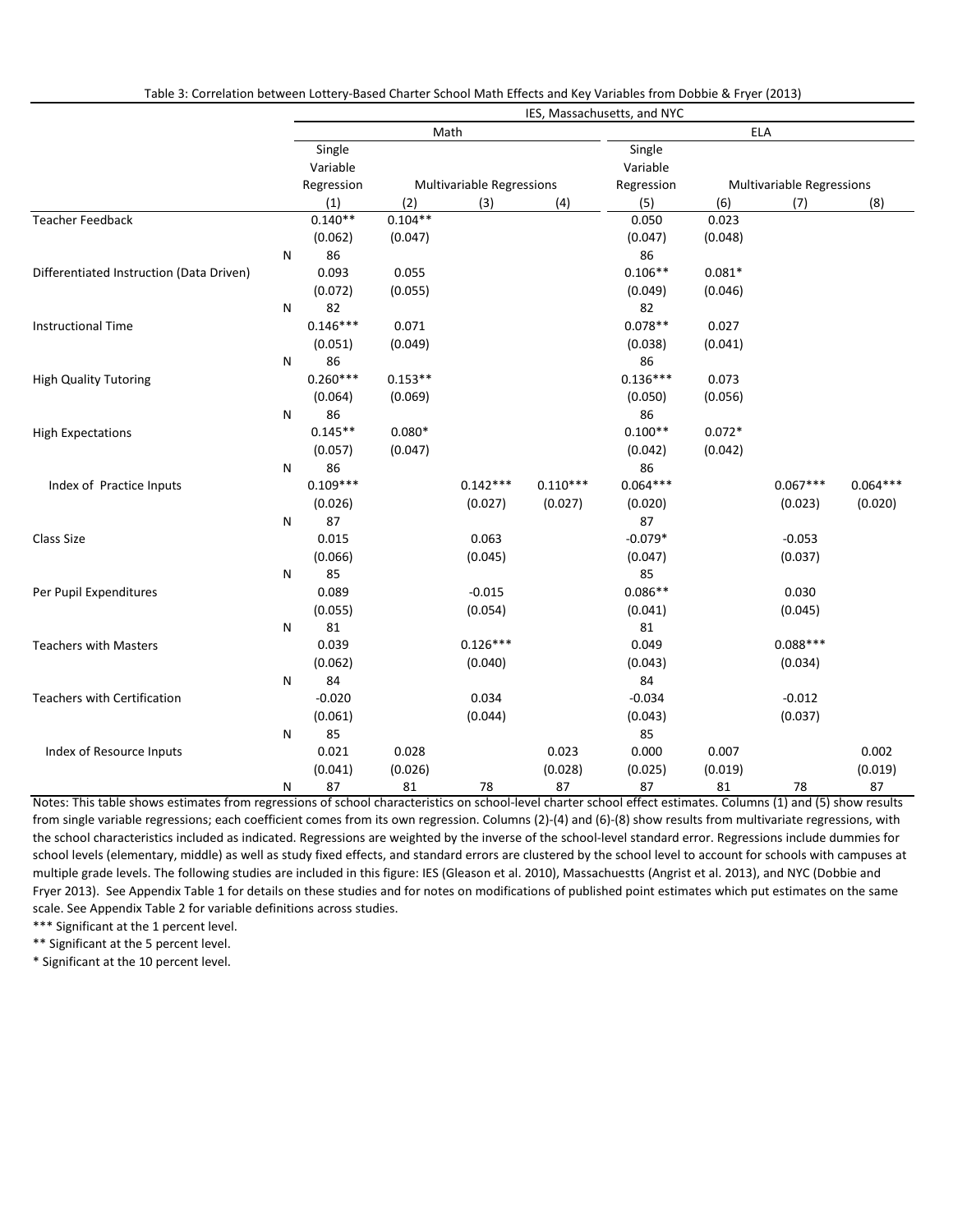Table 3: Correlation between Lottery-Based Charter School Math Effects and Key Variables from Dobbie & Fryer (2013)

| | | IES, Massachusetts, and NYC | | | | | | | |
|---|---|---|---|---|---|---|---|---|---|
| | | Math | | | | ELA | | | |
| | | Single Variable Regression | Multivariable Regressions | | | Single Variable Regression | Multivariable Regressions | | |
| | | (1) | (2) | (3) | (4) | (5) | (6) | (7) | (8) |
| Teacher Feedback | | 0.140** | 0.104** | | | 0.050 | 0.023 | | |
| | | (0.062) | (0.047) | | | (0.047) | (0.048) | | |
| | N | 86 | | | | 86 | | | |
| Differentiated Instruction (Data Driven) | | 0.093 | 0.055 | | | 0.106** | 0.081* | | |
| | | (0.072) | (0.055) | | | (0.049) | (0.046) | | |
| | N | 82 | | | | 82 | | | |
| Instructional Time | | 0.146*** | 0.071 | | | 0.078** | 0.027 | | |
| | | (0.051) | (0.049) | | | (0.038) | (0.041) | | |
| | N | 86 | | | | 86 | | | |
| High Quality Tutoring | | 0.260*** | 0.153** | | | 0.136*** | 0.073 | | |
| | | (0.064) | (0.069) | | | (0.050) | (0.056) | | |
| | N | 86 | | | | 86 | | | |
| High Expectations | | 0.145** | 0.080* | | | 0.100** | 0.072* | | |
| | | (0.057) | (0.047) | | | (0.042) | (0.042) | | |
| | N | 86 | | | | 86 | | | |
| Index of Practice Inputs | | 0.109*** | | 0.142*** | 0.110*** | 0.064*** | | 0.067*** | 0.064*** |
| | | (0.026) | | (0.027) | (0.027) | (0.020) | | (0.023) | (0.020) |
| | N | 87 | | | | 87 | | | |
| Class Size | | 0.015 | | 0.063 | | -0.079* | | -0.053 | |
| | | (0.066) | | (0.045) | | (0.047) | | (0.037) | |
| | N | 85 | | | | 85 | | | |
| Per Pupil Expenditures | | 0.089 | | -0.015 | | 0.086** | | 0.030 | |
| | | (0.055) | | (0.054) | | (0.041) | | (0.045) | |
| | N | 81 | | | | 81 | | | |
| Teachers with Masters | | 0.039 | | 0.126*** | | 0.049 | | 0.088*** | |
| | | (0.062) | | (0.040) | | (0.043) | | (0.034) | |
| | N | 84 | | | | 84 | | | |
| Teachers with Certification | | -0.020 | | 0.034 | | -0.034 | | -0.012 | |
| | | (0.061) | | (0.044) | | (0.043) | | (0.037) | |
| | N | 85 | | | | 85 | | | |
| Index of Resource Inputs | | 0.021 | 0.028 | | 0.023 | 0.000 | 0.007 | | 0.002 |
| | | (0.041) | (0.026) | | (0.028) | (0.025) | (0.019) | | (0.019) |
| | N | 87 | 81 | 78 | 87 | 87 | 81 | 78 | 87 |

Notes: This table shows estimates from regressions of school characteristics on school-level charter school effect estimates. Columns (1) and (5) show results from single variable regressions; each coefficient comes from its own regression. Columns (2)-(4) and (6)-(8) show results from multivariate regressions, with the school characteristics included as indicated. Regressions are weighted by the inverse of the school-level standard error. Regressions include dummies for school levels (elementary, middle) as well as study fixed effects, and standard errors are clustered by the school level to account for schools with campuses at multiple grade levels. The following studies are included in this figure: IES (Gleason et al. 2010), Massachuestts (Angrist et al. 2013), and NYC (Dobbie and Fryer 2013). See Appendix Table 1 for details on these studies and for notes on modifications of published point estimates which put estimates on the same scale. See Appendix Table 2 for variable definitions across studies.

*** Significant at the 1 percent level.

** Significant at the 5 percent level.

* Significant at the 10 percent level.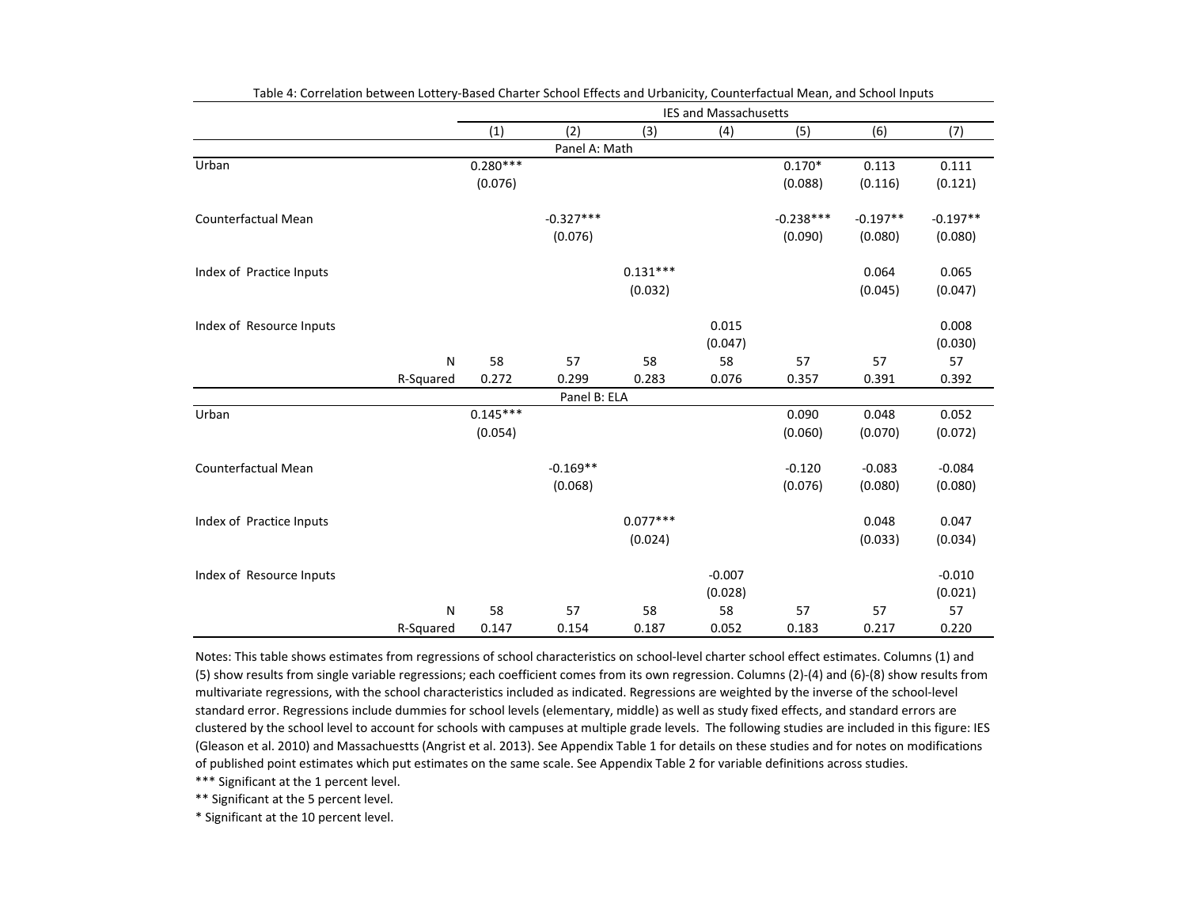Table 4: Correlation between Lottery-Based Charter School Effects and Urbanicity, Counterfactual Mean, and School Inputs

| | IES and Massachusetts | | | | | | |
|---|---|---|---|---|---|---|---|
| | (1) | (2) | (3) | (4) | (5) | (6) | (7) |
| **Panel A: Math** | | | | | | | |
| Urban | 0.280*** | | | | 0.170* | 0.113 | 0.111 |
| | (0.076) | | | | (0.088) | (0.116) | (0.121) |
| Counterfactual Mean | | -0.327*** | | | -0.238*** | -0.197** | -0.197** |
| | | (0.076) | | | (0.090) | (0.080) | (0.080) |
| Index of Practice Inputs | | | 0.131*** | | | 0.064 | 0.065 |
| | | | (0.032) | | | (0.045) | (0.047) |
| Index of Resource Inputs | | | | 0.015 | | | 0.008 |
| | | | | (0.047) | | | (0.030) |
| N | 58 | 57 | 58 | 58 | 57 | 57 | 57 |
| R-Squared | 0.272 | 0.299 | 0.283 | 0.076 | 0.357 | 0.391 | 0.392 |
| **Panel B: ELA** | | | | | | | |
| Urban | 0.145*** | | | | 0.090 | 0.048 | 0.052 |
| | (0.054) | | | | (0.060) | (0.070) | (0.072) |
| Counterfactual Mean | | -0.169** | | | -0.120 | -0.083 | -0.084 |
| | | (0.068) | | | (0.076) | (0.080) | (0.080) |
| Index of Practice Inputs | | | 0.077*** | | | 0.048 | 0.047 |
| | | | (0.024) | | | (0.033) | (0.034) |
| Index of Resource Inputs | | | | -0.007 | | | -0.010 |
| | | | | (0.028) | | | (0.021) |
| N | 58 | 57 | 58 | 58 | 57 | 57 | 57 |
| R-Squared | 0.147 | 0.154 | 0.187 | 0.052 | 0.183 | 0.217 | 0.220 |

Notes: This table shows estimates from regressions of school characteristics on school-level charter school effect estimates. Columns (1) and (5) show results from single variable regressions; each coefficient comes from its own regression. Columns (2)-(4) and (6)-(8) show results from multivariate regressions, with the school characteristics included as indicated. Regressions are weighted by the inverse of the school-level standard error. Regressions include dummies for school levels (elementary, middle) as well as study fixed effects, and standard errors are clustered by the school level to account for schools with campuses at multiple grade levels. The following studies are included in this figure: IES (Gleason et al. 2010) and Massachuestts (Angrist et al. 2013). See Appendix Table 1 for details on these studies and for notes on modifications of published point estimates which put estimates on the same scale. See Appendix Table 2 for variable definitions across studies.

*** Significant at the 1 percent level.

** Significant at the 5 percent level.

* Significant at the 10 percent level.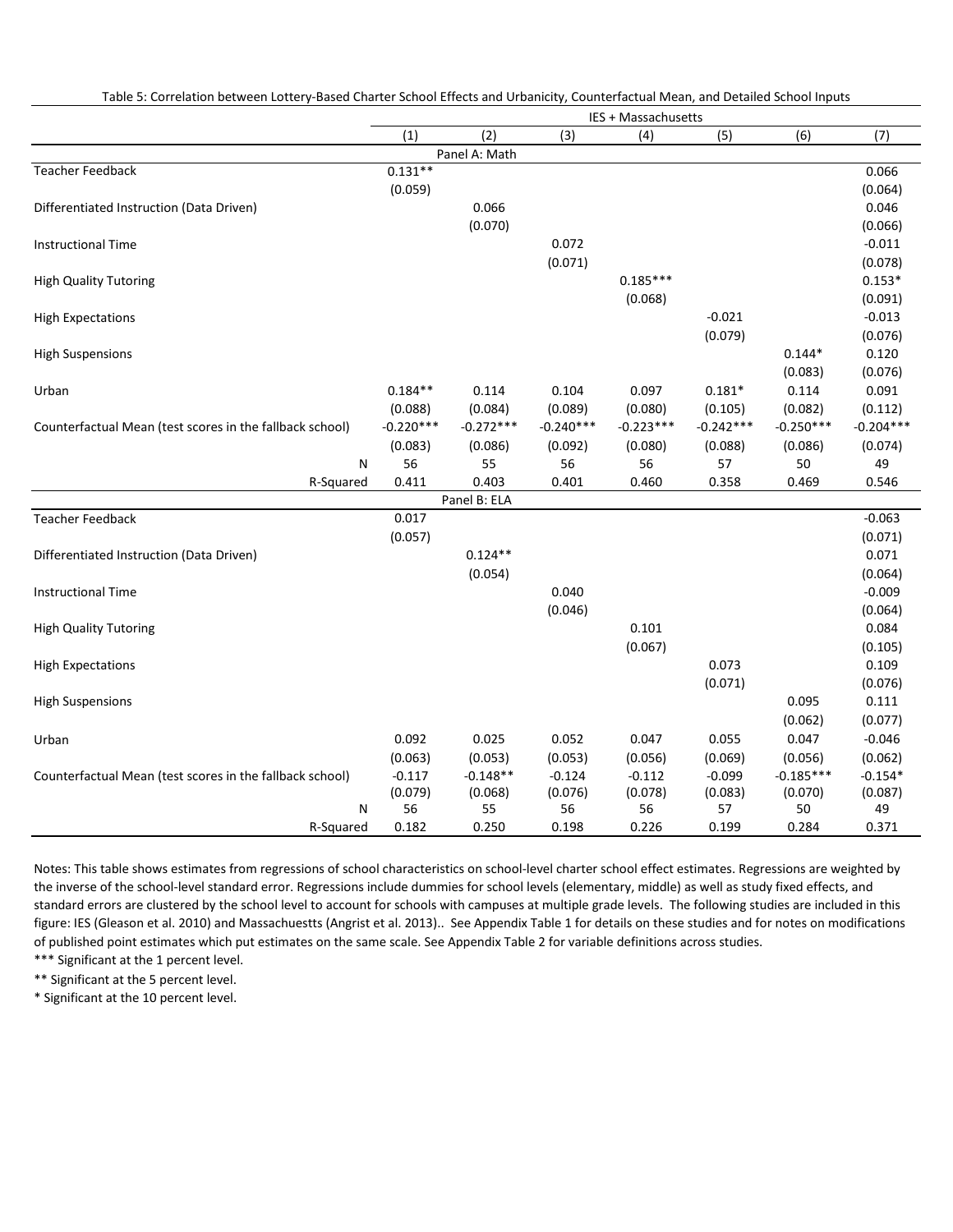Table 5: Correlation between Lottery-Based Charter School Effects and Urbanicity, Counterfactual Mean, and Detailed School Inputs

| | IES + Massachusetts | | | | | | |
|---|---|---|---|---|---|---|---|
| | (1) | (2) | (3) | (4) | (5) | (6) | (7) |
| **Panel A: Math** | | | | | | | |
| Teacher Feedback | 0.131** | | | | | | 0.066 |
| | (0.059) | | | | | | (0.064) |
| Differentiated Instruction (Data Driven) | | 0.066 | | | | | 0.046 |
| | | (0.070) | | | | | (0.066) |
| Instructional Time | | | 0.072 | | | | -0.011 |
| | | | (0.071) | | | | (0.078) |
| High Quality Tutoring | | | | 0.185*** | | | 0.153* |
| | | | | (0.068) | | | (0.091) |
| High Expectations | | | | | -0.021 | | -0.013 |
| | | | | | (0.079) | | (0.076) |
| High Suspensions | | | | | | 0.144* | 0.120 |
| | | | | | | (0.083) | (0.076) |
| Urban | 0.184** | 0.114 | 0.104 | 0.097 | 0.181* | 0.114 | 0.091 |
| | (0.088) | (0.084) | (0.089) | (0.080) | (0.105) | (0.082) | (0.112) |
| Counterfactual Mean (test scores in the fallback school) | -0.220*** | -0.272*** | -0.240*** | -0.223*** | -0.242*** | -0.250*** | -0.204*** |
| | (0.083) | (0.086) | (0.092) | (0.080) | (0.088) | (0.086) | (0.074) |
| N | 56 | 55 | 56 | 56 | 57 | 50 | 49 |
| R-Squared | 0.411 | 0.403 | 0.401 | 0.460 | 0.358 | 0.469 | 0.546 |
| **Panel B: ELA** | | | | | | | |
| Teacher Feedback | 0.017 | | | | | | -0.063 |
| | (0.057) | | | | | | (0.071) |
| Differentiated Instruction (Data Driven) | | 0.124** | | | | | 0.071 |
| | | (0.054) | | | | | (0.064) |
| Instructional Time | | | 0.040 | | | | -0.009 |
| | | | (0.046) | | | | (0.064) |
| High Quality Tutoring | | | | 0.101 | | | 0.084 |
| | | | | (0.067) | | | (0.105) |
| High Expectations | | | | | 0.073 | | 0.109 |
| | | | | | (0.071) | | (0.076) |
| High Suspensions | | | | | | 0.095 | 0.111 |
| | | | | | | (0.062) | (0.077) |
| Urban | 0.092 | 0.025 | 0.052 | 0.047 | 0.055 | 0.047 | -0.046 |
| | (0.063) | (0.053) | (0.053) | (0.056) | (0.069) | (0.056) | (0.062) |
| Counterfactual Mean (test scores in the fallback school) | -0.117 | -0.148** | -0.124 | -0.112 | -0.099 | -0.185*** | -0.154* |
| | (0.079) | (0.068) | (0.076) | (0.078) | (0.083) | (0.070) | (0.087) |
| N | 56 | 55 | 56 | 56 | 57 | 50 | 49 |
| R-Squared | 0.182 | 0.250 | 0.198 | 0.226 | 0.199 | 0.284 | 0.371 |

Notes: This table shows estimates from regressions of school characteristics on school-level charter school effect estimates. Regressions are weighted by the inverse of the school-level standard error. Regressions include dummies for school levels (elementary, middle) as well as study fixed effects, and standard errors are clustered by the school level to account for schools with campuses at multiple grade levels. The following studies are included in this figure: IES (Gleason et al. 2010) and Massachuestts (Angrist et al. 2013).. See Appendix Table 1 for details on these studies and for notes on modifications of published point estimates which put estimates on the same scale. See Appendix Table 2 for variable definitions across studies.

*** Significant at the 1 percent level.

** Significant at the 5 percent level.

* Significant at the 10 percent level.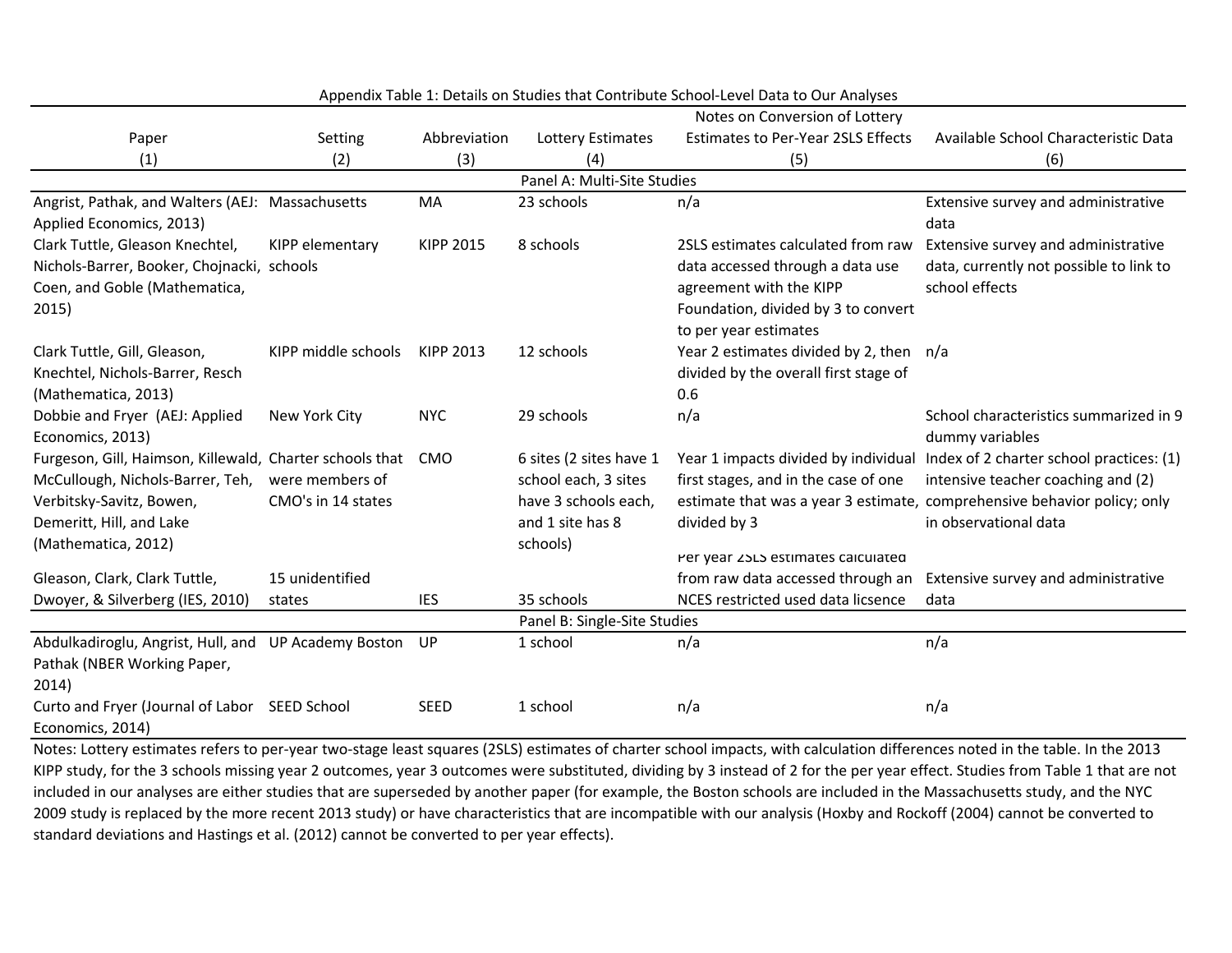Appendix Table 1: Details on Studies that Contribute School-Level Data to Our Analyses

| Paper | Setting | Abbreviation | Lottery Estimates | Notes on Conversion of Lottery Estimates to Per-Year 2SLS Effects | Available School Characteristic Data |
|---|---|---|---|---|---|
| (1) | (2) | (3) | (4) | (5) | (6) |
| Panel A: Multi-Site Studies | | | | | |
| Angrist, Pathak, and Walters (AEJ: Applied Economics, 2013) | Massachusetts | MA | 23 schools | n/a | Extensive survey and administrative data |
| Clark Tuttle, Gleason Knechtel, Nichols-Barrer, Booker, Chojnacki, Coen, and Goble (Mathematica, 2015) | KIPP elementary schools | KIPP 2015 | 8 schools | 2SLS estimates calculated from raw data accessed through a data use agreement with the KIPP Foundation, divided by 3 to convert to per year estimates | Extensive survey and administrative data, currently not possible to link to school effects |
| Clark Tuttle, Gill, Gleason, Knechtel, Nichols-Barrer, Resch (Mathematica, 2013) | KIPP middle schools | KIPP 2013 | 12 schools | Year 2 estimates divided by 2, then divided by the overall first stage of 0.6 | n/a |
| Dobbie and Fryer (AEJ: Applied Economics, 2013) | New York City | NYC | 29 schools | n/a | School characteristics summarized in 9 dummy variables |
| Furgeson, Gill, Haimson, Killewald, McCullough, Nichols-Barrer, Teh, Verbitsky-Savitz, Bowen, Demeritt, Hill, and Lake (Mathematica, 2012) | Charter schools that were members of CMO's in 14 states | CMO | 6 sites (2 sites have 1 school each, 3 sites have 3 schools each, and 1 site has 8 schools) | Year 1 impacts divided by individual first stages, and in the case of one estimate that was a year 3 estimate, divided by 3 | Index of 2 charter school practices: (1) intensive teacher coaching and (2) comprehensive behavior policy; only in observational data |
| Gleason, Clark, Clark Tuttle, Dwoyer, & Silverberg (IES, 2010) | 15 unidentified states | IES | 35 schools | Per year 2SLS estimates calculated from raw data accessed through an NCES restricted used data licsence | Extensive survey and administrative data |
| Panel B: Single-Site Studies | | | | | |
| Abdulkadiroglu, Angrist, Hull, and Pathak (NBER Working Paper, 2014) | UP Academy Boston | UP | 1 school | n/a | n/a |
| Curto and Fryer (Journal of Labor Economics, 2014) | SEED School | SEED | 1 school | n/a | n/a |

Notes: Lottery estimates refers to per-year two-stage least squares (2SLS) estimates of charter school impacts, with calculation differences noted in the table. In the 2013 KIPP study, for the 3 schools missing year 2 outcomes, year 3 outcomes were substituted, dividing by 3 instead of 2 for the per year effect. Studies from Table 1 that are not included in our analyses are either studies that are superseded by another paper (for example, the Boston schools are included in the Massachusetts study, and the NYC 2009 study is replaced by the more recent 2013 study) or have characteristics that are incompatible with our analysis (Hoxby and Rockoff (2004) cannot be converted to standard deviations and Hastings et al. (2012) cannot be converted to per year effects).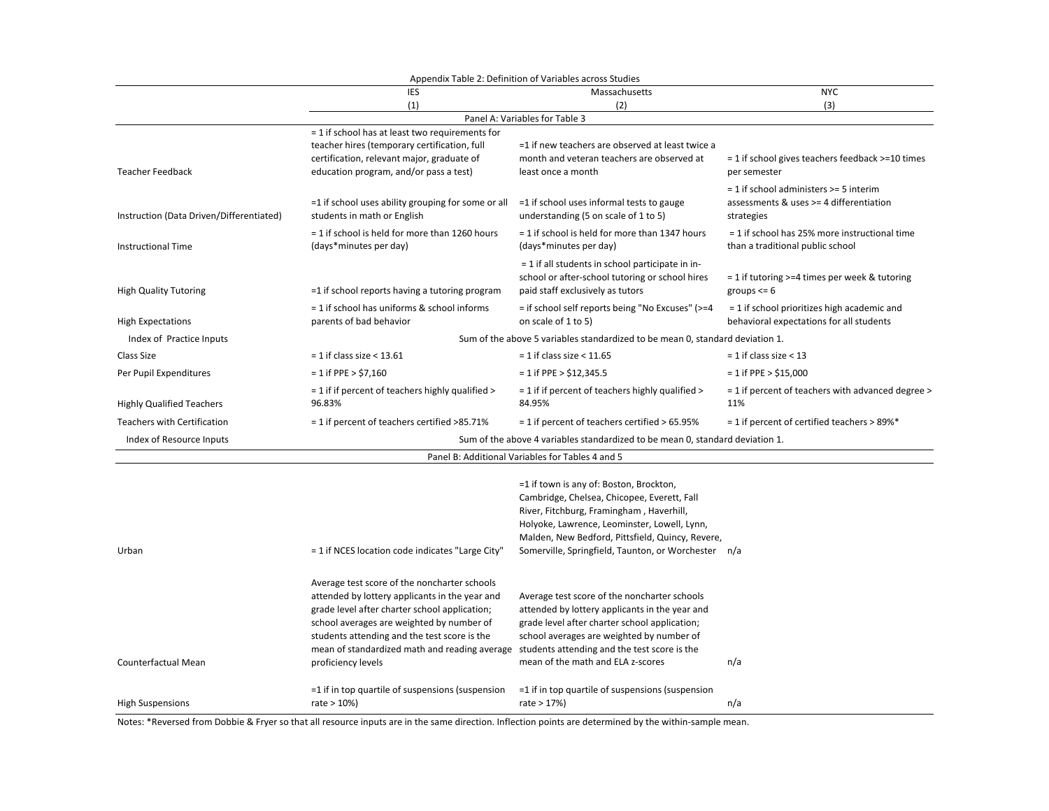Appendix Table 2: Definition of Variables across Studies

| | IES | Massachusetts | NYC |
|---|---|---|---|
| | (1) | (2) | (3) |
| **Panel A: Variables for Table 3** | | | |
| Teacher Feedback | = 1 if school has at least two requirements for teacher hires (temporary certification, full certification, relevant major, graduate of education program, and/or pass a test) | =1 if new teachers are observed at least twice a month and veteran teachers are observed at least once a month | = 1 if school gives teachers feedback >=10 times per semester |
| Instruction (Data Driven/Differentiated) | =1 if school uses ability grouping for some or all students in math or English | =1 if school uses informal tests to gauge understanding (5 on scale of 1 to 5) | = 1 if school administers >= 5 interim assessments & uses >= 4 differentiation strategies |
| Instructional Time | = 1 if school is held for more than 1260 hours (days*minutes per day) | = 1 if school is held for more than 1347 hours (days*minutes per day) | = 1 if school has 25% more instructional time than a traditional public school |
| High Quality Tutoring | =1 if school reports having a tutoring program | = 1 if all students in school participate in in-school or after-school tutoring or school hires paid staff exclusively as tutors | = 1 if tutoring >=4 times per week & tutoring groups <= 6 |
| High Expectations | = 1 if school has uniforms & school informs parents of bad behavior | = if school self reports being "No Excuses" (>=4 on scale of 1 to 5) | = 1 if school prioritizes high academic and behavioral expectations for all students |
| Index of Practice Inputs | Sum of the above 5 variables standardized to be mean 0, standard deviation 1. | | |
| Class Size | = 1 if class size < 13.61 | = 1 if class size < 11.65 | = 1 if class size < 13 |
| Per Pupil Expenditures | = 1 if PPE > $7,160 | = 1 if PPE > $12,345.5 | = 1 if PPE > $15,000 |
| Highly Qualified Teachers | = 1 if if percent of teachers highly qualified > 96.83% | = 1 if if percent of teachers highly qualified > 84.95% | = 1 if percent of teachers with advanced degree > 11% |
| Teachers with Certification | = 1 if percent of teachers certified >85.71% | = 1 if percent of teachers certified > 65.95% | = 1 if percent of certified teachers > 89%* |
| Index of Resource Inputs | Sum of the above 4 variables standardized to be mean 0, standard deviation 1. | | |
| **Panel B: Additional Variables for Tables 4 and 5** | | | |
| Urban | = 1 if NCES location code indicates "Large City" | =1 if town is any of: Boston, Brockton, Cambridge, Chelsea, Chicopee, Everett, Fall River, Fitchburg, Framingham , Haverhill, Holyoke, Lawrence, Leominster, Lowell, Lynn, Malden, New Bedford, Pittsfield, Quincy, Revere, Somerville, Springfield, Taunton, or Worchester | n/a |
| Counterfactual Mean | Average test score of the noncharter schools attended by lottery applicants in the year and grade level after charter school application; school averages are weighted by number of students attending and the test score is the mean of standardized math and reading average proficiency levels | Average test score of the noncharter schools attended by lottery applicants in the year and grade level after charter school application; school averages are weighted by number of students attending and the test score is the mean of the math and ELA z-scores | n/a |
| High Suspensions | =1 if in top quartile of suspensions (suspension rate > 10%) | =1 if in top quartile of suspensions (suspension rate > 17%) | n/a |

Notes: *Reversed from Dobbie & Fryer so that all resource inputs are in the same direction. Inflection points are determined by the within-sample mean.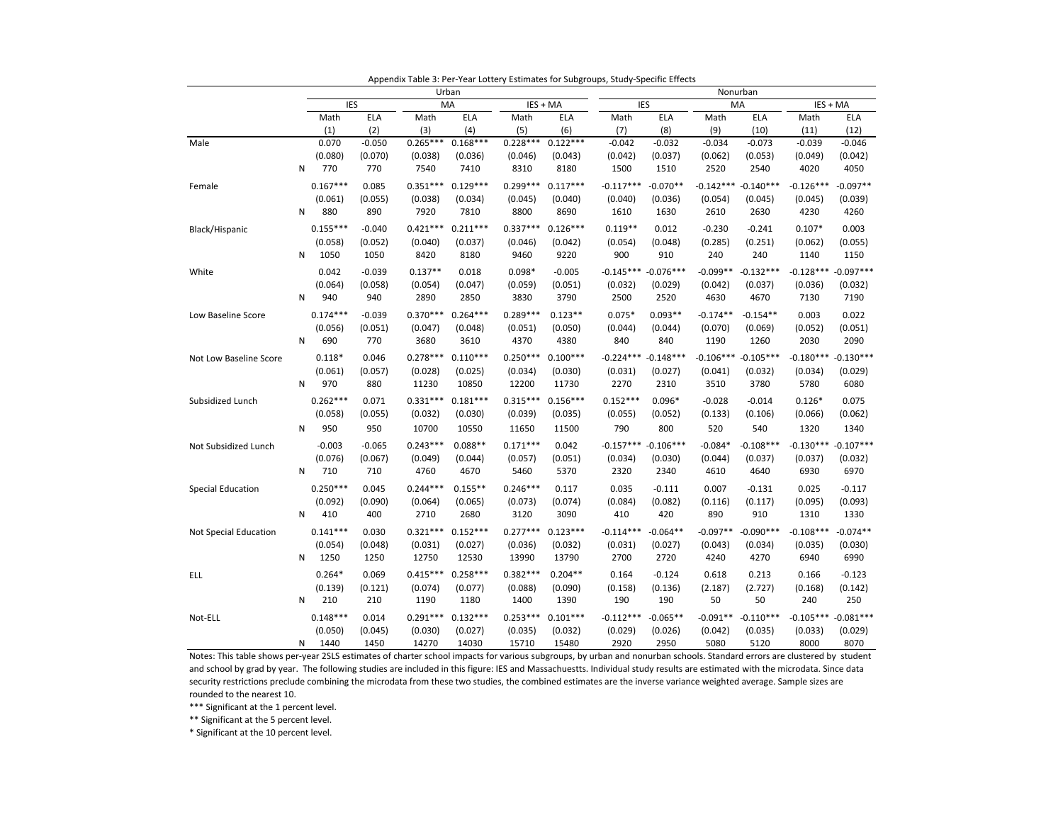Appendix Table 3: Per-Year Lottery Estimates for Subgroups, Study-Specific Effects

| | | Urban | | | | | | Nonurban | | | | | |
|---|---|---|---|---|---|---|---|---|---|---|---|---|---|
| | | IES | | MA | | IES + MA | | IES | | MA | | IES + MA | |
| | | Math | ELA | Math | ELA | Math | ELA | Math | ELA | Math | ELA | Math | ELA |
| | | (1) | (2) | (3) | (4) | (5) | (6) | (7) | (8) | (9) | (10) | (11) | (12) |
| Male | | 0.070 | -0.050 | 0.265*** | 0.168*** | 0.228*** | 0.122*** | -0.042 | -0.032 | -0.034 | -0.073 | -0.039 | -0.046 |
| | | (0.080) | (0.070) | (0.038) | (0.036) | (0.046) | (0.043) | (0.042) | (0.037) | (0.062) | (0.053) | (0.049) | (0.042) |
| | N | 770 | 770 | 7540 | 7410 | 8310 | 8180 | 1500 | 1510 | 2520 | 2540 | 4020 | 4050 |
| Female | | 0.167*** | 0.085 | 0.351*** | 0.129*** | 0.299*** | 0.117*** | -0.117*** | -0.070** | -0.142*** | -0.140*** | -0.126*** | -0.097** |
| | | (0.061) | (0.055) | (0.038) | (0.034) | (0.045) | (0.040) | (0.040) | (0.036) | (0.054) | (0.045) | (0.045) | (0.039) |
| | N | 880 | 890 | 7920 | 7810 | 8800 | 8690 | 1610 | 1630 | 2610 | 2630 | 4230 | 4260 |
| Black/Hispanic | | 0.155*** | -0.040 | 0.421*** | 0.211*** | 0.337*** | 0.126*** | 0.119** | 0.012 | -0.230 | -0.241 | 0.107* | 0.003 |
| | | (0.058) | (0.052) | (0.040) | (0.037) | (0.046) | (0.042) | (0.054) | (0.048) | (0.285) | (0.251) | (0.062) | (0.055) |
| | N | 1050 | 1050 | 8420 | 8180 | 9460 | 9220 | 900 | 910 | 240 | 240 | 1140 | 1150 |
| White | | 0.042 | -0.039 | 0.137** | 0.018 | 0.098* | -0.005 | -0.145*** | -0.076*** | -0.099** | -0.132*** | -0.128*** | -0.097*** |
| | | (0.064) | (0.058) | (0.054) | (0.047) | (0.059) | (0.051) | (0.032) | (0.029) | (0.042) | (0.037) | (0.036) | (0.032) |
| | N | 940 | 940 | 2890 | 2850 | 3830 | 3790 | 2500 | 2520 | 4630 | 4670 | 7130 | 7190 |
| Low Baseline Score | | 0.174*** | -0.039 | 0.370*** | 0.264*** | 0.289*** | 0.123** | 0.075* | 0.093** | -0.174** | -0.154** | 0.003 | 0.022 |
| | | (0.056) | (0.051) | (0.047) | (0.048) | (0.051) | (0.050) | (0.044) | (0.044) | (0.070) | (0.069) | (0.052) | (0.051) |
| | N | 690 | 770 | 3680 | 3610 | 4370 | 4380 | 840 | 840 | 1190 | 1260 | 2030 | 2090 |
| Not Low Baseline Score | | 0.118* | 0.046 | 0.278*** | 0.110*** | 0.250*** | 0.100*** | -0.224*** | -0.148*** | -0.106*** | -0.105*** | -0.180*** | -0.130*** |
| | | (0.061) | (0.057) | (0.028) | (0.025) | (0.034) | (0.030) | (0.031) | (0.027) | (0.041) | (0.032) | (0.034) | (0.029) |
| | N | 970 | 880 | 11230 | 10850 | 12200 | 11730 | 2270 | 2310 | 3510 | 3780 | 5780 | 6080 |
| Subsidized Lunch | | 0.262*** | 0.071 | 0.331*** | 0.181*** | 0.315*** | 0.156*** | 0.152*** | 0.096* | -0.028 | -0.014 | 0.126* | 0.075 |
| | | (0.058) | (0.055) | (0.032) | (0.030) | (0.039) | (0.035) | (0.055) | (0.052) | (0.133) | (0.106) | (0.066) | (0.062) |
| | N | 950 | 950 | 10700 | 10550 | 11650 | 11500 | 790 | 800 | 520 | 540 | 1320 | 1340 |
| Not Subsidized Lunch | | -0.003 | -0.065 | 0.243*** | 0.088** | 0.171*** | 0.042 | -0.157*** | -0.106*** | -0.084* | -0.108*** | -0.130*** | -0.107*** |
| | | (0.076) | (0.067) | (0.049) | (0.044) | (0.057) | (0.051) | (0.034) | (0.030) | (0.044) | (0.037) | (0.037) | (0.032) |
| | N | 710 | 710 | 4760 | 4670 | 5460 | 5370 | 2320 | 2340 | 4610 | 4640 | 6930 | 6970 |
| Special Education | | 0.250*** | 0.045 | 0.244*** | 0.155** | 0.246*** | 0.117 | 0.035 | -0.111 | 0.007 | -0.131 | 0.025 | -0.117 |
| | | (0.092) | (0.090) | (0.064) | (0.065) | (0.073) | (0.074) | (0.084) | (0.082) | (0.116) | (0.117) | (0.095) | (0.093) |
| | N | 410 | 400 | 2710 | 2680 | 3120 | 3090 | 410 | 420 | 890 | 910 | 1310 | 1330 |
| Not Special Education | | 0.141*** | 0.030 | 0.321*** | 0.152*** | 0.277*** | 0.123*** | -0.114*** | -0.064** | -0.097** | -0.090*** | -0.108*** | -0.074** |
| | | (0.054) | (0.048) | (0.031) | (0.027) | (0.036) | (0.032) | (0.031) | (0.027) | (0.043) | (0.034) | (0.035) | (0.030) |
| | N | 1250 | 1250 | 12750 | 12530 | 13990 | 13790 | 2700 | 2720 | 4240 | 4270 | 6940 | 6990 |
| ELL | | 0.264* | 0.069 | 0.415*** | 0.258*** | 0.382*** | 0.204** | 0.164 | -0.124 | 0.618 | 0.213 | 0.166 | -0.123 |
| | | (0.139) | (0.121) | (0.074) | (0.077) | (0.088) | (0.090) | (0.158) | (0.136) | (2.187) | (2.727) | (0.168) | (0.142) |
| | N | 210 | 210 | 1190 | 1180 | 1400 | 1390 | 190 | 190 | 50 | 50 | 240 | 250 |
| Not-ELL | | 0.148*** | 0.014 | 0.291*** | 0.132*** | 0.253*** | 0.101*** | -0.112*** | -0.065** | -0.091** | -0.110*** | -0.105*** | -0.081*** |
| | | (0.050) | (0.045) | (0.030) | (0.027) | (0.035) | (0.032) | (0.029) | (0.026) | (0.042) | (0.035) | (0.033) | (0.029) |
| | N | 1440 | 1450 | 14270 | 14030 | 15710 | 15480 | 2920 | 2950 | 5080 | 5120 | 8000 | 8070 |

Notes: This table shows per-year 2SLS estimates of charter school impacts for various subgroups, by urban and nonurban schools. Standard errors are clustered by student and school by grad by year. The following studies are included in this figure: IES and Massachuestts. Individual study results are estimated with the microdata. Since data security restrictions preclude combining the microdata from these two studies, the combined estimates are the inverse variance weighted average. Sample sizes are rounded to the nearest 10.

*** Significant at the 1 percent level.

** Significant at the 5 percent level.

* Significant at the 10 percent level.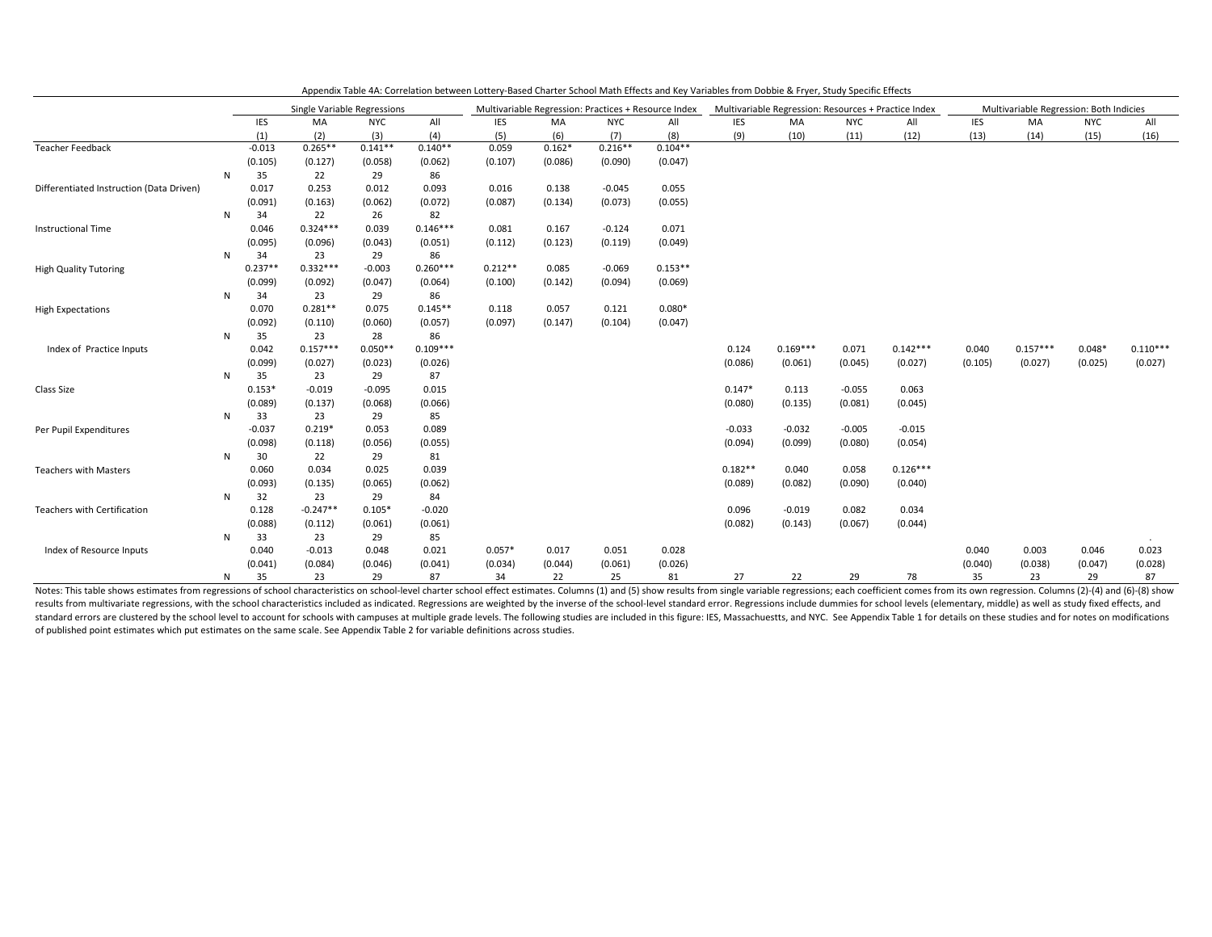Appendix Table 4A: Correlation between Lottery-Based Charter School Math Effects and Key Variables from Dobbie & Fryer, Study Specific Effects

| | | Single Variable Regressions | | | | Multivariable Regression: Practices + Resource Index | | | | Multivariable Regression: Resources + Practice Index | | | | Multivariable Regression: Both Indicies | | | |
|---|---|---|---|---|---|---|---|---|---|---|---|---|---|---|---|---|---|
| | | IES | MA | NYC | All | IES | MA | NYC | All | IES | MA | NYC | All | IES | MA | NYC | All |
| | | (1) | (2) | (3) | (4) | (5) | (6) | (7) | (8) | (9) | (10) | (11) | (12) | (13) | (14) | (15) | (16) |
| Teacher Feedback | | -0.013 | 0.265** | 0.141** | 0.140** | 0.059 | 0.162* | 0.216** | 0.104** | | | | | | | | |
| | | (0.105) | (0.127) | (0.058) | (0.062) | (0.107) | (0.086) | (0.090) | (0.047) | | | | | | | | |
| | N | 35 | 22 | 29 | 86 | | | | | | | | | | | | |
| Differentiated Instruction (Data Driven) | | 0.017 | 0.253 | 0.012 | 0.093 | 0.016 | 0.138 | -0.045 | 0.055 | | | | | | | | |
| | | (0.091) | (0.163) | (0.062) | (0.072) | (0.087) | (0.134) | (0.073) | (0.055) | | | | | | | | |
| | N | 34 | 22 | 26 | 82 | | | | | | | | | | | | |
| Instructional Time | | 0.046 | 0.324*** | 0.039 | 0.146*** | 0.081 | 0.167 | -0.124 | 0.071 | | | | | | | | |
| | | (0.095) | (0.096) | (0.043) | (0.051) | (0.112) | (0.123) | (0.119) | (0.049) | | | | | | | | |
| | N | 34 | 23 | 29 | 86 | | | | | | | | | | | | |
| High Quality Tutoring | | 0.237** | 0.332*** | -0.003 | 0.260*** | 0.212** | 0.085 | -0.069 | 0.153** | | | | | | | | |
| | | (0.099) | (0.092) | (0.047) | (0.064) | (0.100) | (0.142) | (0.094) | (0.069) | | | | | | | | |
| | N | 34 | 23 | 29 | 86 | | | | | | | | | | | | |
| High Expectations | | 0.070 | 0.281** | 0.075 | 0.145** | 0.118 | 0.057 | 0.121 | 0.080* | | | | | | | | |
| | | (0.092) | (0.110) | (0.060) | (0.057) | (0.097) | (0.147) | (0.104) | (0.047) | | | | | | | | |
| | N | 35 | 23 | 28 | 86 | | | | | | | | | | | | |
| Index of Practice Inputs | | 0.042 | 0.157*** | 0.050** | 0.109*** | | | | | 0.124 | 0.169*** | 0.071 | 0.142*** | 0.040 | 0.157*** | 0.048* | 0.110*** |
| | | (0.099) | (0.027) | (0.023) | (0.026) | | | | | (0.086) | (0.061) | (0.045) | (0.027) | (0.105) | (0.027) | (0.025) | (0.027) |
| | N | 35 | 23 | 29 | 87 | | | | | | | | | | | | |
| Class Size | | 0.153* | -0.019 | -0.095 | 0.015 | | | | | 0.147* | 0.113 | -0.055 | 0.063 | | | | |
| | | (0.089) | (0.137) | (0.068) | (0.066) | | | | | (0.080) | (0.135) | (0.081) | (0.045) | | | | |
| | N | 33 | 23 | 29 | 85 | | | | | | | | | | | | |
| Per Pupil Expenditures | | -0.037 | 0.219* | 0.053 | 0.089 | | | | | -0.033 | -0.032 | -0.005 | -0.015 | | | | |
| | | (0.098) | (0.118) | (0.056) | (0.055) | | | | | (0.094) | (0.099) | (0.080) | (0.054) | | | | |
| | N | 30 | 22 | 29 | 81 | | | | | | | | | | | | |
| Teachers with Masters | | 0.060 | 0.034 | 0.025 | 0.039 | | | | | 0.182** | 0.040 | 0.058 | 0.126*** | | | | |
| | | (0.093) | (0.135) | (0.065) | (0.062) | | | | | (0.089) | (0.082) | (0.090) | (0.040) | | | | |
| | N | 32 | 23 | 29 | 84 | | | | | | | | | | | | |
| Teachers with Certification | | 0.128 | -0.247** | 0.105* | -0.020 | | | | | 0.096 | -0.019 | 0.082 | 0.034 | | | | |
| | | (0.088) | (0.112) | (0.061) | (0.061) | | | | | (0.082) | (0.143) | (0.067) | (0.044) | | | | |
| | N | 33 | 23 | 29 | 85 | | | | | | | | | | | | . |
| Index of Resource Inputs | | 0.040 | -0.013 | 0.048 | 0.021 | 0.057* | 0.017 | 0.051 | 0.028 | | | | | 0.040 | 0.003 | 0.046 | 0.023 |
| | | (0.041) | (0.084) | (0.046) | (0.041) | (0.034) | (0.044) | (0.061) | (0.026) | | | | | (0.040) | (0.038) | (0.047) | (0.028) |
| | N | 35 | 23 | 29 | 87 | 34 | 22 | 25 | 81 | 27 | 22 | 29 | 78 | 35 | 23 | 29 | 87 |

Notes: This table shows estimates from regressions of school characteristics on school-level charter school effect estimates. Columns (1) and (5) show results from single variable regressions; each coefficient comes from its own regression. Columns (2)-(4) and (6)-(8) show results from multivariate regressions, with the school characteristics included as indicated. Regressions are weighted by the inverse of the school-level standard error. Regressions include dummies for school levels (elementary, middle) as well as study fixed effects, and standard errors are clustered by the school level to account for schools with campuses at multiple grade levels. The following studies are included in this figure: IES, Massachuestts, and NYC. See Appendix Table 1 for details on these studies and for notes on modifications of published point estimates which put estimates on the same scale. See Appendix Table 2 for variable definitions across studies.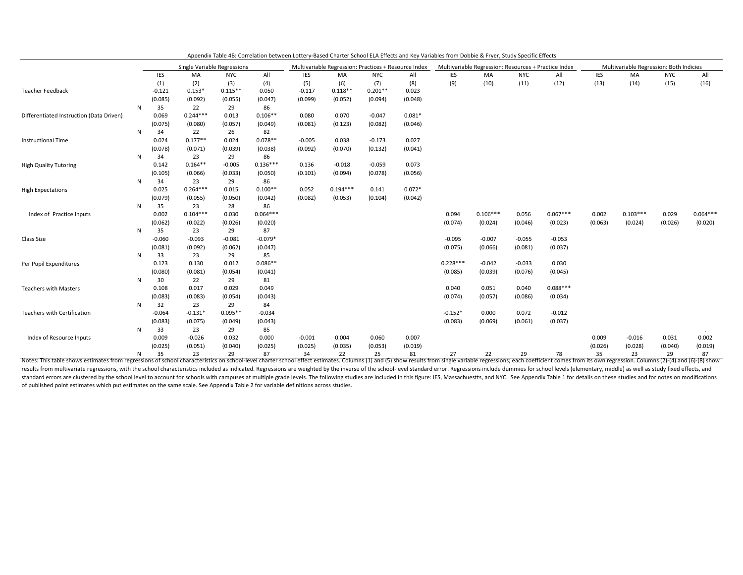Appendix Table 4B: Correlation between Lottery-Based Charter School ELA Effects and Key Variables from Dobbie & Fryer, Study Specific Effects

| | | Single Variable Regressions | | | | Multivariable Regression: Practices + Resource Index | | | | Multivariable Regression: Resources + Practice Index | | | | Multivariable Regression: Both Indicies | | | |
|---|---|---|---|---|---|---|---|---|---|---|---|---|---|---|---|---|---|
| | | IES | MA | NYC | All | IES | MA | NYC | All | IES | MA | NYC | All | IES | MA | NYC | All |
| | | (1) | (2) | (3) | (4) | (5) | (6) | (7) | (8) | (9) | (10) | (11) | (12) | (13) | (14) | (15) | (16) |
| Teacher Feedback | | -0.121 | 0.153* | 0.115** | 0.050 | -0.117 | 0.118** | 0.201** | 0.023 | | | | | | | | |
| | | (0.085) | (0.092) | (0.055) | (0.047) | (0.099) | (0.052) | (0.094) | (0.048) | | | | | | | | |
| | N | 35 | 22 | 29 | 86 | | | | | | | | | | | | |
| Differentiated Instruction (Data Driven) | | 0.069 | 0.244*** | 0.013 | 0.106** | 0.080 | 0.070 | -0.047 | 0.081* | | | | | | | | |
| | | (0.075) | (0.080) | (0.057) | (0.049) | (0.081) | (0.123) | (0.082) | (0.046) | | | | | | | | |
| | N | 34 | 22 | 26 | 82 | | | | | | | | | | | | |
| Instructional Time | | 0.024 | 0.177** | 0.024 | 0.078** | -0.005 | 0.038 | -0.173 | 0.027 | | | | | | | | |
| | | (0.078) | (0.071) | (0.039) | (0.038) | (0.092) | (0.070) | (0.132) | (0.041) | | | | | | | | |
| | N | 34 | 23 | 29 | 86 | | | | | | | | | | | | |
| High Quality Tutoring | | 0.142 | 0.164** | -0.005 | 0.136*** | 0.136 | -0.018 | -0.059 | 0.073 | | | | | | | | |
| | | (0.105) | (0.066) | (0.033) | (0.050) | (0.101) | (0.094) | (0.078) | (0.056) | | | | | | | | |
| | N | 34 | 23 | 29 | 86 | | | | | | | | | | | | |
| High Expectations | | 0.025 | 0.264*** | 0.015 | 0.100** | 0.052 | 0.194*** | 0.141 | 0.072* | | | | | | | | |
| | | (0.079) | (0.055) | (0.050) | (0.042) | (0.082) | (0.053) | (0.104) | (0.042) | | | | | | | | |
| | N | 35 | 23 | 28 | 86 | | | | | | | | | | | | |
| Index of Practice Inputs | | 0.002 | 0.104*** | 0.030 | 0.064*** | | | | | 0.094 | 0.106*** | 0.056 | 0.067*** | 0.002 | 0.103*** | 0.029 | 0.064*** |
| | | (0.062) | (0.022) | (0.026) | (0.020) | | | | | (0.074) | (0.024) | (0.046) | (0.023) | (0.063) | (0.024) | (0.026) | (0.020) |
| | N | 35 | 23 | 29 | 87 | | | | | | | | | | | | |
| Class Size | | -0.060 | -0.093 | -0.081 | -0.079* | | | | | -0.095 | -0.007 | -0.055 | -0.053 | | | | |
| | | (0.081) | (0.092) | (0.062) | (0.047) | | | | | (0.075) | (0.066) | (0.081) | (0.037) | | | | |
| | N | 33 | 23 | 29 | 85 | | | | | | | | | | | | |
| Per Pupil Expenditures | | 0.123 | 0.130 | 0.012 | 0.086** | | | | | 0.228*** | -0.042 | -0.033 | 0.030 | | | | |
| | | (0.080) | (0.081) | (0.054) | (0.041) | | | | | (0.085) | (0.039) | (0.076) | (0.045) | | | | |
| | N | 30 | 22 | 29 | 81 | | | | | | | | | | | | |
| Teachers with Masters | | 0.108 | 0.017 | 0.029 | 0.049 | | | | | 0.040 | 0.051 | 0.040 | 0.088*** | | | | |
| | | (0.083) | (0.083) | (0.054) | (0.043) | | | | | (0.074) | (0.057) | (0.086) | (0.034) | | | | |
| | N | 32 | 23 | 29 | 84 | | | | | | | | | | | | |
| Teachers with Certification | | -0.064 | -0.131* | 0.095** | -0.034 | | | | | -0.152* | 0.000 | 0.072 | -0.012 | | | | |
| | | (0.083) | (0.075) | (0.049) | (0.043) | | | | | (0.083) | (0.069) | (0.061) | (0.037) | | | | |
| | N | 33 | 23 | 29 | 85 | | | | | | | | | | | | . |
| Index of Resource Inputs | | 0.009 | -0.026 | 0.032 | 0.000 | -0.001 | 0.004 | 0.060 | 0.007 | | | | | 0.009 | -0.016 | 0.031 | 0.002 |
| | | (0.025) | (0.051) | (0.040) | (0.025) | (0.025) | (0.035) | (0.053) | (0.019) | | | | | (0.026) | (0.028) | (0.040) | (0.019) |
| | N | 35 | 23 | 29 | 87 | 34 | 22 | 25 | 81 | 27 | 22 | 29 | 78 | 35 | 23 | 29 | 87 |

Notes: This table shows estimates from regressions of school characteristics on school-level charter school effect estimates. Columns (1) and (5) show results from single variable regressions; each coefficient comes from its own regression. Columns (2)-(4) and (6)-(8) show results from multivariate regressions, with the school characteristics included as indicated. Regressions are weighted by the inverse of the school-level standard error. Regressions include dummies for school levels (elementary, middle) as well as study fixed effects, and standard errors are clustered by the school level to account for schools with campuses at multiple grade levels. The following studies are included in this figure: IES, Massachuestts, and NYC. See Appendix Table 1 for details on these studies and for notes on modifications of published point estimates which put estimates on the same scale. See Appendix Table 2 for variable definitions across studies.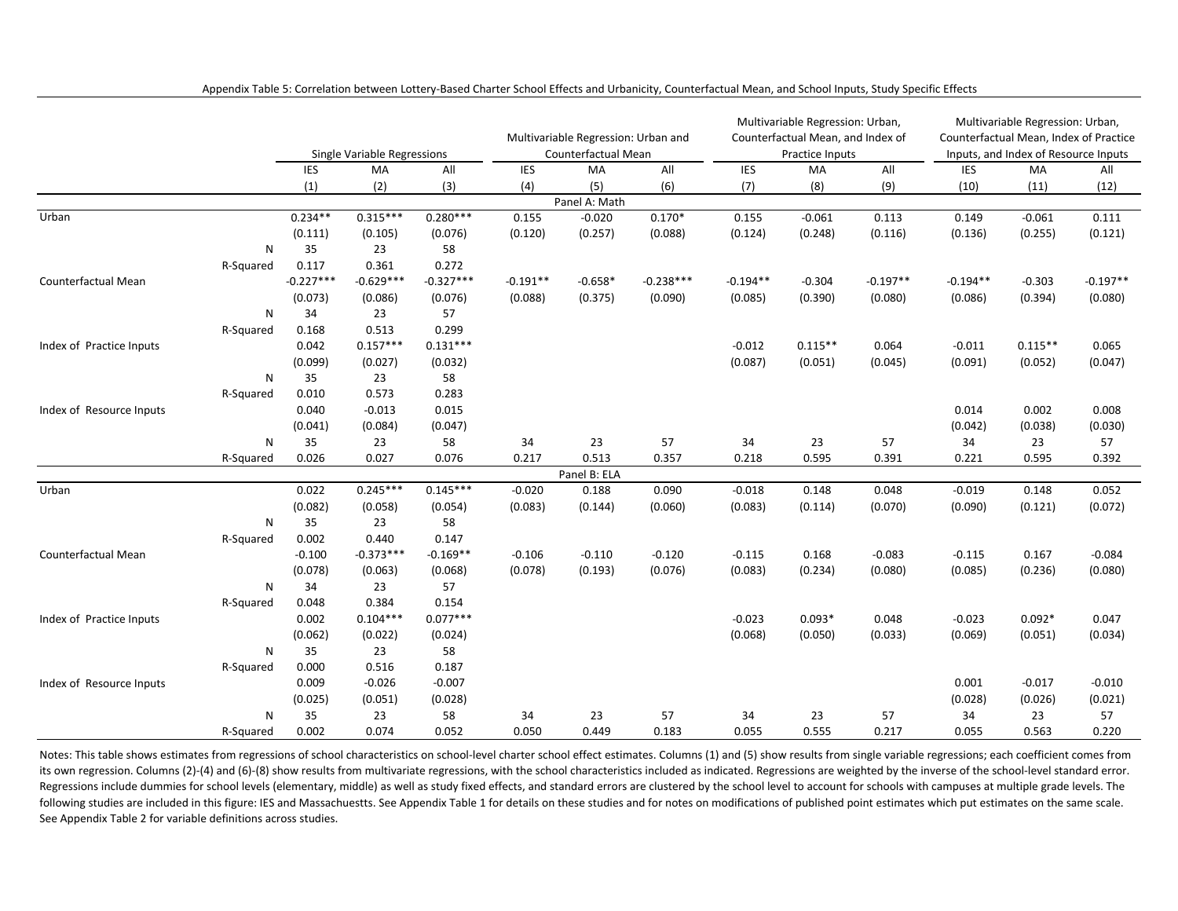Appendix Table 5: Correlation between Lottery-Based Charter School Effects and Urbanicity, Counterfactual Mean, and School Inputs, Study Specific Effects

| | | Single Variable Regressions | | | Multivariable Regression: Urban and Counterfactual Mean | | | Multivariable Regression: Urban, Counterfactual Mean, and Index of Practice Inputs | | | Multivariable Regression: Urban, Counterfactual Mean, Index of Practice Inputs, and Index of Resource Inputs | | |
|---|---|---|---|---|---|---|---|---|---|---|---|---|---|
| | | IES | MA | All | IES | MA | All | IES | MA | All | IES | MA | All |
| | | (1) | (2) | (3) | (4) | (5) | (6) | (7) | (8) | (9) | (10) | (11) | (12) |
| **Panel A: Math** | | | | | | | | | | | | | |
| Urban | | 0.234** | 0.315*** | 0.280*** | 0.155 | -0.020 | 0.170* | 0.155 | -0.061 | 0.113 | 0.149 | -0.061 | 0.111 |
| | | (0.111) | (0.105) | (0.076) | (0.120) | (0.257) | (0.088) | (0.124) | (0.248) | (0.116) | (0.136) | (0.255) | (0.121) |
| | N | 35 | 23 | 58 | | | | | | | | | |
| | R-Squared | 0.117 | 0.361 | 0.272 | | | | | | | | | |
| Counterfactual Mean | | -0.227*** | -0.629*** | -0.327*** | -0.191** | -0.658* | -0.238*** | -0.194** | -0.304 | -0.197** | -0.194** | -0.303 | -0.197** |
| | | (0.073) | (0.086) | (0.076) | (0.088) | (0.375) | (0.090) | (0.085) | (0.390) | (0.080) | (0.086) | (0.394) | (0.080) |
| | N | 34 | 23 | 57 | | | | | | | | | |
| | R-Squared | 0.168 | 0.513 | 0.299 | | | | | | | | | |
| Index of Practice Inputs | | 0.042 | 0.157*** | 0.131*** | | | | -0.012 | 0.115** | 0.064 | -0.011 | 0.115** | 0.065 |
| | | (0.099) | (0.027) | (0.032) | | | | (0.087) | (0.051) | (0.045) | (0.091) | (0.052) | (0.047) |
| | N | 35 | 23 | 58 | | | | | | | | | |
| | R-Squared | 0.010 | 0.573 | 0.283 | | | | | | | | | |
| Index of Resource Inputs | | 0.040 | -0.013 | 0.015 | | | | | | | 0.014 | 0.002 | 0.008 |
| | | (0.041) | (0.084) | (0.047) | | | | | | | (0.042) | (0.038) | (0.030) |
| | N | 35 | 23 | 58 | 34 | 23 | 57 | 34 | 23 | 57 | 34 | 23 | 57 |
| | R-Squared | 0.026 | 0.027 | 0.076 | 0.217 | 0.513 | 0.357 | 0.218 | 0.595 | 0.391 | 0.221 | 0.595 | 0.392 |
| **Panel B: ELA** | | | | | | | | | | | | | |
| Urban | | 0.022 | 0.245*** | 0.145*** | -0.020 | 0.188 | 0.090 | -0.018 | 0.148 | 0.048 | -0.019 | 0.148 | 0.052 |
| | | (0.082) | (0.058) | (0.054) | (0.083) | (0.144) | (0.060) | (0.083) | (0.114) | (0.070) | (0.090) | (0.121) | (0.072) |
| | N | 35 | 23 | 58 | | | | | | | | | |
| | R-Squared | 0.002 | 0.440 | 0.147 | | | | | | | | | |
| Counterfactual Mean | | -0.100 | -0.373*** | -0.169** | -0.106 | -0.110 | -0.120 | -0.115 | 0.168 | -0.083 | -0.115 | 0.167 | -0.084 |
| | | (0.078) | (0.063) | (0.068) | (0.078) | (0.193) | (0.076) | (0.083) | (0.234) | (0.080) | (0.085) | (0.236) | (0.080) |
| | N | 34 | 23 | 57 | | | | | | | | | |
| | R-Squared | 0.048 | 0.384 | 0.154 | | | | | | | | | |
| Index of Practice Inputs | | 0.002 | 0.104*** | 0.077*** | | | | -0.023 | 0.093* | 0.048 | -0.023 | 0.092* | 0.047 |
| | | (0.062) | (0.022) | (0.024) | | | | (0.068) | (0.050) | (0.033) | (0.069) | (0.051) | (0.034) |
| | N | 35 | 23 | 58 | | | | | | | | | |
| | R-Squared | 0.000 | 0.516 | 0.187 | | | | | | | | | |
| Index of Resource Inputs | | 0.009 | -0.026 | -0.007 | | | | | | | 0.001 | -0.017 | -0.010 |
| | | (0.025) | (0.051) | (0.028) | | | | | | | (0.028) | (0.026) | (0.021) |
| | N | 35 | 23 | 58 | 34 | 23 | 57 | 34 | 23 | 57 | 34 | 23 | 57 |
| | R-Squared | 0.002 | 0.074 | 0.052 | 0.050 | 0.449 | 0.183 | 0.055 | 0.555 | 0.217 | 0.055 | 0.563 | 0.220 |

Notes: This table shows estimates from regressions of school characteristics on school-level charter school effect estimates. Columns (1) and (5) show results from single variable regressions; each coefficient comes from its own regression. Columns (2)-(4) and (6)-(8) show results from multivariate regressions, with the school characteristics included as indicated. Regressions are weighted by the inverse of the school-level standard error. Regressions include dummies for school levels (elementary, middle) as well as study fixed effects, and standard errors are clustered by the school level to account for schools with campuses at multiple grade levels. The following studies are included in this figure: IES and Massachuestts. See Appendix Table 1 for details on these studies and for notes on modifications of published point estimates which put estimates on the same scale. See Appendix Table 2 for variable definitions across studies.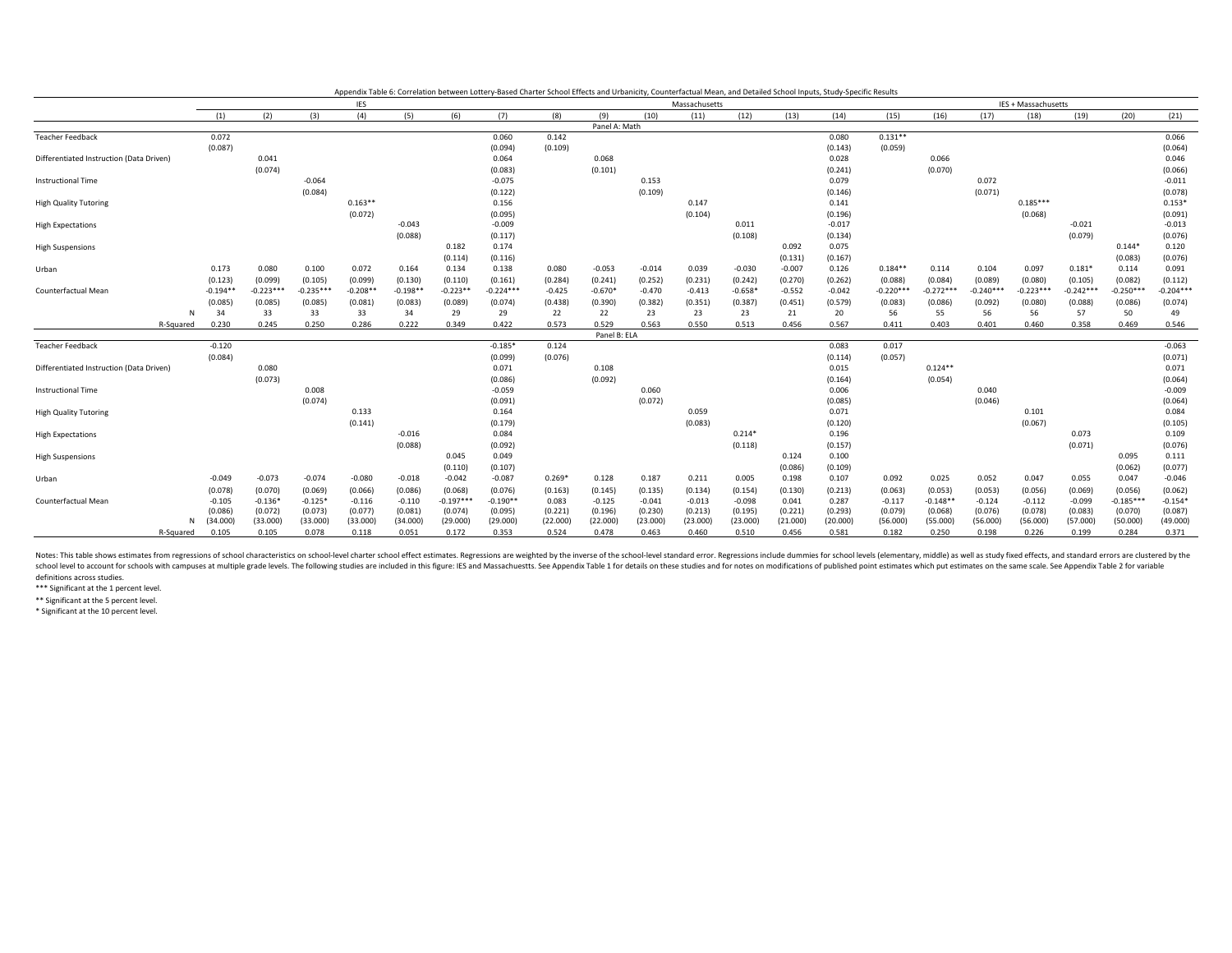Appendix Table 6: Correlation between Lottery-Based Charter School Effects and Urbanicity, Counterfactual Mean, and Detailed School Inputs, Study-Specific Results

| | IES | | | | | | | Massachusetts | | | | | | | IES + Massachusetts | | | | | | |
|---|---|---|---|---|---|---|---|---|---|---|---|---|---|---|---|---|---|---|---|---|---|
| | (1) | (2) | (3) | (4) | (5) | (6) | (7) | (8) | (9) | (10) | (11) | (12) | (13) | (14) | (15) | (16) | (17) | (18) | (19) | (20) | (21) |
| **Panel A: Math** | | | | | | | | | | | | | | | | | | | | | |
| Teacher Feedback | 0.072 | | | | | | 0.060 | 0.142 | | | | | | 0.080 | 0.131** | | | | | | 0.066 |
| | (0.087) | | | | | | (0.094) | (0.109) | | | | | | (0.143) | (0.059) | | | | | | (0.064) |
| Differentiated Instruction (Data Driven) | | 0.041 | | | | | 0.064 | | 0.068 | | | | | 0.028 | | 0.066 | | | | | 0.046 |
| | | (0.074) | | | | | (0.083) | | (0.101) | | | | | (0.241) | | (0.070) | | | | | (0.066) |
| Instructional Time | | | -0.064 | | | | -0.075 | | | 0.153 | | | | 0.079 | | | 0.072 | | | | -0.011 |
| | | | (0.084) | | | | (0.122) | | | (0.109) | | | | (0.146) | | | (0.071) | | | | (0.078) |
| High Quality Tutoring | | | | 0.163** | | | 0.156 | | | | 0.147 | | | 0.141 | | | | 0.185*** | | | 0.153* |
| | | | | (0.072) | | | (0.095) | | | | (0.104) | | | (0.196) | | | | (0.068) | | | (0.091) |
| High Expectations | | | | | -0.043 | | -0.009 | | | | | 0.011 | | -0.017 | | | | | -0.021 | | -0.013 |
| | | | | | (0.088) | | (0.117) | | | | | (0.108) | | (0.134) | | | | | (0.079) | | (0.076) |
| High Suspensions | | | | | | 0.182 | 0.174 | | | | | | 0.092 | 0.075 | | | | | | 0.144* | 0.120 |
| | | | | | | (0.114) | (0.116) | | | | | | (0.131) | (0.167) | | | | | | (0.083) | (0.076) |
| Urban | 0.173 | 0.080 | 0.100 | 0.072 | 0.164 | 0.134 | 0.138 | 0.080 | -0.053 | -0.014 | 0.039 | -0.030 | -0.007 | 0.126 | 0.184** | 0.114 | 0.104 | 0.097 | 0.181* | 0.114 | 0.091 |
| | (0.123) | (0.099) | (0.105) | (0.099) | (0.130) | (0.110) | (0.161) | (0.284) | (0.241) | (0.252) | (0.231) | (0.242) | (0.270) | (0.262) | (0.088) | (0.084) | (0.089) | (0.080) | (0.105) | (0.082) | (0.112) |
| Counterfactual Mean | -0.194** | -0.223*** | -0.235*** | -0.208** | -0.198** | -0.223** | -0.224*** | -0.425 | -0.670* | -0.470 | -0.413 | -0.658* | -0.552 | -0.042 | -0.220*** | -0.272*** | -0.240*** | -0.223*** | -0.242*** | -0.250*** | -0.204*** |
| | (0.085) | (0.085) | (0.085) | (0.081) | (0.083) | (0.089) | (0.074) | (0.438) | (0.390) | (0.382) | (0.351) | (0.387) | (0.451) | (0.579) | (0.083) | (0.086) | (0.092) | (0.080) | (0.088) | (0.086) | (0.074) |
| N | 34 | 33 | 33 | 33 | 34 | 29 | 29 | 22 | 22 | 23 | 23 | 23 | 21 | 20 | 56 | 55 | 56 | 56 | 57 | 50 | 49 |
| R-Squared | 0.230 | 0.245 | 0.250 | 0.286 | 0.222 | 0.349 | 0.422 | 0.573 | 0.529 | 0.563 | 0.550 | 0.513 | 0.456 | 0.567 | 0.411 | 0.403 | 0.401 | 0.460 | 0.358 | 0.469 | 0.546 |
| **Panel B: ELA** | | | | | | | | | | | | | | | | | | | | | |
| Teacher Feedback | -0.120 | | | | | | -0.185* | 0.124 | | | | | | 0.083 | 0.017 | | | | | | -0.063 |
| | (0.084) | | | | | | (0.099) | (0.076) | | | | | | (0.114) | (0.057) | | | | | | (0.071) |
| Differentiated Instruction (Data Driven) | | 0.080 | | | | | 0.071 | | 0.108 | | | | | 0.015 | | 0.124** | | | | | 0.071 |
| | | (0.073) | | | | | (0.086) | | (0.092) | | | | | (0.164) | | (0.054) | | | | | (0.064) |
| Instructional Time | | | 0.008 | | | | -0.059 | | | 0.060 | | | | 0.006 | | | 0.040 | | | | -0.009 |
| | | | (0.074) | | | | (0.091) | | | (0.072) | | | | (0.085) | | | (0.046) | | | | (0.064) |
| High Quality Tutoring | | | | 0.133 | | | 0.164 | | | | 0.059 | | | 0.071 | | | | 0.101 | | | 0.084 |
| | | | | (0.141) | | | (0.179) | | | | (0.083) | | | (0.120) | | | | (0.067) | | | (0.105) |
| High Expectations | | | | | -0.016 | | 0.084 | | | | | 0.214* | | 0.196 | | | | | 0.073 | | 0.109 |
| | | | | | (0.088) | | (0.092) | | | | | (0.118) | | (0.157) | | | | | (0.071) | | (0.076) |
| High Suspensions | | | | | | 0.045 | 0.049 | | | | | | 0.124 | 0.100 | | | | | | 0.095 | 0.111 |
| | | | | | | (0.110) | (0.107) | | | | | | (0.086) | (0.109) | | | | | | (0.062) | (0.077) |
| Urban | -0.049 | -0.073 | -0.074 | -0.080 | -0.018 | -0.042 | -0.087 | 0.269* | 0.128 | 0.187 | 0.211 | 0.005 | 0.198 | 0.107 | 0.092 | 0.025 | 0.052 | 0.047 | 0.055 | 0.047 | -0.046 |
| | (0.078) | (0.070) | (0.069) | (0.066) | (0.086) | (0.068) | (0.076) | (0.163) | (0.145) | (0.135) | (0.134) | (0.154) | (0.130) | (0.213) | (0.063) | (0.053) | (0.053) | (0.056) | (0.069) | (0.056) | (0.062) |
| Counterfactual Mean | -0.105 | -0.136* | -0.125* | -0.116 | -0.110 | -0.197*** | -0.190** | 0.083 | -0.125 | -0.041 | -0.013 | -0.098 | 0.041 | 0.287 | -0.117 | -0.148** | -0.124 | -0.112 | -0.099 | -0.185*** | -0.154* |
| | (0.086) | (0.072) | (0.073) | (0.077) | (0.081) | (0.074) | (0.095) | (0.221) | (0.196) | (0.230) | (0.213) | (0.195) | (0.221) | (0.293) | (0.079) | (0.068) | (0.076) | (0.078) | (0.083) | (0.070) | (0.087) |
| N | (34.000) | (33.000) | (33.000) | (33.000) | (34.000) | (29.000) | (29.000) | (22.000) | (22.000) | (23.000) | (23.000) | (23.000) | (21.000) | (20.000) | (56.000) | (55.000) | (56.000) | (56.000) | (57.000) | (50.000) | (49.000) |
| R-Squared | 0.105 | 0.105 | 0.078 | 0.118 | 0.051 | 0.172 | 0.353 | 0.524 | 0.478 | 0.463 | 0.460 | 0.510 | 0.456 | 0.581 | 0.182 | 0.250 | 0.198 | 0.226 | 0.199 | 0.284 | 0.371 |

Notes: This table shows estimates from regressions of school characteristics on school-level charter school effect estimates. Regressions are weighted by the inverse of the school-level standard error. Regressions include dummies for school levels (elementary, middle) as well as study fixed effects, and standard errors are clustered by the school level to account for schools with campuses at multiple grade levels. The following studies are included in this figure: IES and Massachuestts. See Appendix Table 1 for details on these studies and for notes on modifications of published point estimates which put estimates on the same scale. See Appendix Table 2 for variable definitions across studies.

*** Significant at the 1 percent level.

** Significant at the 5 percent level.

* Significant at the 10 percent level.